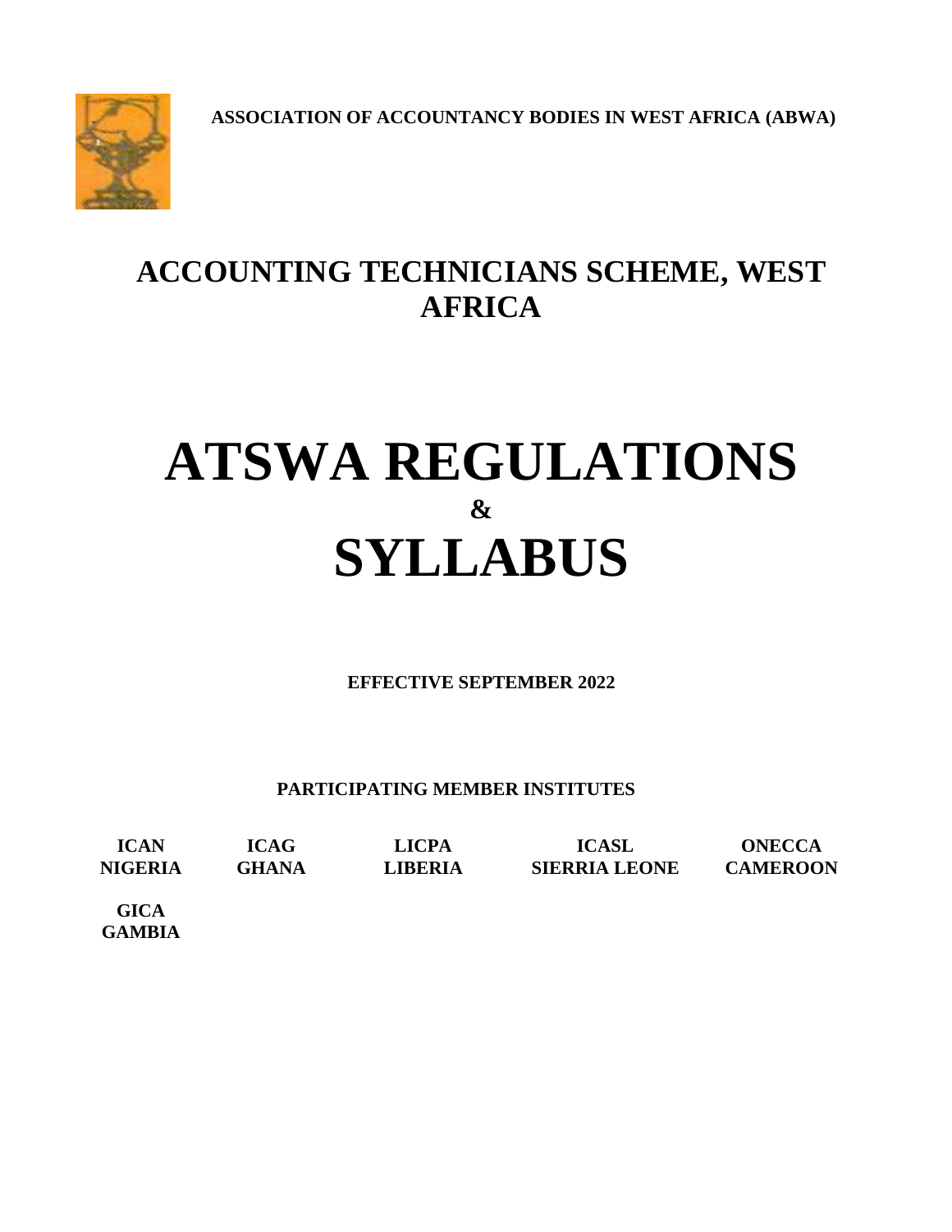**ASSOCIATION OF ACCOUNTANCY BODIES IN WEST AFRICA (ABWA)**

# ACCOUNTING TECHNICIANS SCHEME, WEST AFRICA

# ATSWA REGULATIONS
**&**
# SYLLABUS

**EFFECTIVE SEPTEMBER 2022**

**PARTICIPATING MEMBER INSTITUTES**

| | | | | |
|---|---|---|---|---|
| **ICAN NIGERIA** | **ICAG GHANA** | **LICPA LIBERIA** | **ICASL SIERRIA LEONE** | **ONECCA CAMEROON** |
| **GICA GAMBIA** | | | | |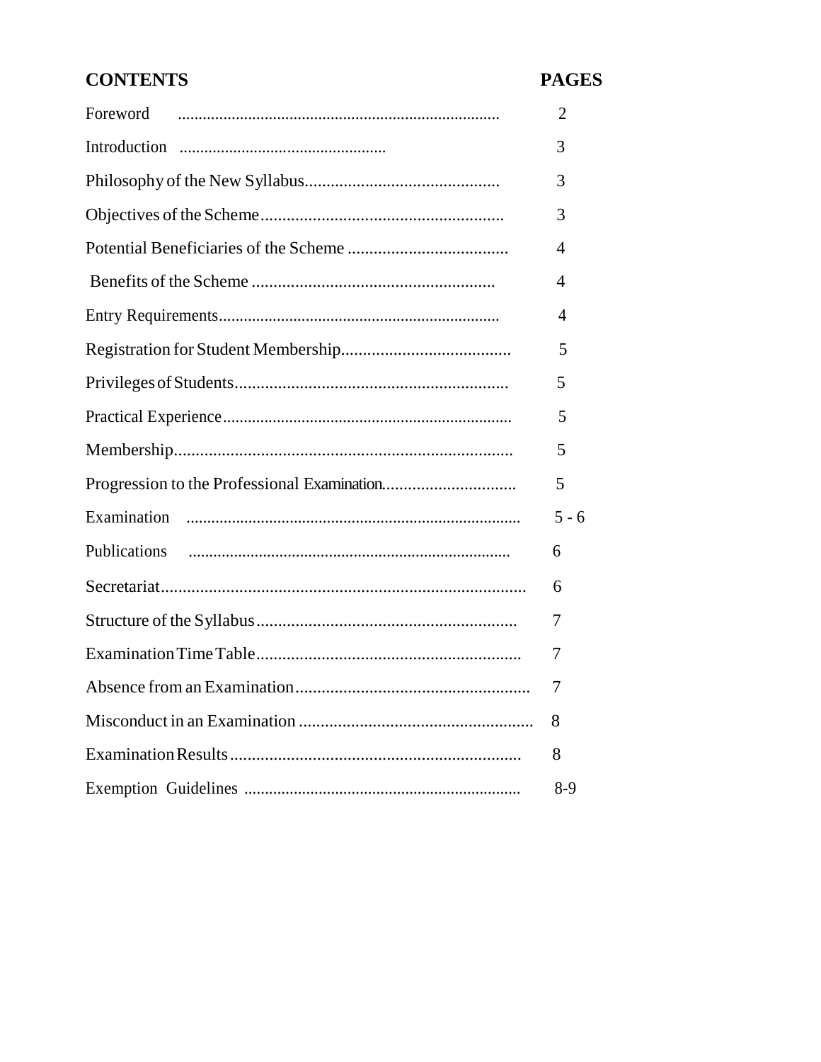| CONTENTS | PAGES |
| --- | --- |
| Foreword | 2 |
| Introduction | 3 |
| Philosophy of the New Syllabus | 3 |
| Objectives of the Scheme | 3 |
| Potential Beneficiaries of the Scheme | 4 |
| Benefits of the Scheme | 4 |
| Entry Requirements | 4 |
| Registration for Student Membership | 5 |
| Privileges of Students | 5 |
| Practical Experience | 5 |
| Membership | 5 |
| Progression to the Professional Examination | 5 |
| Examination | 5 - 6 |
| Publications | 6 |
| Secretariat | 6 |
| Structure of the Syllabus | 7 |
| Examination Time Table | 7 |
| Absence from an Examination | 7 |
| Misconduct in an Examination | 8 |
| Examination Results | 8 |
| Exemption Guidelines | 8-9 |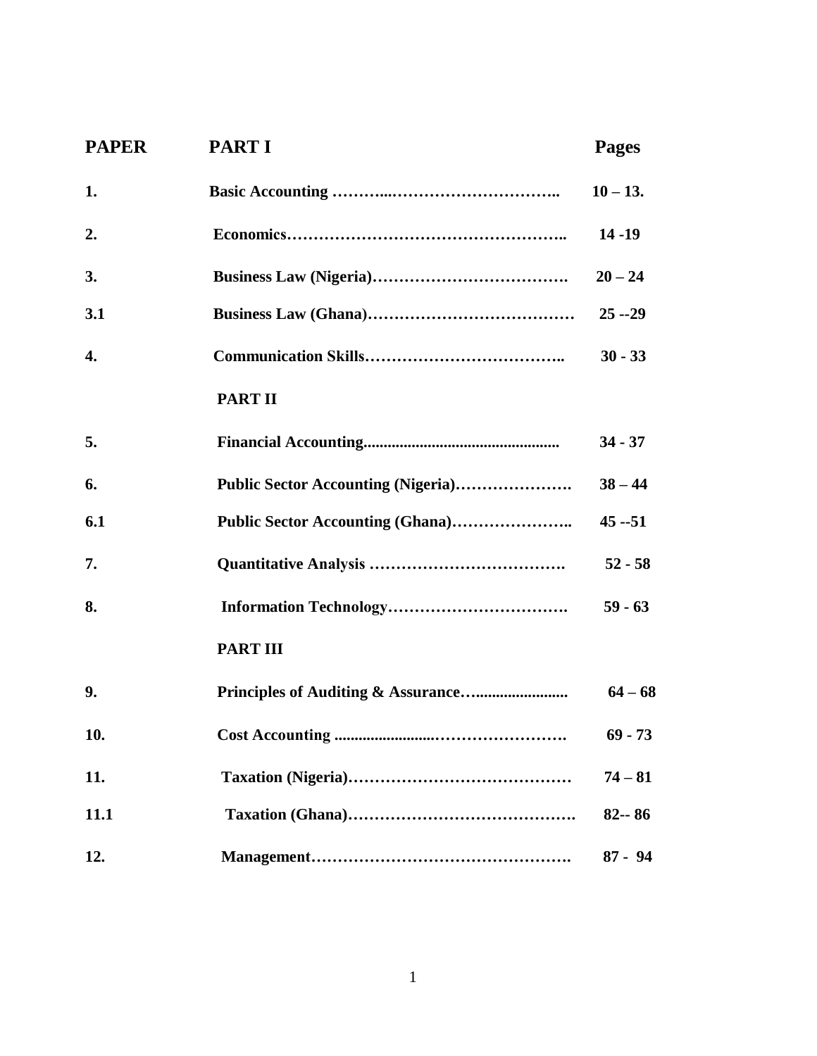| PAPER | PART I | Pages |
|---|---|---|
| 1. | Basic Accounting ………...………………………….. | 10 – 13. |
| 2. | Economics…………………………………………….. | 14 -19 |
| 3. | Business Law (Nigeria)………………………………. | 20 – 24 |
| 3.1 | Business Law (Ghana)………………………………… | 25 --29 |
| 4. | Communication Skills…………………………….. | 30 - 33 |
| | **PART II** | |
| 5. | Financial Accounting................................................. | 34 - 37 |
| 6. | Public Sector Accounting (Nigeria)…………………. | 38 – 44 |
| 6.1 | Public Sector Accounting (Ghana)………………….. | 45 --51 |
| 7. | Quantitative Analysis ………………………………. | 52 - 58 |
| 8. | Information Technology……………………………. | 59 - 63 |
| | **PART III** | |
| 9. | Principles of Auditing & Assurance…...................... | 64 – 68 |
| 10. | Cost Accounting .........................……………………. | 69 - 73 |
| 11. | Taxation (Nigeria)…………………………………… | 74 – 81 |
| 11.1 | Taxation (Ghana)……………………………………. | 82-- 86 |
| 12. | Management…………………………………………. | 87 - 94 |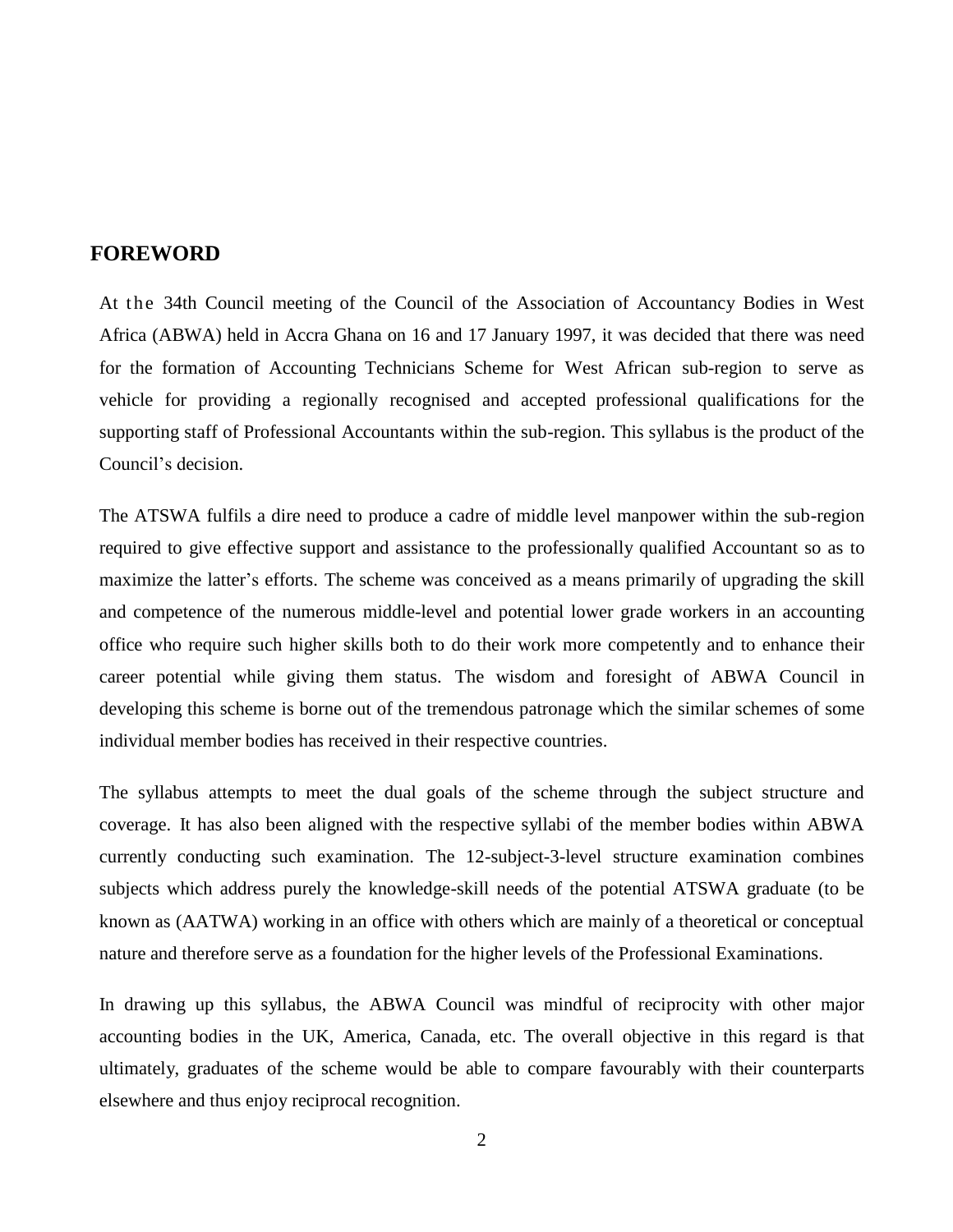## FOREWORD

At the 34th Council meeting of the Council of the Association of Accountancy Bodies in West Africa (ABWA) held in Accra Ghana on 16 and 17 January 1997, it was decided that there was need for the formation of Accounting Technicians Scheme for West African sub-region to serve as vehicle for providing a regionally recognised and accepted professional qualifications for the supporting staff of Professional Accountants within the sub-region. This syllabus is the product of the Council's decision.

The ATSWA fulfils a dire need to produce a cadre of middle level manpower within the sub-region required to give effective support and assistance to the professionally qualified Accountant so as to maximize the latter's efforts. The scheme was conceived as a means primarily of upgrading the skill and competence of the numerous middle-level and potential lower grade workers in an accounting office who require such higher skills both to do their work more competently and to enhance their career potential while giving them status. The wisdom and foresight of ABWA Council in developing this scheme is borne out of the tremendous patronage which the similar schemes of some individual member bodies has received in their respective countries.

The syllabus attempts to meet the dual goals of the scheme through the subject structure and coverage. It has also been aligned with the respective syllabi of the member bodies within ABWA currently conducting such examination. The 12-subject-3-level structure examination combines subjects which address purely the knowledge-skill needs of the potential ATSWA graduate (to be known as (AATWA) working in an office with others which are mainly of a theoretical or conceptual nature and therefore serve as a foundation for the higher levels of the Professional Examinations.

In drawing up this syllabus, the ABWA Council was mindful of reciprocity with other major accounting bodies in the UK, America, Canada, etc. The overall objective in this regard is that ultimately, graduates of the scheme would be able to compare favourably with their counterparts elsewhere and thus enjoy reciprocal recognition.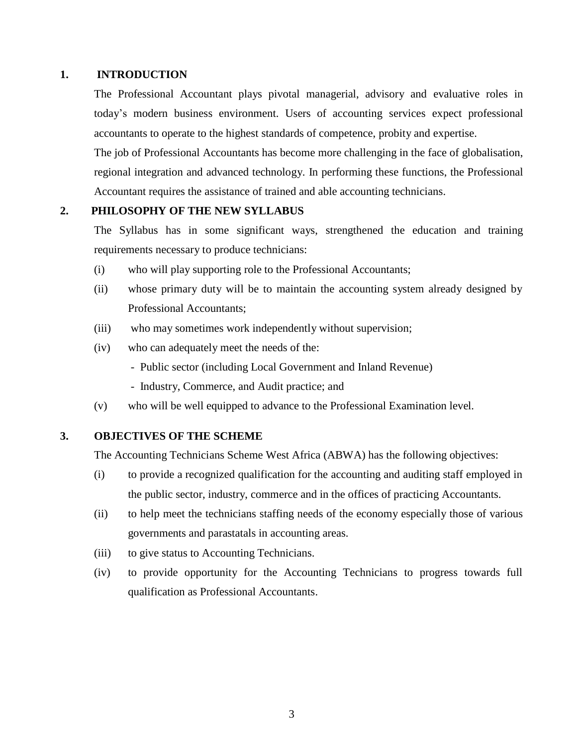## 1. INTRODUCTION

The Professional Accountant plays pivotal managerial, advisory and evaluative roles in today's modern business environment. Users of accounting services expect professional accountants to operate to the highest standards of competence, probity and expertise.

The job of Professional Accountants has become more challenging in the face of globalisation, regional integration and advanced technology. In performing these functions, the Professional Accountant requires the assistance of trained and able accounting technicians.

## 2. PHILOSOPHY OF THE NEW SYLLABUS

The Syllabus has in some significant ways, strengthened the education and training requirements necessary to produce technicians:

(i) who will play supporting role to the Professional Accountants;

(ii) whose primary duty will be to maintain the accounting system already designed by Professional Accountants;

(iii) who may sometimes work independently without supervision;

(iv) who can adequately meet the needs of the:
  - Public sector (including Local Government and Inland Revenue)
  - Industry, Commerce, and Audit practice; and

(v) who will be well equipped to advance to the Professional Examination level.

## 3. OBJECTIVES OF THE SCHEME

The Accounting Technicians Scheme West Africa (ABWA) has the following objectives:

(i) to provide a recognized qualification for the accounting and auditing staff employed in the public sector, industry, commerce and in the offices of practicing Accountants.

(ii) to help meet the technicians staffing needs of the economy especially those of various governments and parastatals in accounting areas.

(iii) to give status to Accounting Technicians.

(iv) to provide opportunity for the Accounting Technicians to progress towards full qualification as Professional Accountants.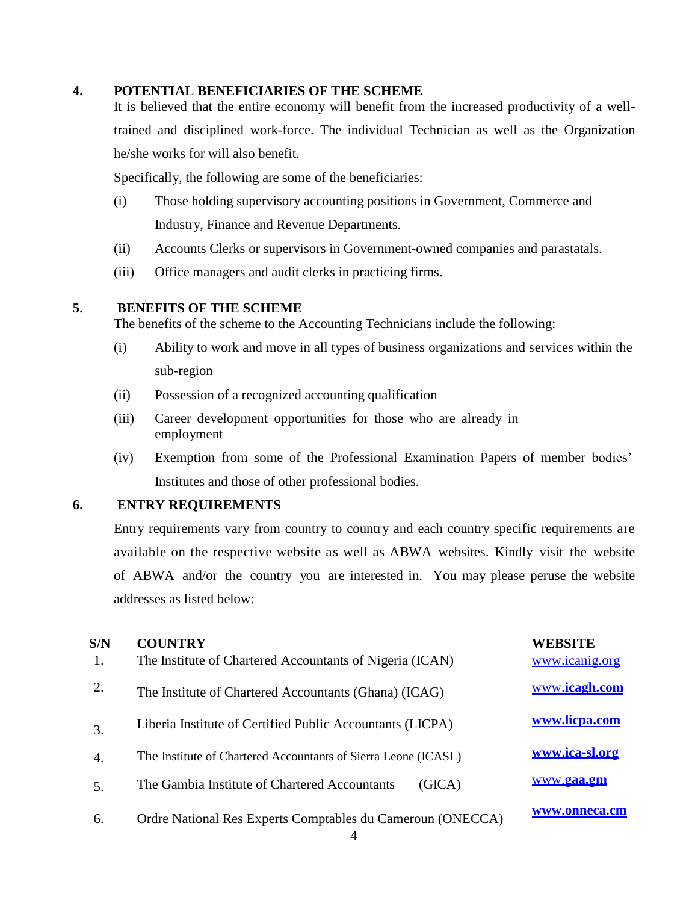## 4. POTENTIAL BENEFICIARIES OF THE SCHEME

It is believed that the entire economy will benefit from the increased productivity of a well-trained and disciplined work-force. The individual Technician as well as the Organization he/she works for will also benefit.

Specifically, the following are some of the beneficiaries:

(i) Those holding supervisory accounting positions in Government, Commerce and Industry, Finance and Revenue Departments.

(ii) Accounts Clerks or supervisors in Government-owned companies and parastatals.

(iii) Office managers and audit clerks in practicing firms.

## 5. BENEFITS OF THE SCHEME

The benefits of the scheme to the Accounting Technicians include the following:

(i) Ability to work and move in all types of business organizations and services within the sub-region

(ii) Possession of a recognized accounting qualification

(iii) Career development opportunities for those who are already in employment

(iv) Exemption from some of the Professional Examination Papers of member bodies' Institutes and those of other professional bodies.

## 6. ENTRY REQUIREMENTS

Entry requirements vary from country to country and each country specific requirements are available on the respective website as well as ABWA websites. Kindly visit the website of ABWA and/or the country you are interested in. You may please peruse the website addresses as listed below:

| S/N | COUNTRY | WEBSITE |
|---|---|---|
| 1. | The Institute of Chartered Accountants of Nigeria (ICAN) | www.icanig.org |
| 2. | The Institute of Chartered Accountants (Ghana) (ICAG) | www.icagh.com |
| 3. | Liberia Institute of Certified Public Accountants (LICPA) | www.licpa.com |
| 4. | The Institute of Chartered Accountants of Sierra Leone (ICASL) | www.ica-sl.org |
| 5. | The Gambia Institute of Chartered Accountants (GICA) | www.gaa.gm |
| 6. | Ordre National Res Experts Comptables du Cameroun (ONECCA) | www.onneca.cm |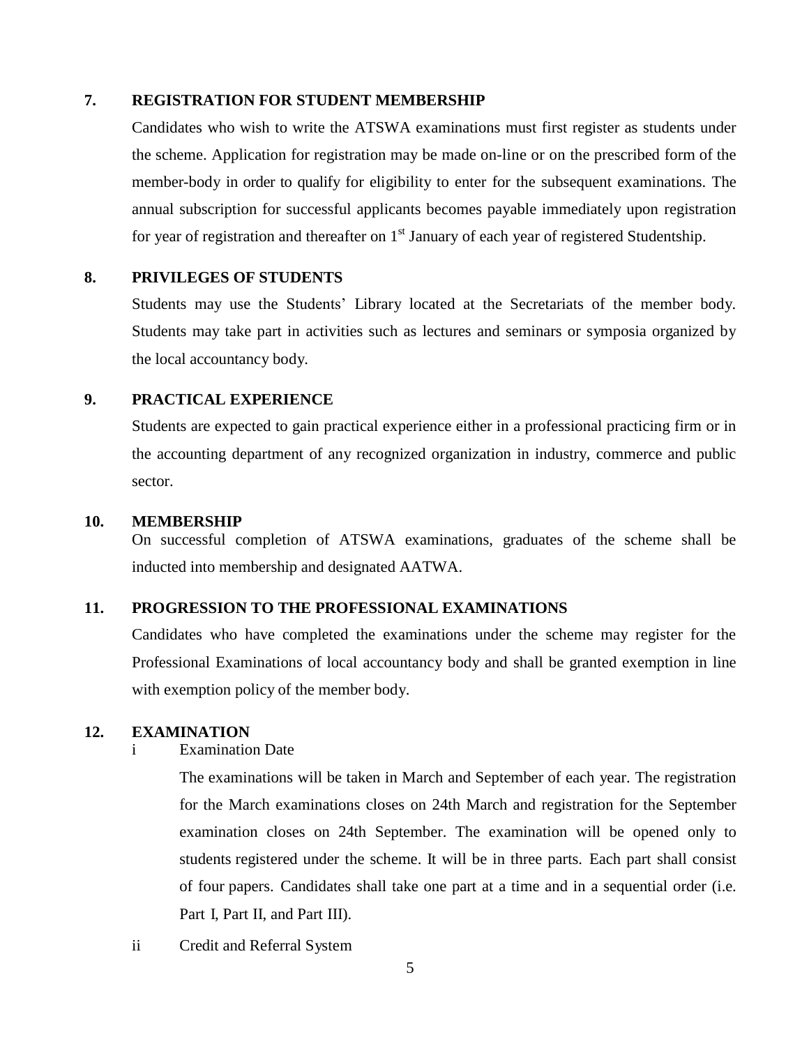## 7. REGISTRATION FOR STUDENT MEMBERSHIP

Candidates who wish to write the ATSWA examinations must first register as students under the scheme. Application for registration may be made on-line or on the prescribed form of the member-body in order to qualify for eligibility to enter for the subsequent examinations. The annual subscription for successful applicants becomes payable immediately upon registration for year of registration and thereafter on 1st January of each year of registered Studentship.

## 8. PRIVILEGES OF STUDENTS

Students may use the Students' Library located at the Secretariats of the member body. Students may take part in activities such as lectures and seminars or symposia organized by the local accountancy body.

## 9. PRACTICAL EXPERIENCE

Students are expected to gain practical experience either in a professional practicing firm or in the accounting department of any recognized organization in industry, commerce and public sector.

## 10. MEMBERSHIP

On successful completion of ATSWA examinations, graduates of the scheme shall be inducted into membership and designated AATWA.

## 11. PROGRESSION TO THE PROFESSIONAL EXAMINATIONS

Candidates who have completed the examinations under the scheme may register for the Professional Examinations of local accountancy body and shall be granted exemption in line with exemption policy of the member body.

## 12. EXAMINATION

i Examination Date

The examinations will be taken in March and September of each year. The registration for the March examinations closes on 24th March and registration for the September examination closes on 24th September. The examination will be opened only to students registered under the scheme. It will be in three parts. Each part shall consist of four papers. Candidates shall take one part at a time and in a sequential order (i.e. Part I, Part II, and Part III).

ii Credit and Referral System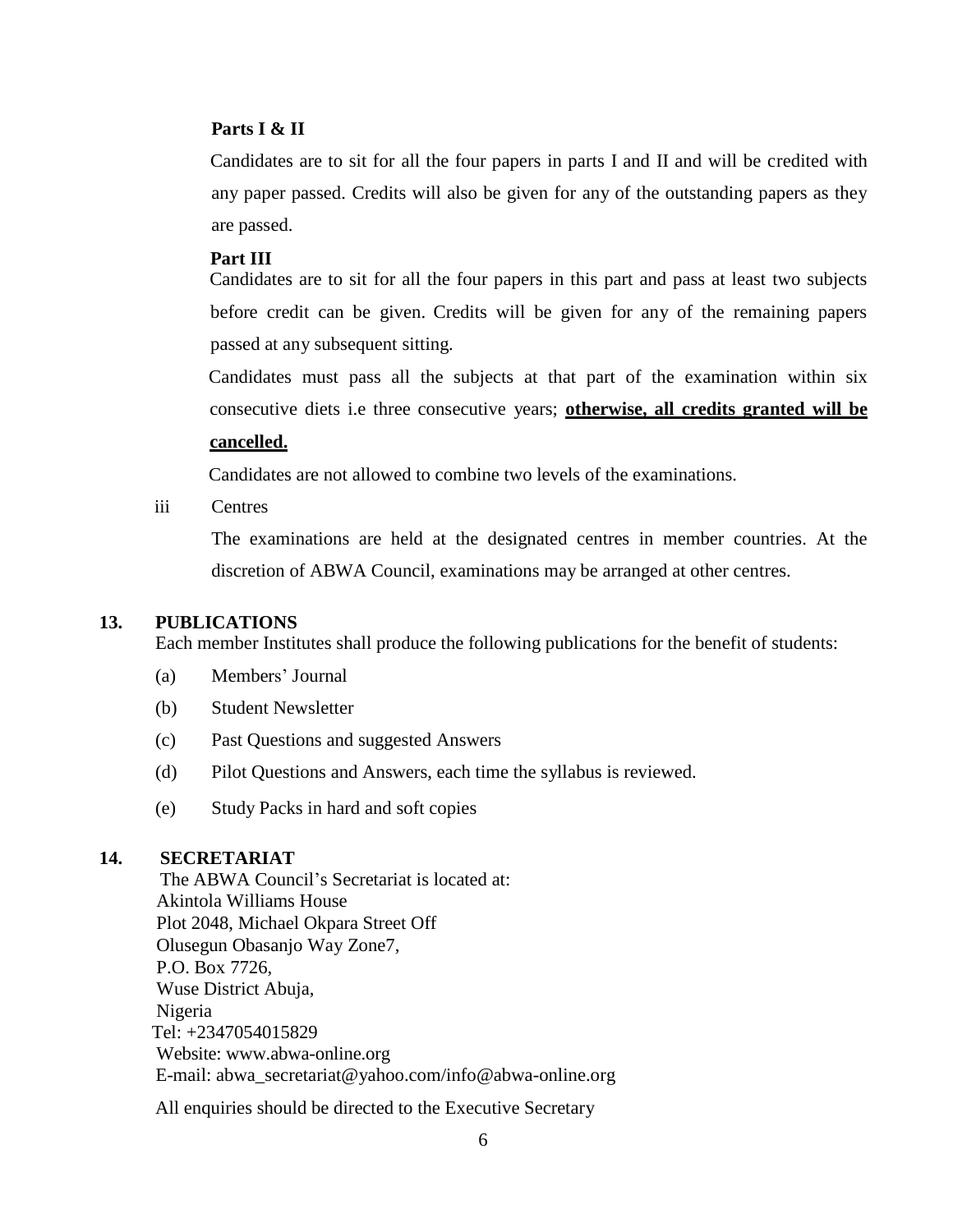**Parts I & II**

Candidates are to sit for all the four papers in parts I and II and will be credited with any paper passed. Credits will also be given for any of the outstanding papers as they are passed.

**Part III**

Candidates are to sit for all the four papers in this part and pass at least two subjects before credit can be given. Credits will be given for any of the remaining papers passed at any subsequent sitting.

Candidates must pass all the subjects at that part of the examination within six consecutive diets i.e three consecutive years; **otherwise, all credits granted will be cancelled.**

Candidates are not allowed to combine two levels of the examinations.

iii Centres

The examinations are held at the designated centres in member countries. At the discretion of ABWA Council, examinations may be arranged at other centres.

## 13. PUBLICATIONS

Each member Institutes shall produce the following publications for the benefit of students:

(a) Members' Journal

(b) Student Newsletter

(c) Past Questions and suggested Answers

(d) Pilot Questions and Answers, each time the syllabus is reviewed.

(e) Study Packs in hard and soft copies

## 14. SECRETARIAT

The ABWA Council's Secretariat is located at:
Akintola Williams House
Plot 2048, Michael Okpara Street Off
Olusegun Obasanjo Way Zone7,
P.O. Box 7726,
Wuse District Abuja,
Nigeria
Tel: +2347054015829
Website: www.abwa-online.org
E-mail: abwa_secretariat@yahoo.com/info@abwa-online.org

All enquiries should be directed to the Executive Secretary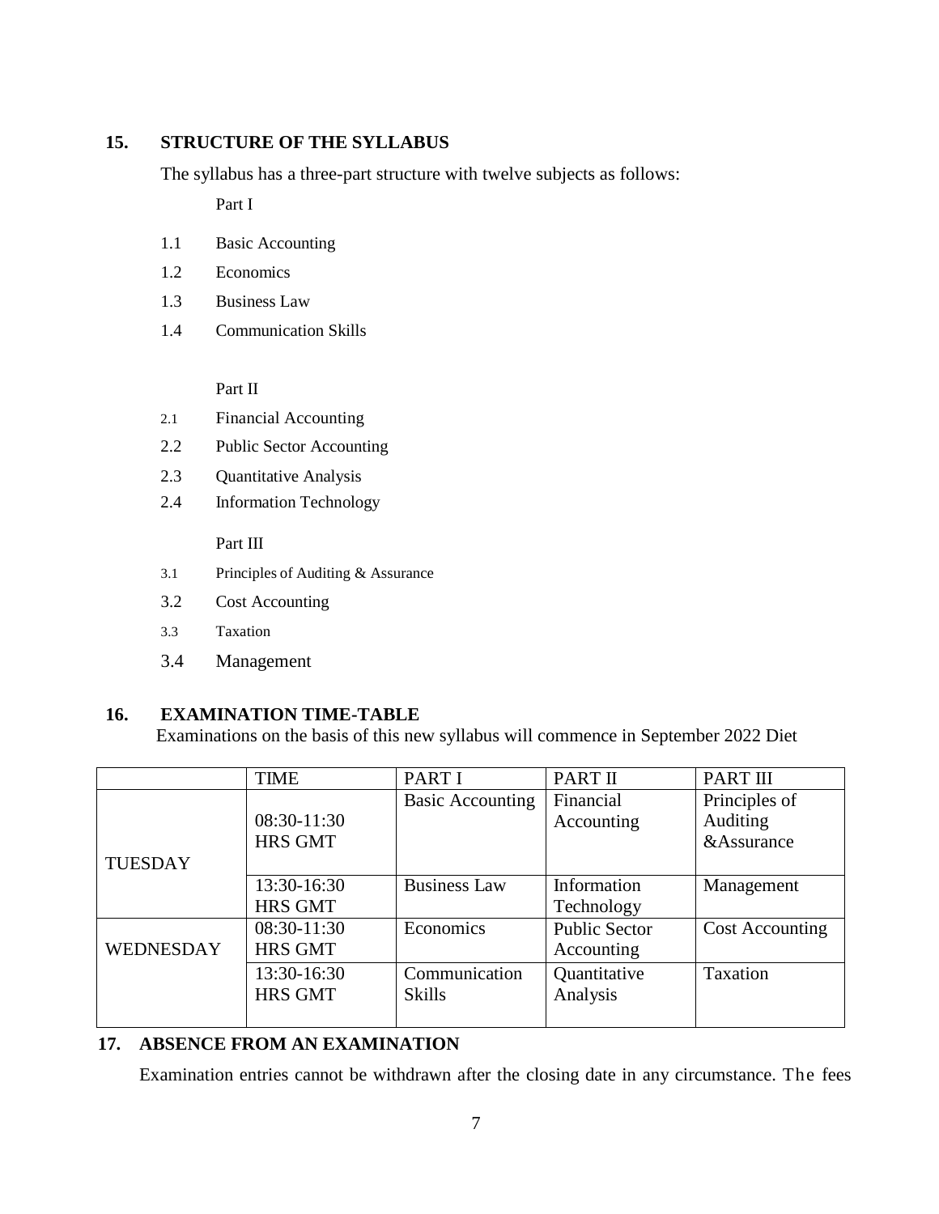## 15. STRUCTURE OF THE SYLLABUS

The syllabus has a three-part structure with twelve subjects as follows:

Part I

1.1 Basic Accounting

1.2 Economics

1.3 Business Law

1.4 Communication Skills

Part II

2.1 Financial Accounting

2.2 Public Sector Accounting

2.3 Quantitative Analysis

2.4 Information Technology

Part III

3.1 Principles of Auditing & Assurance

3.2 Cost Accounting

3.3 Taxation

3.4 Management

## 16. EXAMINATION TIME-TABLE

Examinations on the basis of this new syllabus will commence in September 2022 Diet

| | TIME | PART I | PART II | PART III |
|---|---|---|---|---|
| TUESDAY | 08:30-11:30 HRS GMT | Basic Accounting | Financial Accounting | Principles of Auditing &Assurance |
| | 13:30-16:30 HRS GMT | Business Law | Information Technology | Management |
| WEDNESDAY | 08:30-11:30 HRS GMT | Economics | Public Sector Accounting | Cost Accounting |
| | 13:30-16:30 HRS GMT | Communication Skills | Quantitative Analysis | Taxation |

## 17. ABSENCE FROM AN EXAMINATION

Examination entries cannot be withdrawn after the closing date in any circumstance. The fees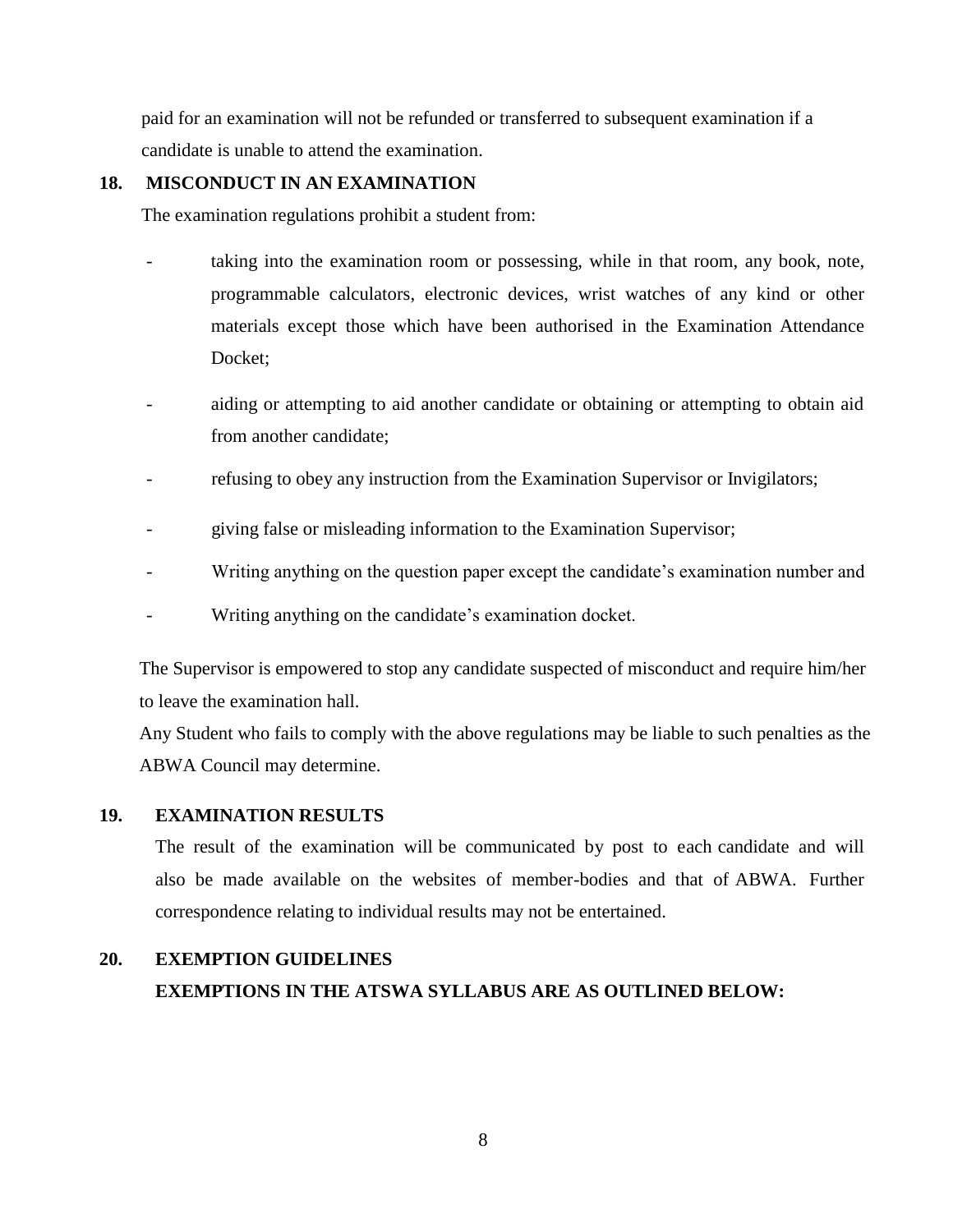paid for an examination will not be refunded or transferred to subsequent examination if a candidate is unable to attend the examination.

## 18. MISCONDUCT IN AN EXAMINATION

The examination regulations prohibit a student from:

- taking into the examination room or possessing, while in that room, any book, note, programmable calculators, electronic devices, wrist watches of any kind or other materials except those which have been authorised in the Examination Attendance Docket;
- aiding or attempting to aid another candidate or obtaining or attempting to obtain aid from another candidate;
- refusing to obey any instruction from the Examination Supervisor or Invigilators;
- giving false or misleading information to the Examination Supervisor;
- Writing anything on the question paper except the candidate's examination number and
- Writing anything on the candidate's examination docket.

The Supervisor is empowered to stop any candidate suspected of misconduct and require him/her to leave the examination hall.

Any Student who fails to comply with the above regulations may be liable to such penalties as the ABWA Council may determine.

## 19. EXAMINATION RESULTS

The result of the examination will be communicated by post to each candidate and will also be made available on the websites of member-bodies and that of ABWA. Further correspondence relating to individual results may not be entertained.

## 20. EXEMPTION GUIDELINES

**EXEMPTIONS IN THE ATSWA SYLLABUS ARE AS OUTLINED BELOW:**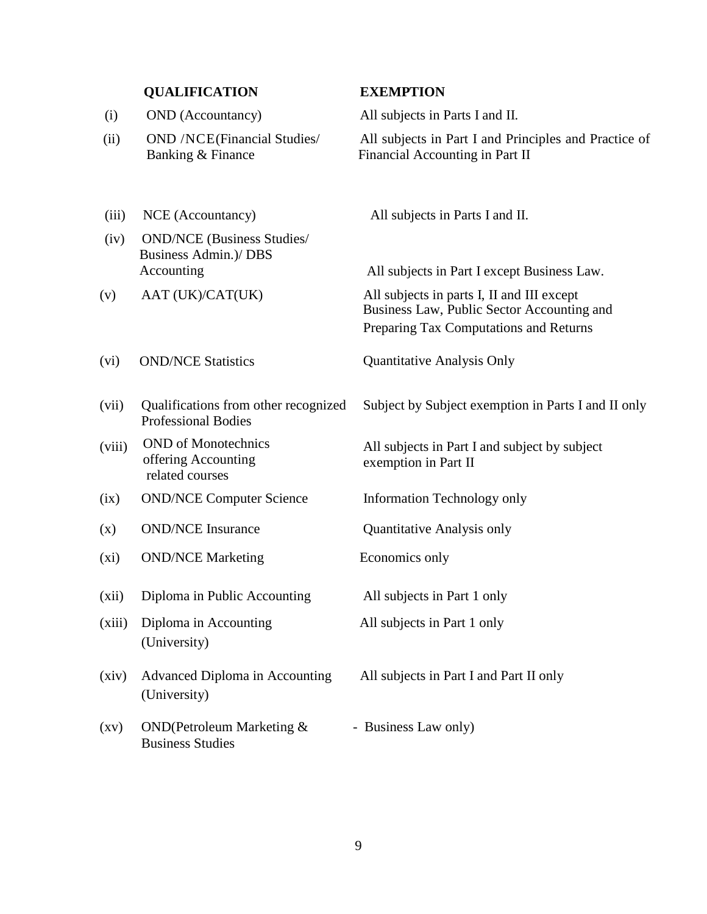| | QUALIFICATION | EXEMPTION |
|---|---|---|
| (i) | OND (Accountancy) | All subjects in Parts I and II. |
| (ii) | OND /NCE(Financial Studies/ Banking & Finance | All subjects in Part I and Principles and Practice of Financial Accounting in Part II |
| (iii) | NCE (Accountancy) | All subjects in Parts I and II. |
| (iv) | OND/NCE (Business Studies/ Business Admin.)/ DBS Accounting | All subjects in Part I except Business Law. |
| (v) | AAT (UK)/CAT(UK) | All subjects in parts I, II and III except Business Law, Public Sector Accounting and Preparing Tax Computations and Returns |
| (vi) | OND/NCE Statistics | Quantitative Analysis Only |
| (vii) | Qualifications from other recognized Professional Bodies | Subject by Subject exemption in Parts I and II only |
| (viii) | OND of Monotechnics offering Accounting related courses | All subjects in Part I and subject by subject exemption in Part II |
| (ix) | OND/NCE Computer Science | Information Technology only |
| (x) | OND/NCE Insurance | Quantitative Analysis only |
| (xi) | OND/NCE Marketing | Economics only |
| (xii) | Diploma in Public Accounting | All subjects in Part 1 only |
| (xiii) | Diploma in Accounting (University) | All subjects in Part 1 only |
| (xiv) | Advanced Diploma in Accounting (University) | All subjects in Part I and Part II only |
| (xv) | OND(Petroleum Marketing & Business Studies | - Business Law only) |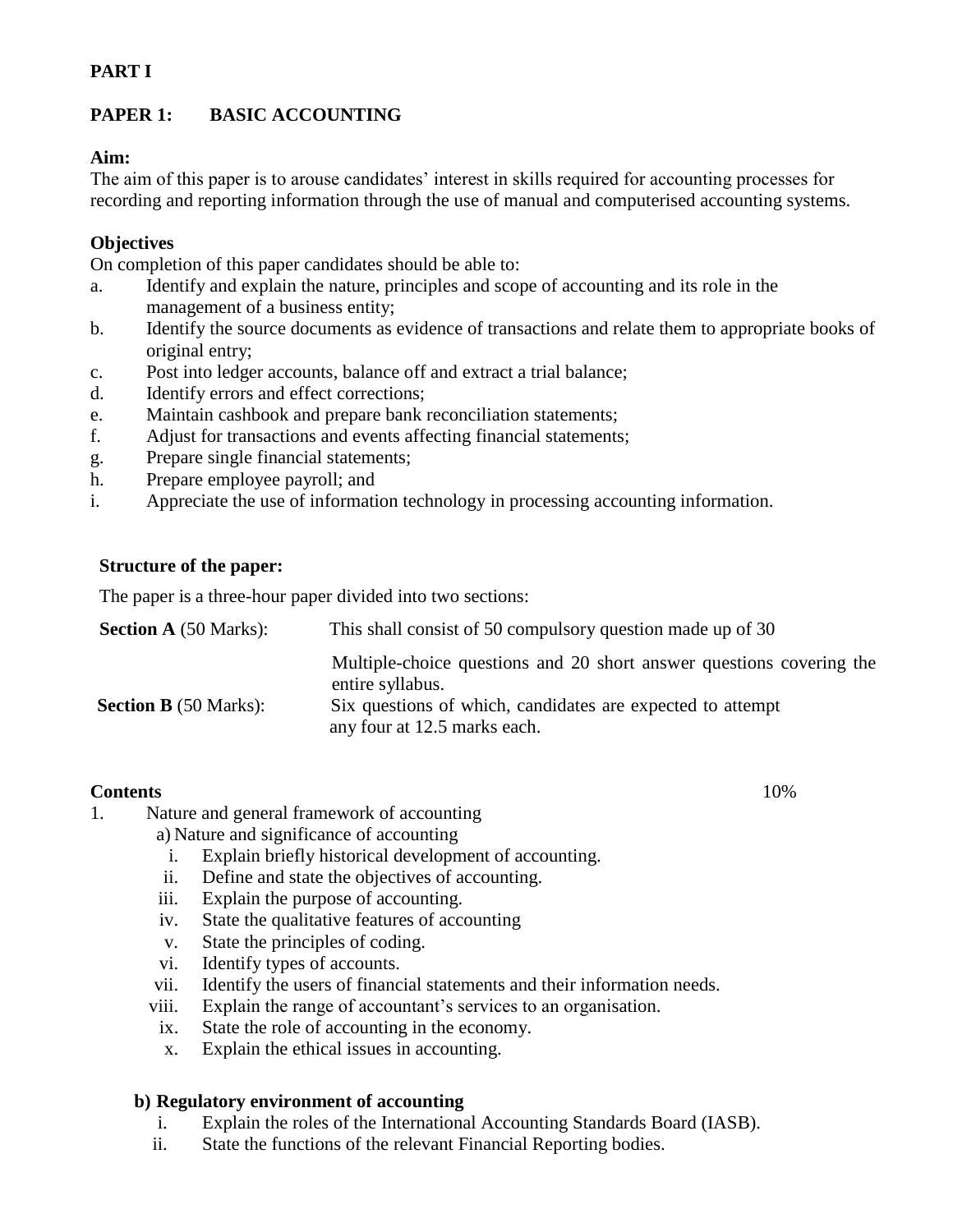**PART I**

**PAPER 1: BASIC ACCOUNTING**

**Aim:**
The aim of this paper is to arouse candidates' interest in skills required for accounting processes for recording and reporting information through the use of manual and computerised accounting systems.

**Objectives**
On completion of this paper candidates should be able to:

a. Identify and explain the nature, principles and scope of accounting and its role in the management of a business entity;
b. Identify the source documents as evidence of transactions and relate them to appropriate books of original entry;
c. Post into ledger accounts, balance off and extract a trial balance;
d. Identify errors and effect corrections;
e. Maintain cashbook and prepare bank reconciliation statements;
f. Adjust for transactions and events affecting financial statements;
g. Prepare single financial statements;
h. Prepare employee payroll; and
i. Appreciate the use of information technology in processing accounting information.

**Structure of the paper:**

The paper is a three-hour paper divided into two sections:

| | |
|---|---|
| **Section A** (50 Marks): | This shall consist of 50 compulsory question made up of 30 Multiple-choice questions and 20 short answer questions covering the entire syllabus. |
| **Section B** (50 Marks): | Six questions of which, candidates are expected to attempt any four at 12.5 marks each. |

**Contents** 10%

1. Nature and general framework of accounting
   a) Nature and significance of accounting
      i. Explain briefly historical development of accounting.
      ii. Define and state the objectives of accounting.
      iii. Explain the purpose of accounting.
      iv. State the qualitative features of accounting
      v. State the principles of coding.
      vi. Identify types of accounts.
      vii. Identify the users of financial statements and their information needs.
      viii. Explain the range of accountant's services to an organisation.
      ix. State the role of accounting in the economy.
      x. Explain the ethical issues in accounting.

   **b) Regulatory environment of accounting**
      i. Explain the roles of the International Accounting Standards Board (IASB).
      ii. State the functions of the relevant Financial Reporting bodies.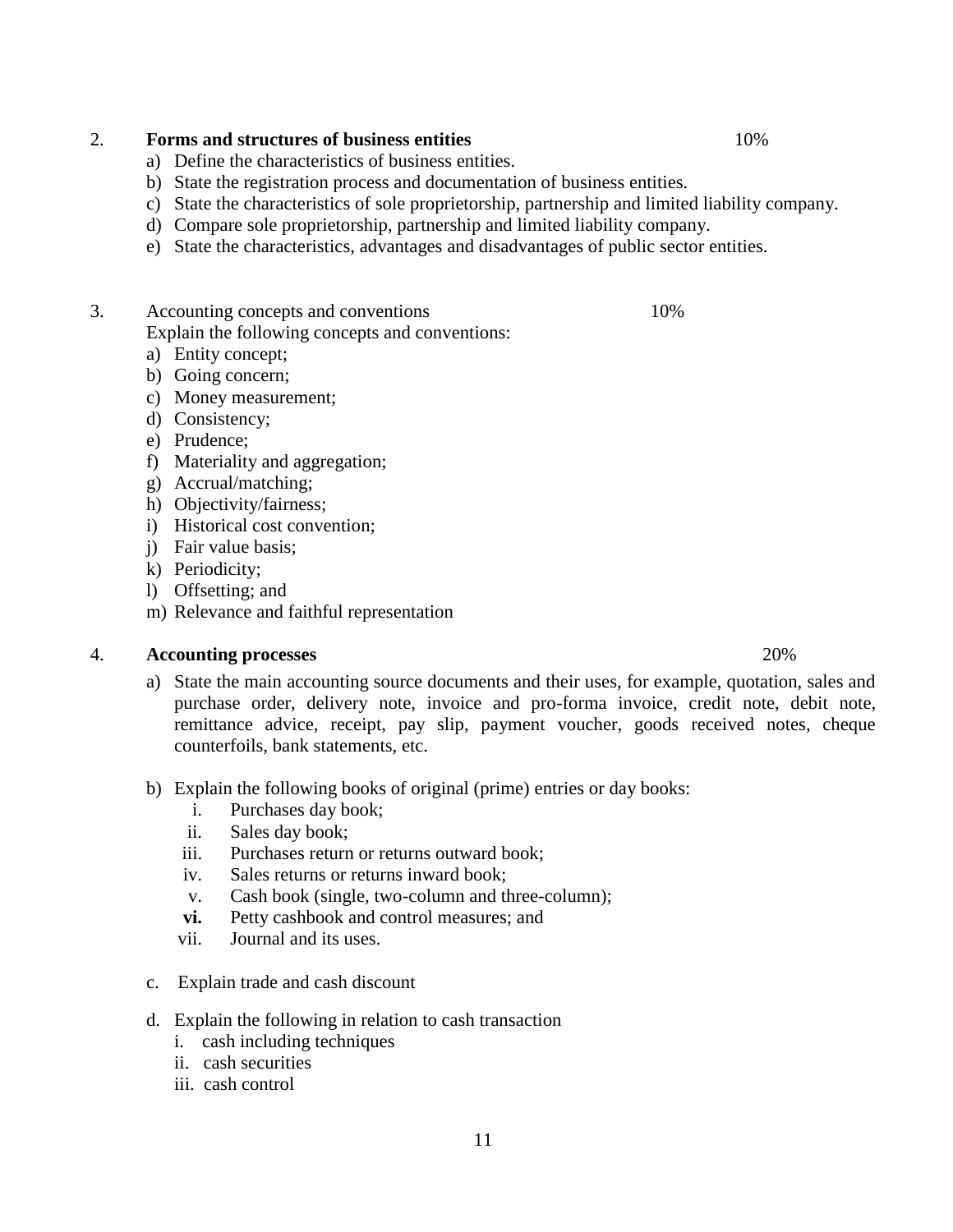2. **Forms and structures of business entities** 10%

   a) Define the characteristics of business entities.
   b) State the registration process and documentation of business entities.
   c) State the characteristics of sole proprietorship, partnership and limited liability company.
   d) Compare sole proprietorship, partnership and limited liability company.
   e) State the characteristics, advantages and disadvantages of public sector entities.

3. Accounting concepts and conventions 10%

   Explain the following concepts and conventions:

   a) Entity concept;
   b) Going concern;
   c) Money measurement;
   d) Consistency;
   e) Prudence;
   f) Materiality and aggregation;
   g) Accrual/matching;
   h) Objectivity/fairness;
   i) Historical cost convention;
   j) Fair value basis;
   k) Periodicity;
   l) Offsetting; and
   m) Relevance and faithful representation

4. **Accounting processes** 20%

   a) State the main accounting source documents and their uses, for example, quotation, sales and purchase order, delivery note, invoice and pro-forma invoice, credit note, debit note, remittance advice, receipt, pay slip, payment voucher, goods received notes, cheque counterfoils, bank statements, etc.

   b) Explain the following books of original (prime) entries or day books:
      i. Purchases day book;
      ii. Sales day book;
      iii. Purchases return or returns outward book;
      iv. Sales returns or returns inward book;
      v. Cash book (single, two-column and three-column);
      **vi.** Petty cashbook and control measures; and
      vii. Journal and its uses.

   c. Explain trade and cash discount

   d. Explain the following in relation to cash transaction
      i. cash including techniques
      ii. cash securities
      iii. cash control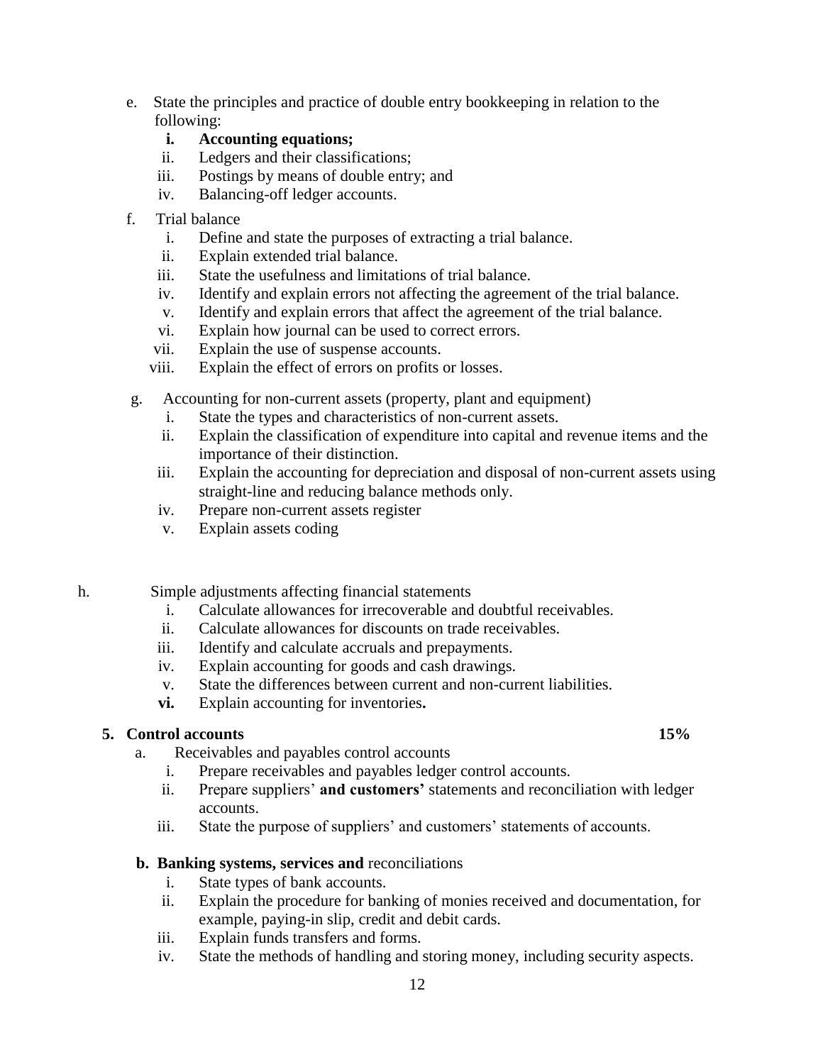e. State the principles and practice of double entry bookkeeping in relation to the following:
   - **i. Accounting equations;**
   - ii. Ledgers and their classifications;
   - iii. Postings by means of double entry; and
   - iv. Balancing-off ledger accounts.

f. Trial balance
   - i. Define and state the purposes of extracting a trial balance.
   - ii. Explain extended trial balance.
   - iii. State the usefulness and limitations of trial balance.
   - iv. Identify and explain errors not affecting the agreement of the trial balance.
   - v. Identify and explain errors that affect the agreement of the trial balance.
   - vi. Explain how journal can be used to correct errors.
   - vii. Explain the use of suspense accounts.
   - viii. Explain the effect of errors on profits or losses.

g. Accounting for non-current assets (property, plant and equipment)
   - i. State the types and characteristics of non-current assets.
   - ii. Explain the classification of expenditure into capital and revenue items and the importance of their distinction.
   - iii. Explain the accounting for depreciation and disposal of non-current assets using straight-line and reducing balance methods only.
   - iv. Prepare non-current assets register
   - v. Explain assets coding

h. Simple adjustments affecting financial statements
   - i. Calculate allowances for irrecoverable and doubtful receivables.
   - ii. Calculate allowances for discounts on trade receivables.
   - iii. Identify and calculate accruals and prepayments.
   - iv. Explain accounting for goods and cash drawings.
   - v. State the differences between current and non-current liabilities.
   - **vi.** Explain accounting for inventories**.**

**5. Control accounts** **15%**

a. Receivables and payables control accounts
   - i. Prepare receivables and payables ledger control accounts.
   - ii. Prepare suppliers' **and customers'** statements and reconciliation with ledger accounts.
   - iii. State the purpose of suppliers' and customers' statements of accounts.

**b. Banking systems, services and** reconciliations
   - i. State types of bank accounts.
   - ii. Explain the procedure for banking of monies received and documentation, for example, paying-in slip, credit and debit cards.
   - iii. Explain funds transfers and forms.
   - iv. State the methods of handling and storing money, including security aspects.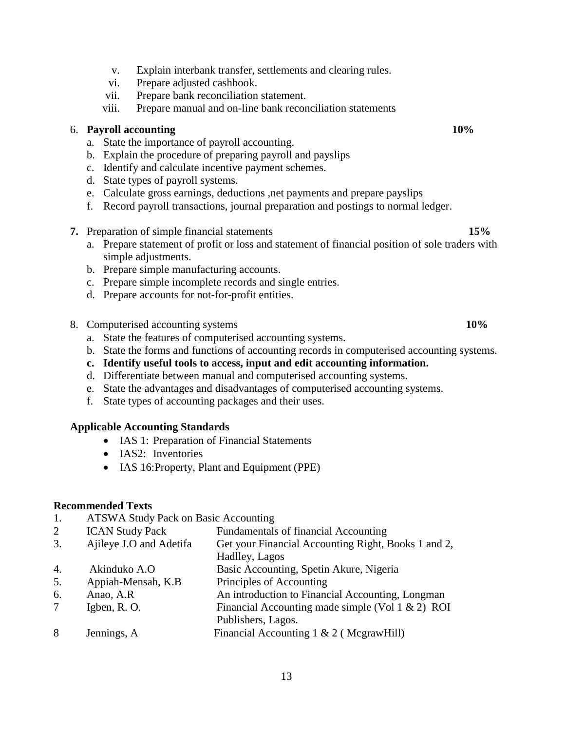v. Explain interbank transfer, settlements and clearing rules.
vi. Prepare adjusted cashbook.
vii. Prepare bank reconciliation statement.
viii. Prepare manual and on-line bank reconciliation statements

6. **Payroll accounting** **10%**
   a. State the importance of payroll accounting.
   b. Explain the procedure of preparing payroll and payslips
   c. Identify and calculate incentive payment schemes.
   d. State types of payroll systems.
   e. Calculate gross earnings, deductions ,net payments and prepare payslips
   f. Record payroll transactions, journal preparation and postings to normal ledger.

**7.** Preparation of simple financial statements **15%**
   a. Prepare statement of profit or loss and statement of financial position of sole traders with simple adjustments.
   b. Prepare simple manufacturing accounts.
   c. Prepare simple incomplete records and single entries.
   d. Prepare accounts for not-for-profit entities.

8. Computerised accounting systems **10%**
   a. State the features of computerised accounting systems.
   b. State the forms and functions of accounting records in computerised accounting systems.
   c. **Identify useful tools to access, input and edit accounting information.**
   d. Differentiate between manual and computerised accounting systems.
   e. State the advantages and disadvantages of computerised accounting systems.
   f. State types of accounting packages and their uses.

**Applicable Accounting Standards**

- IAS 1: Preparation of Financial Statements
- IAS2: Inventories
- IAS 16:Property, Plant and Equipment (PPE)

**Recommended Texts**

| | | |
|---|---|---|
| 1. | ATSWA Study Pack on Basic Accounting | |
| 2 | ICAN Study Pack | Fundamentals of financial Accounting |
| 3. | Ajileye J.O and Adetifa | Get your Financial Accounting Right, Books 1 and 2, Hadlley, Lagos |
| 4. | Akinduko A.O | Basic Accounting, Spetin Akure, Nigeria |
| 5. | Appiah-Mensah, K.B | Principles of Accounting |
| 6. | Anao, A.R | An introduction to Financial Accounting, Longman |
| 7 | Igben, R. O. | Financial Accounting made simple (Vol 1 & 2) ROI Publishers, Lagos. |
| 8 | Jennings, A | Financial Accounting 1 & 2 ( McgrawHill) |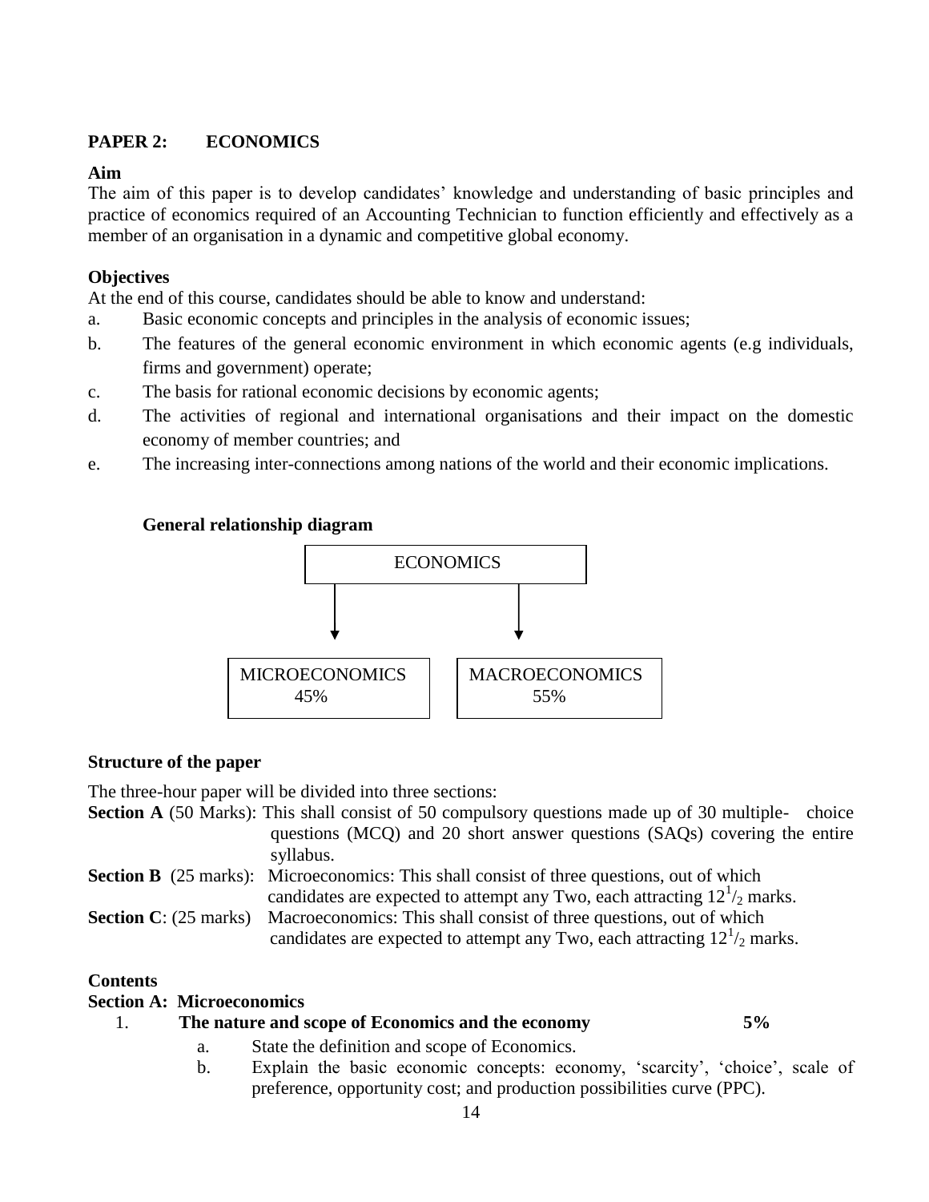## PAPER 2: ECONOMICS

**Aim**

The aim of this paper is to develop candidates' knowledge and understanding of basic principles and practice of economics required of an Accounting Technician to function efficiently and effectively as a member of an organisation in a dynamic and competitive global economy.

**Objectives**

At the end of this course, candidates should be able to know and understand:

a. Basic economic concepts and principles in the analysis of economic issues;
b. The features of the general economic environment in which economic agents (e.g individuals, firms and government) operate;
c. The basis for rational economic decisions by economic agents;
d. The activities of regional and international organisations and their impact on the domestic economy of member countries; and
e. The increasing inter-connections among nations of the world and their economic implications.

**General relationship diagram**

ECONOMICS

MICROECONOMICS
45%

MACROECONOMICS
55%

**Structure of the paper**

The three-hour paper will be divided into three sections:

**Section A** (50 Marks): This shall consist of 50 compulsory questions made up of 30 multiple- choice questions (MCQ) and 20 short answer questions (SAQs) covering the entire syllabus.

**Section B** (25 marks): Microeconomics: This shall consist of three questions, out of which candidates are expected to attempt any Two, each attracting $12^1/_2$ marks.

**Section C**: (25 marks) Macroeconomics: This shall consist of three questions, out of which candidates are expected to attempt any Two, each attracting $12^1/_2$ marks.

**Contents**

**Section A: Microeconomics**

1. **The nature and scope of Economics and the economy** **5%**
   a. State the definition and scope of Economics.
   b. Explain the basic economic concepts: economy, 'scarcity', 'choice', scale of preference, opportunity cost; and production possibilities curve (PPC).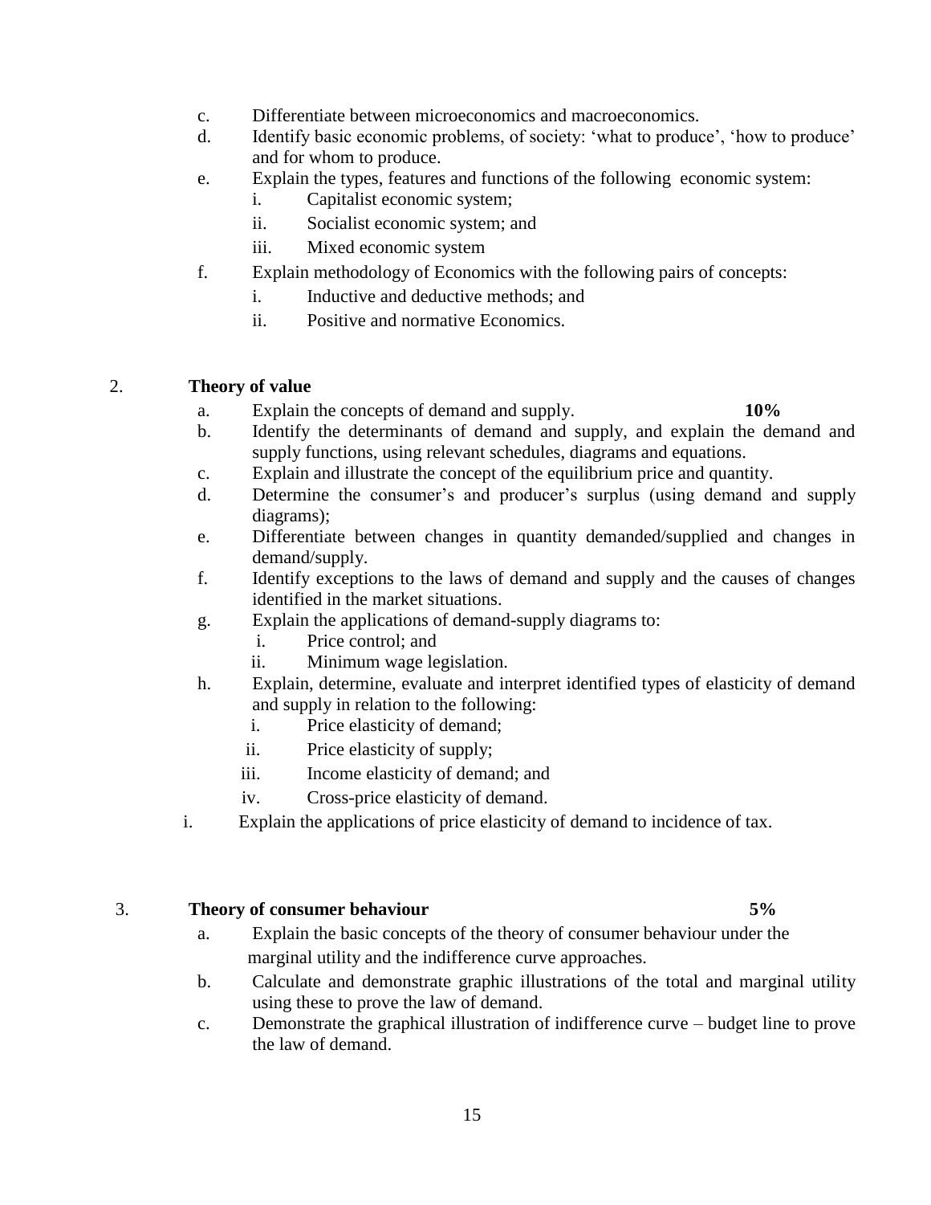c. Differentiate between microeconomics and macroeconomics.

d. Identify basic economic problems, of society: 'what to produce', 'how to produce' and for whom to produce.

e. Explain the types, features and functions of the following economic system:
   - i. Capitalist economic system;
   - ii. Socialist economic system; and
   - iii. Mixed economic system

f. Explain methodology of Economics with the following pairs of concepts:
   - i. Inductive and deductive methods; and
   - ii. Positive and normative Economics.

## 2. Theory of value

a. Explain the concepts of demand and supply. **10%**

b. Identify the determinants of demand and supply, and explain the demand and supply functions, using relevant schedules, diagrams and equations.

c. Explain and illustrate the concept of the equilibrium price and quantity.

d. Determine the consumer's and producer's surplus (using demand and supply diagrams);

e. Differentiate between changes in quantity demanded/supplied and changes in demand/supply.

f. Identify exceptions to the laws of demand and supply and the causes of changes identified in the market situations.

g. Explain the applications of demand-supply diagrams to:
   - i. Price control; and
   - ii. Minimum wage legislation.

h. Explain, determine, evaluate and interpret identified types of elasticity of demand and supply in relation to the following:
   - i. Price elasticity of demand;
   - ii. Price elasticity of supply;
   - iii. Income elasticity of demand; and
   - iv. Cross-price elasticity of demand.

i. Explain the applications of price elasticity of demand to incidence of tax.

## 3. Theory of consumer behaviour **5%**

a. Explain the basic concepts of the theory of consumer behaviour under the marginal utility and the indifference curve approaches.

b. Calculate and demonstrate graphic illustrations of the total and marginal utility using these to prove the law of demand.

c. Demonstrate the graphical illustration of indifference curve – budget line to prove the law of demand.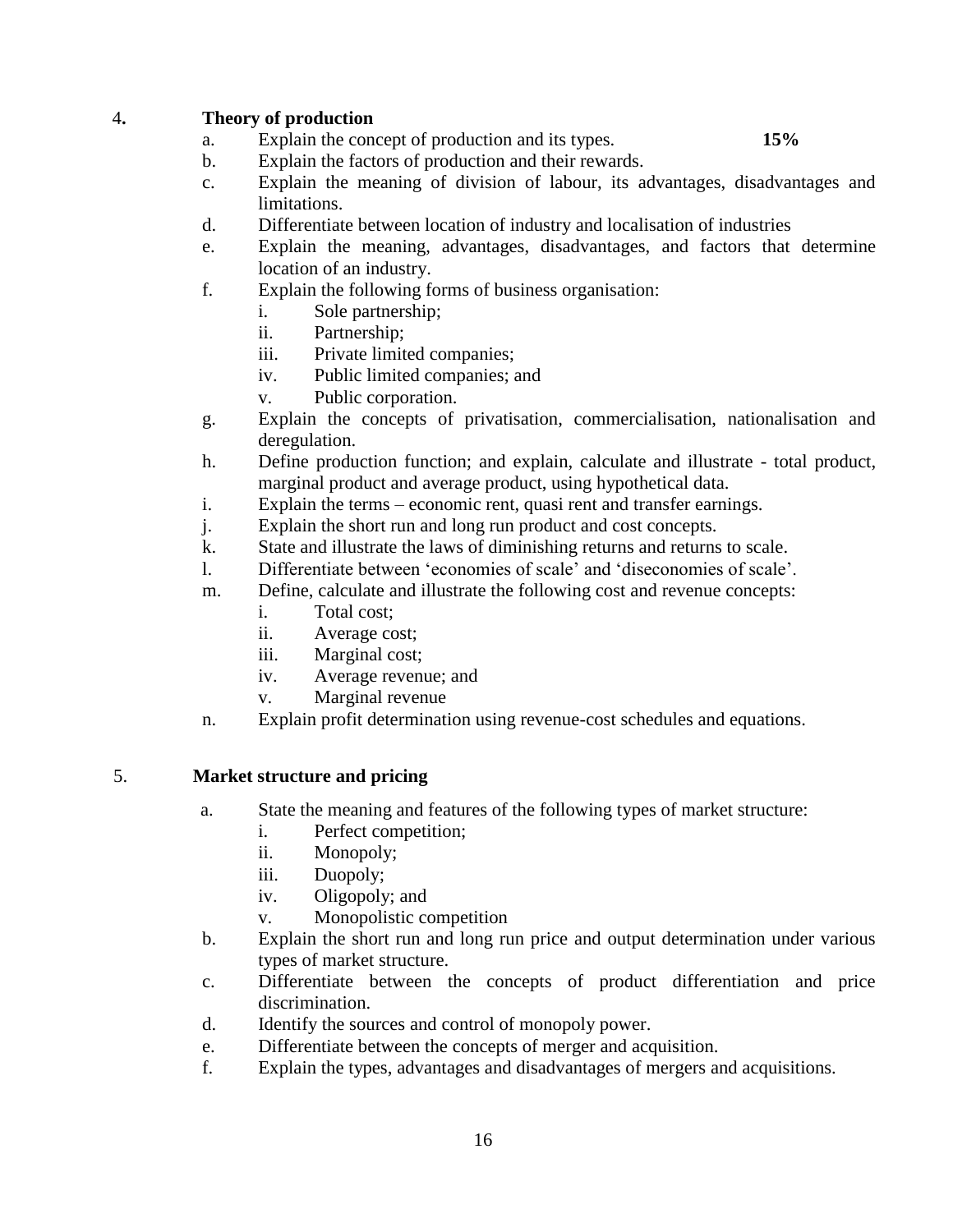4**.** **Theory of production**

a. Explain the concept of production and its types. **15%**

b. Explain the factors of production and their rewards.

c. Explain the meaning of division of labour, its advantages, disadvantages and limitations.

d. Differentiate between location of industry and localisation of industries

e. Explain the meaning, advantages, disadvantages, and factors that determine location of an industry.

f. Explain the following forms of business organisation:

   i. Sole partnership;

   ii. Partnership;

   iii. Private limited companies;

   iv. Public limited companies; and

   v. Public corporation.

g. Explain the concepts of privatisation, commercialisation, nationalisation and deregulation.

h. Define production function; and explain, calculate and illustrate - total product, marginal product and average product, using hypothetical data.

i. Explain the terms – economic rent, quasi rent and transfer earnings.

j. Explain the short run and long run product and cost concepts.

k. State and illustrate the laws of diminishing returns and returns to scale.

l. Differentiate between 'economies of scale' and 'diseconomies of scale'.

m. Define, calculate and illustrate the following cost and revenue concepts:

   i. Total cost;

   ii. Average cost;

   iii. Marginal cost;

   iv. Average revenue; and

   v. Marginal revenue

n. Explain profit determination using revenue-cost schedules and equations.

5. **Market structure and pricing**

a. State the meaning and features of the following types of market structure:

   i. Perfect competition;

   ii. Monopoly;

   iii. Duopoly;

   iv. Oligopoly; and

   v. Monopolistic competition

b. Explain the short run and long run price and output determination under various types of market structure.

c. Differentiate between the concepts of product differentiation and price discrimination.

d. Identify the sources and control of monopoly power.

e. Differentiate between the concepts of merger and acquisition.

f. Explain the types, advantages and disadvantages of mergers and acquisitions.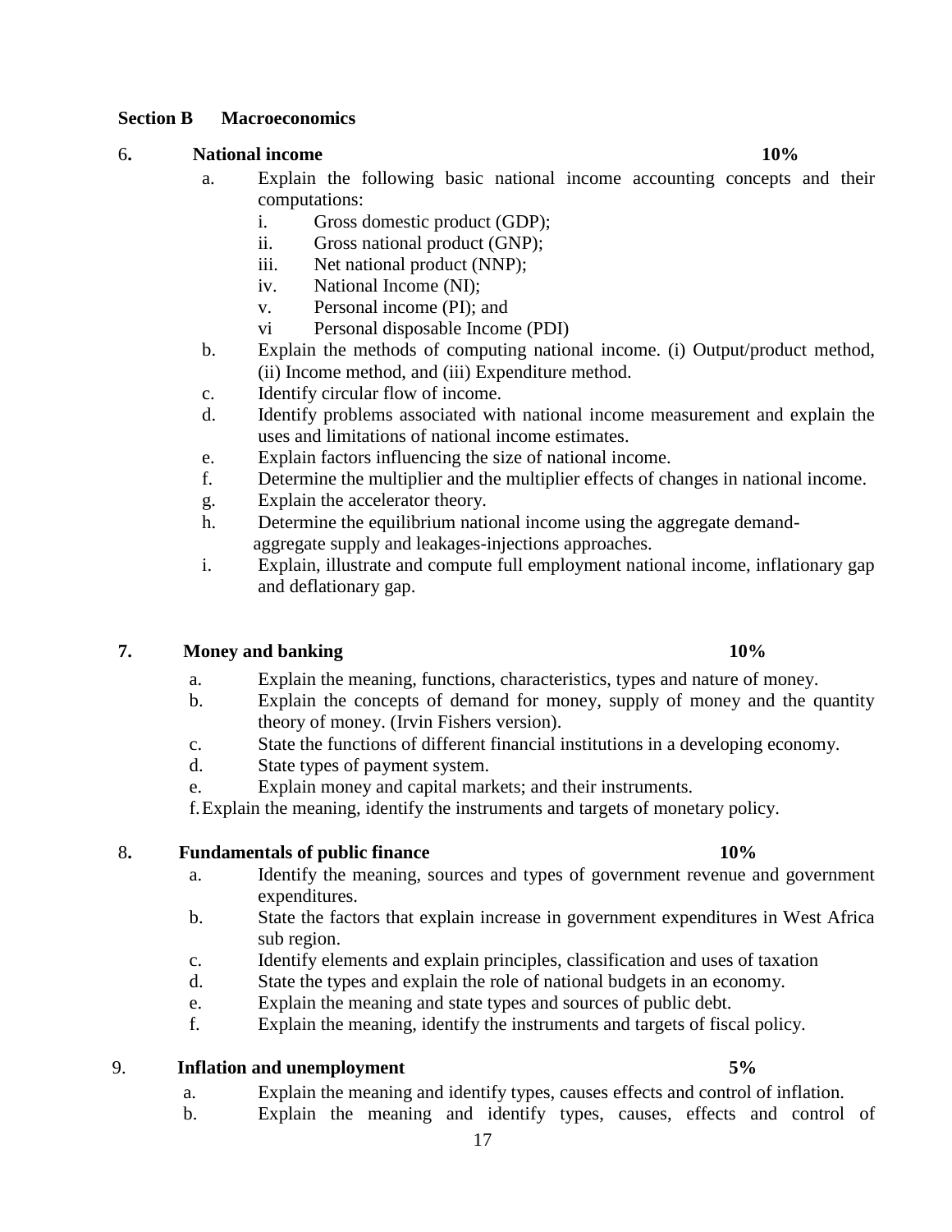**Section B Macroeconomics**

**6. National income 10%**

a. Explain the following basic national income accounting concepts and their computations:
   i. Gross domestic product (GDP);
   ii. Gross national product (GNP);
   iii. Net national product (NNP);
   iv. National Income (NI);
   v. Personal income (PI); and
   vi Personal disposable Income (PDI)

b. Explain the methods of computing national income. (i) Output/product method, (ii) Income method, and (iii) Expenditure method.

c. Identify circular flow of income.

d. Identify problems associated with national income measurement and explain the uses and limitations of national income estimates.

e. Explain factors influencing the size of national income.

f. Determine the multiplier and the multiplier effects of changes in national income.

g. Explain the accelerator theory.

h. Determine the equilibrium national income using the aggregate demand-aggregate supply and leakages-injections approaches.

i. Explain, illustrate and compute full employment national income, inflationary gap and deflationary gap.

**7. Money and banking 10%**

a. Explain the meaning, functions, characteristics, types and nature of money.

b. Explain the concepts of demand for money, supply of money and the quantity theory of money. (Irvin Fishers version).

c. State the functions of different financial institutions in a developing economy.

d. State types of payment system.

e. Explain money and capital markets; and their instruments.

f. Explain the meaning, identify the instruments and targets of monetary policy.

**8. Fundamentals of public finance 10%**

a. Identify the meaning, sources and types of government revenue and government expenditures.

b. State the factors that explain increase in government expenditures in West Africa sub region.

c. Identify elements and explain principles, classification and uses of taxation

d. State the types and explain the role of national budgets in an economy.

e. Explain the meaning and state types and sources of public debt.

f. Explain the meaning, identify the instruments and targets of fiscal policy.

**9. Inflation and unemployment 5%**

a. Explain the meaning and identify types, causes effects and control of inflation.

b. Explain the meaning and identify types, causes, effects and control of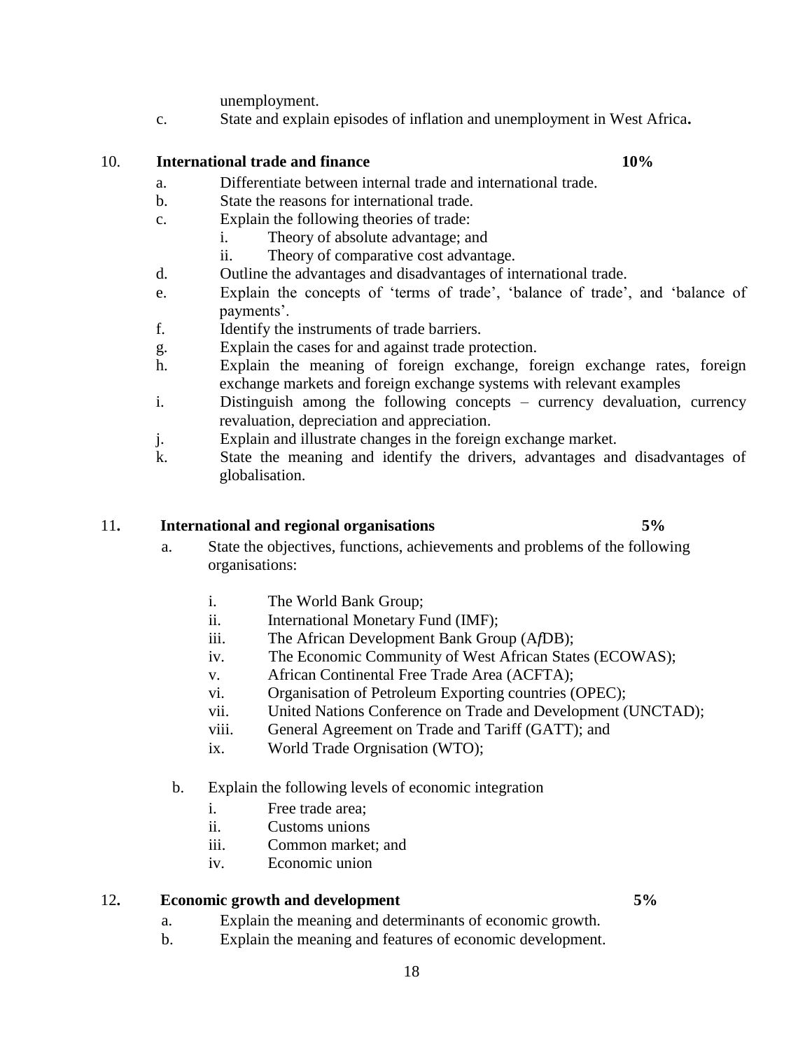unemployment.

c. State and explain episodes of inflation and unemployment in West Africa**.**

## 10. International trade and finance — 10%

a. Differentiate between internal trade and international trade.

b. State the reasons for international trade.

c. Explain the following theories of trade:
   i. Theory of absolute advantage; and
   ii. Theory of comparative cost advantage.

d. Outline the advantages and disadvantages of international trade.

e. Explain the concepts of 'terms of trade', 'balance of trade', and 'balance of payments'.

f. Identify the instruments of trade barriers.

g. Explain the cases for and against trade protection.

h. Explain the meaning of foreign exchange, foreign exchange rates, foreign exchange markets and foreign exchange systems with relevant examples

i. Distinguish among the following concepts – currency devaluation, currency revaluation, depreciation and appreciation.

j. Explain and illustrate changes in the foreign exchange market.

k. State the meaning and identify the drivers, advantages and disadvantages of globalisation.

## 11**.** International and regional organisations — 5%

a. State the objectives, functions, achievements and problems of the following organisations:

   i. The World Bank Group;
   ii. International Monetary Fund (IMF);
   iii. The African Development Bank Group (A*f*DB);
   iv. The Economic Community of West African States (ECOWAS);
   v. African Continental Free Trade Area (ACFTA);
   vi. Organisation of Petroleum Exporting countries (OPEC);
   vii. United Nations Conference on Trade and Development (UNCTAD);
   viii. General Agreement on Trade and Tariff (GATT); and
   ix. World Trade Orgnisation (WTO);

b. Explain the following levels of economic integration
   i. Free trade area;
   ii. Customs unions
   iii. Common market; and
   iv. Economic union

## 12**.** Economic growth and development — 5%

a. Explain the meaning and determinants of economic growth.

b. Explain the meaning and features of economic development.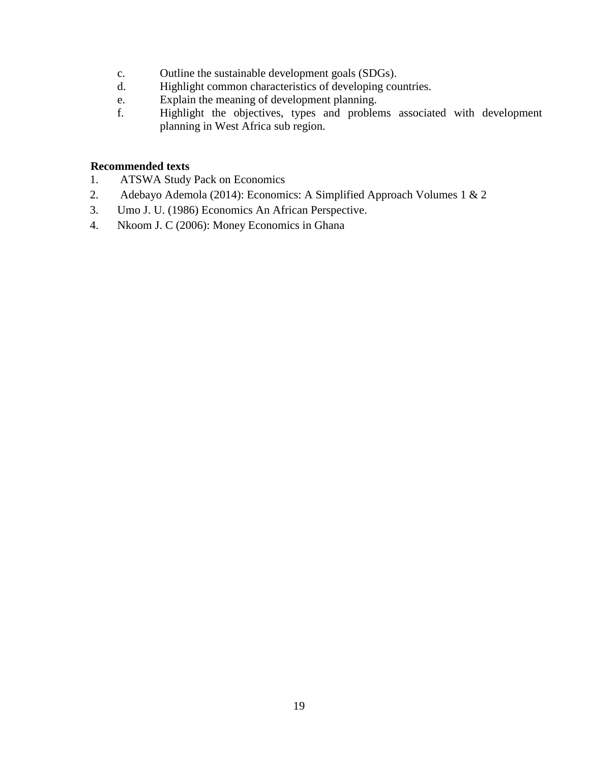c. Outline the sustainable development goals (SDGs).
d. Highlight common characteristics of developing countries.
e. Explain the meaning of development planning.
f. Highlight the objectives, types and problems associated with development planning in West Africa sub region.

**Recommended texts**

1. ATSWA Study Pack on Economics
2. Adebayo Ademola (2014): Economics: A Simplified Approach Volumes 1 & 2
3. Umo J. U. (1986) Economics An African Perspective.
4. Nkoom J. C (2006): Money Economics in Ghana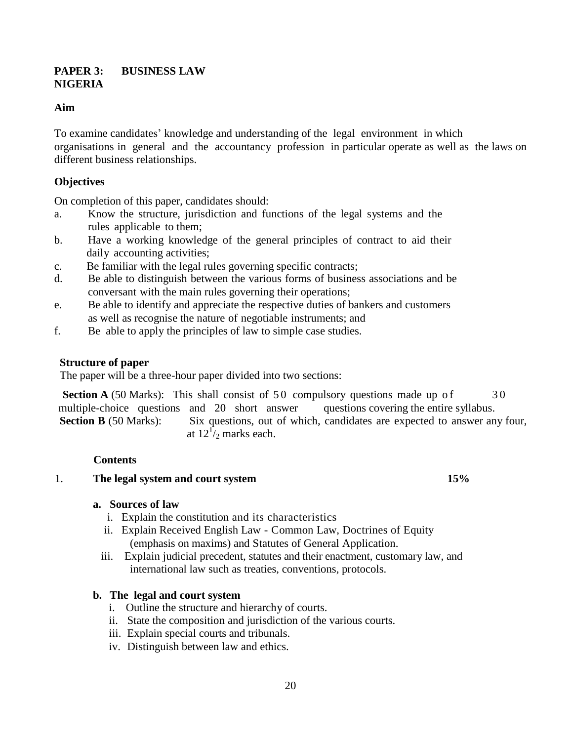**PAPER 3: BUSINESS LAW**
**NIGERIA**

**Aim**

To examine candidates' knowledge and understanding of the legal environment in which organisations in general and the accountancy profession in particular operate as well as the laws on different business relationships.

**Objectives**

On completion of this paper, candidates should:

a. Know the structure, jurisdiction and functions of the legal systems and the rules applicable to them;
b. Have a working knowledge of the general principles of contract to aid their daily accounting activities;
c. Be familiar with the legal rules governing specific contracts;
d. Be able to distinguish between the various forms of business associations and be conversant with the main rules governing their operations;
e. Be able to identify and appreciate the respective duties of bankers and customers as well as recognise the nature of negotiable instruments; and
f. Be able to apply the principles of law to simple case studies.

**Structure of paper**

The paper will be a three-hour paper divided into two sections:

**Section A** (50 Marks): This shall consist of 50 compulsory questions made up of 30 multiple-choice questions and 20 short answer questions covering the entire syllabus.

**Section B** (50 Marks): Six questions, out of which, candidates are expected to answer any four, at $12^{1}/_{2}$ marks each.

**Contents**

1. **The legal system and court system** **15%**

**a. Sources of law**

i. Explain the constitution and its characteristics
ii. Explain Received English Law - Common Law, Doctrines of Equity (emphasis on maxims) and Statutes of General Application.
iii. Explain judicial precedent, statutes and their enactment, customary law, and international law such as treaties, conventions, protocols.

**b. The legal and court system**

i. Outline the structure and hierarchy of courts.
ii. State the composition and jurisdiction of the various courts.
iii. Explain special courts and tribunals.
iv. Distinguish between law and ethics.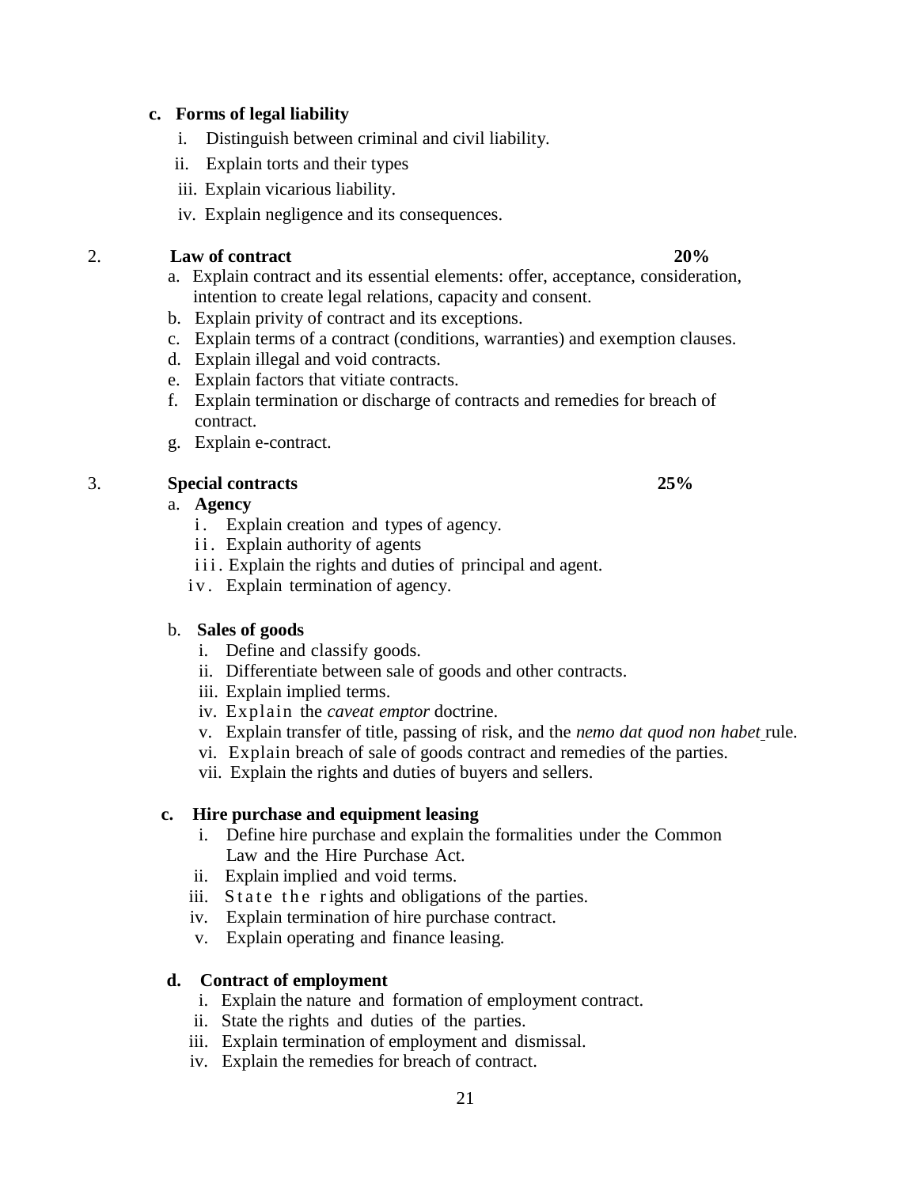**c. Forms of legal liability**

i. Distinguish between criminal and civil liability.

ii. Explain torts and their types

iii. Explain vicarious liability.

iv. Explain negligence and its consequences.

**2. Law of contract 20%**

a. Explain contract and its essential elements: offer, acceptance, consideration, intention to create legal relations, capacity and consent.

b. Explain privity of contract and its exceptions.

c. Explain terms of a contract (conditions, warranties) and exemption clauses.

d. Explain illegal and void contracts.

e. Explain factors that vitiate contracts.

f. Explain termination or discharge of contracts and remedies for breach of contract.

g. Explain e-contract.

**3. Special contracts 25%**

a. **Agency**

i. Explain creation and types of agency.

ii. Explain authority of agents

iii. Explain the rights and duties of principal and agent.

iv. Explain termination of agency.

b. **Sales of goods**

i. Define and classify goods.

ii. Differentiate between sale of goods and other contracts.

iii. Explain implied terms.

iv. Explain the *caveat emptor* doctrine.

v. Explain transfer of title, passing of risk, and the *nemo dat quod non habet* rule.

vi. Explain breach of sale of goods contract and remedies of the parties.

vii. Explain the rights and duties of buyers and sellers.

**c. Hire purchase and equipment leasing**

i. Define hire purchase and explain the formalities under the Common Law and the Hire Purchase Act.

ii. Explain implied and void terms.

iii. State the rights and obligations of the parties.

iv. Explain termination of hire purchase contract.

v. Explain operating and finance leasing.

**d. Contract of employment**

i. Explain the nature and formation of employment contract.

ii. State the rights and duties of the parties.

iii. Explain termination of employment and dismissal.

iv. Explain the remedies for breach of contract.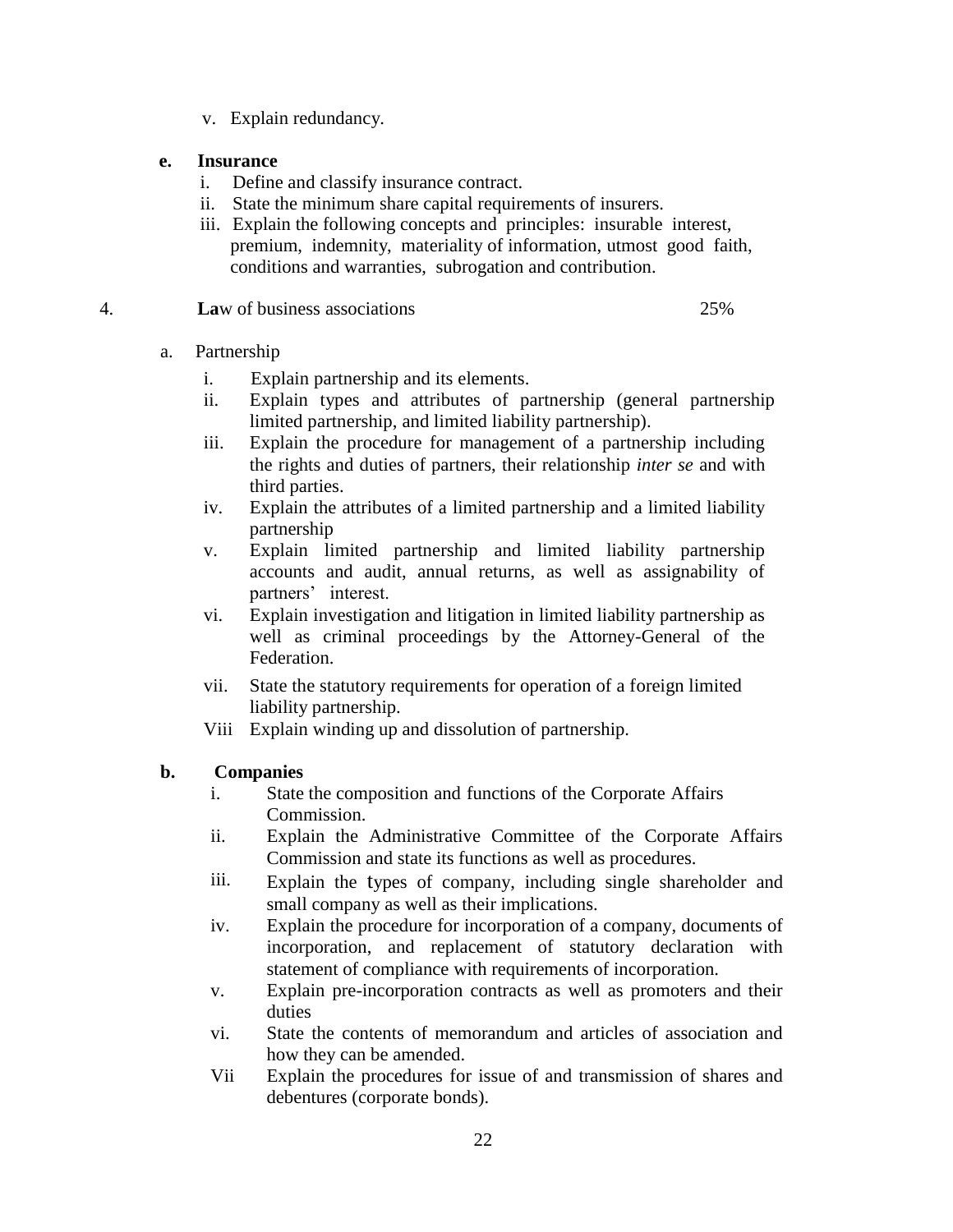v. Explain redundancy.

**e. Insurance**

i. Define and classify insurance contract.
ii. State the minimum share capital requirements of insurers.
iii. Explain the following concepts and principles: insurable interest, premium, indemnity, materiality of information, utmost good faith, conditions and warranties, subrogation and contribution.

4. **La**w of business associations 25%

a. Partnership

i. Explain partnership and its elements.
ii. Explain types and attributes of partnership (general partnership limited partnership, and limited liability partnership).
iii. Explain the procedure for management of a partnership including the rights and duties of partners, their relationship *inter se* and with third parties.
iv. Explain the attributes of a limited partnership and a limited liability partnership
v. Explain limited partnership and limited liability partnership accounts and audit, annual returns, as well as assignability of partners' interest.
vi. Explain investigation and litigation in limited liability partnership as well as criminal proceedings by the Attorney-General of the Federation.
vii. State the statutory requirements for operation of a foreign limited liability partnership.
Viii Explain winding up and dissolution of partnership.

**b. Companies**

i. State the composition and functions of the Corporate Affairs Commission.
ii. Explain the Administrative Committee of the Corporate Affairs Commission and state its functions as well as procedures.
iii. Explain the types of company, including single shareholder and small company as well as their implications.
iv. Explain the procedure for incorporation of a company, documents of incorporation, and replacement of statutory declaration with statement of compliance with requirements of incorporation.
v. Explain pre-incorporation contracts as well as promoters and their duties
vi. State the contents of memorandum and articles of association and how they can be amended.
Vii Explain the procedures for issue of and transmission of shares and debentures (corporate bonds).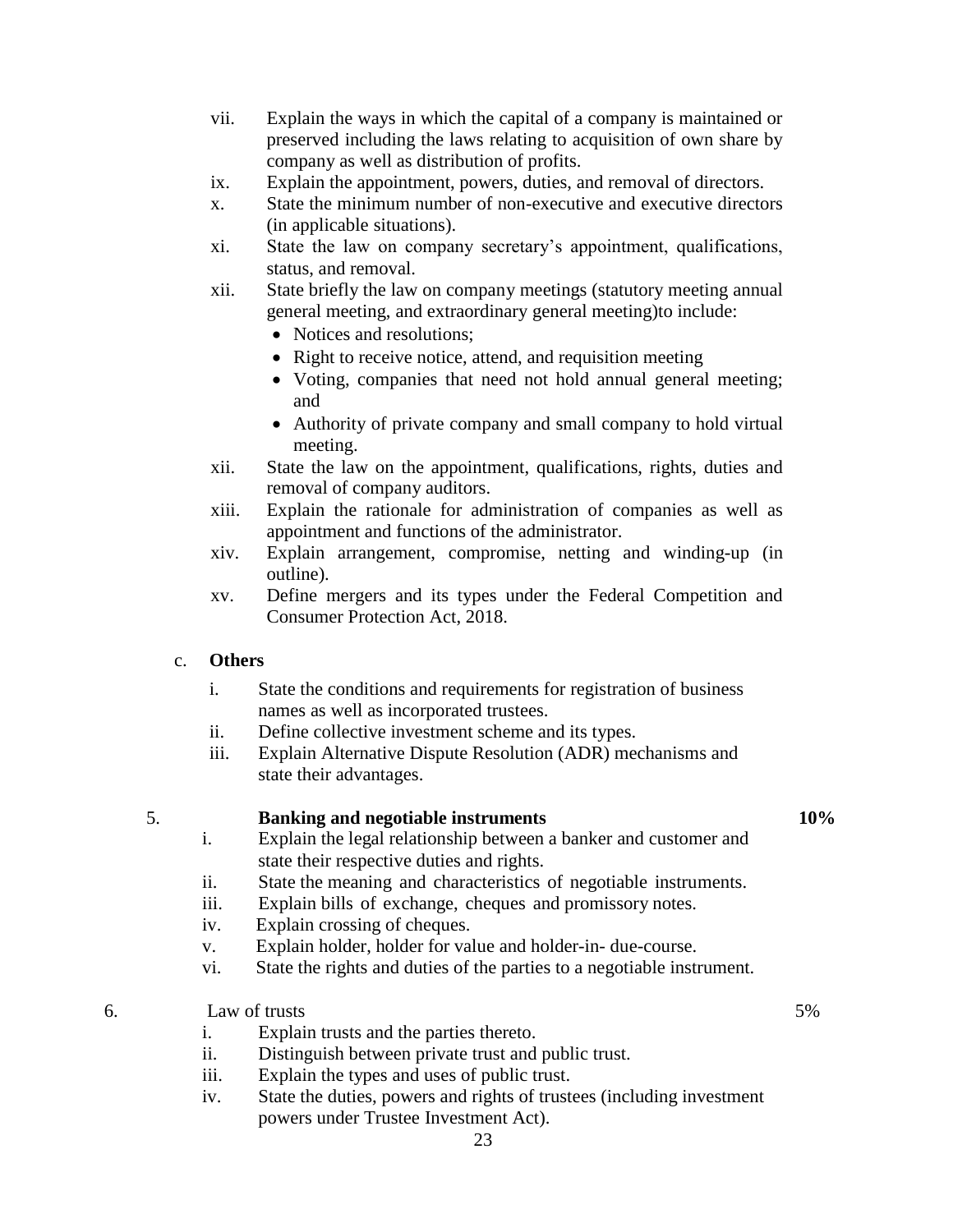vii. Explain the ways in which the capital of a company is maintained or preserved including the laws relating to acquisition of own share by company as well as distribution of profits.

ix. Explain the appointment, powers, duties, and removal of directors.

x. State the minimum number of non-executive and executive directors (in applicable situations).

xi. State the law on company secretary's appointment, qualifications, status, and removal.

xii. State briefly the law on company meetings (statutory meeting annual general meeting, and extraordinary general meeting)to include:

- Notices and resolutions;
- Right to receive notice, attend, and requisition meeting
- Voting, companies that need not hold annual general meeting; and
- Authority of private company and small company to hold virtual meeting.

xii. State the law on the appointment, qualifications, rights, duties and removal of company auditors.

xiii. Explain the rationale for administration of companies as well as appointment and functions of the administrator.

xiv. Explain arrangement, compromise, netting and winding-up (in outline).

xv. Define mergers and its types under the Federal Competition and Consumer Protection Act, 2018.

c. **Others**

i. State the conditions and requirements for registration of business names as well as incorporated trustees.

ii. Define collective investment scheme and its types.

iii. Explain Alternative Dispute Resolution (ADR) mechanisms and state their advantages.

5. **Banking and negotiable instruments** **10%**

i. Explain the legal relationship between a banker and customer and state their respective duties and rights.

ii. State the meaning and characteristics of negotiable instruments.

iii. Explain bills of exchange, cheques and promissory notes.

iv. Explain crossing of cheques.

v. Explain holder, holder for value and holder-in- due-course.

vi. State the rights and duties of the parties to a negotiable instrument.

6. Law of trusts 5%

i. Explain trusts and the parties thereto.

ii. Distinguish between private trust and public trust.

iii. Explain the types and uses of public trust.

iv. State the duties, powers and rights of trustees (including investment powers under Trustee Investment Act).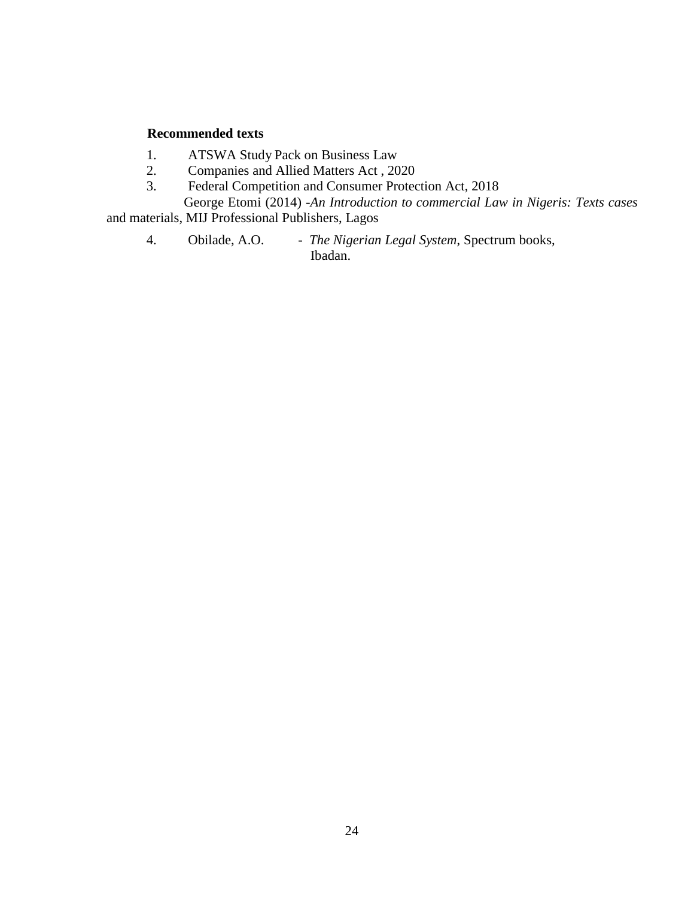**Recommended texts**

1. ATSWA Study Pack on Business Law
2. Companies and Allied Matters Act , 2020
3. Federal Competition and Consumer Protection Act, 2018

   George Etomi (2014) -*An Introduction to commercial Law in Nigeris: Texts cases* and materials, MIJ Professional Publishers, Lagos

4. Obilade, A.O. - *The Nigerian Legal System*, Spectrum books, Ibadan.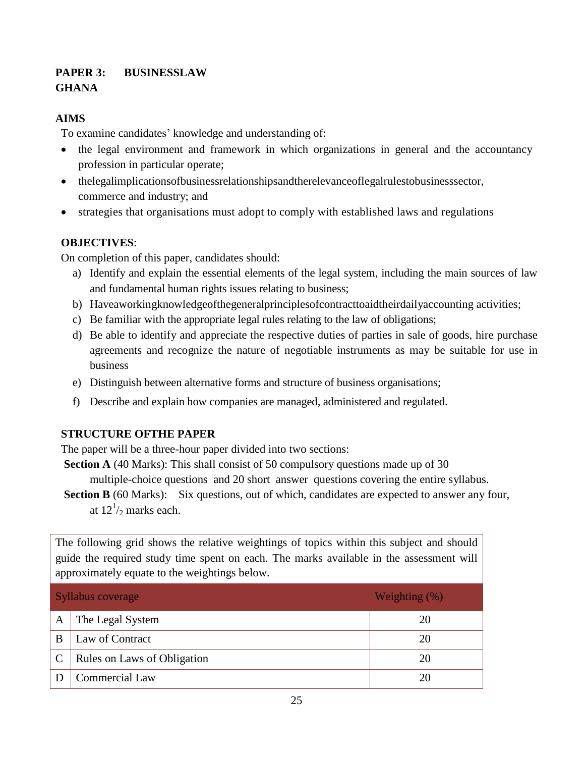**PAPER 3: BUSINESSLAW GHANA**

**AIMS**

To examine candidates' knowledge and understanding of:

- the legal environment and framework in which organizations in general and the accountancy profession in particular operate;
- thelegalimplicationsofbusinessrelationshipsandtherelevanceoflegalrulestobusinesssector, commerce and industry; and
- strategies that organisations must adopt to comply with established laws and regulations

**OBJECTIVES**:

On completion of this paper, candidates should:

a) Identify and explain the essential elements of the legal system, including the main sources of law and fundamental human rights issues relating to business;
b) Haveaworkingknowledgeofthegeneralprinciplesofcontracttoaidtheirdailyaccounting activities;
c) Be familiar with the appropriate legal rules relating to the law of obligations;
d) Be able to identify and appreciate the respective duties of parties in sale of goods, hire purchase agreements and recognize the nature of negotiable instruments as may be suitable for use in business
e) Distinguish between alternative forms and structure of business organisations;
f) Describe and explain how companies are managed, administered and regulated.

**STRUCTURE OFTHE PAPER**

The paper will be a three-hour paper divided into two sections:

**Section A** (40 Marks): This shall consist of 50 compulsory questions made up of 30 multiple-choice questions and 20 short answer questions covering the entire syllabus.

**Section B** (60 Marks): Six questions, out of which, candidates are expected to answer any four, at $12^1/_2$ marks each.

The following grid shows the relative weightings of topics within this subject and should guide the required study time spent on each. The marks available in the assessment will approximately equate to the weightings below.

| Syllabus coverage | | Weighting (%) |
|---|---|---|
| A | The Legal System | 20 |
| B | Law of Contract | 20 |
| C | Rules on Laws of Obligation | 20 |
| D | Commercial Law | 20 |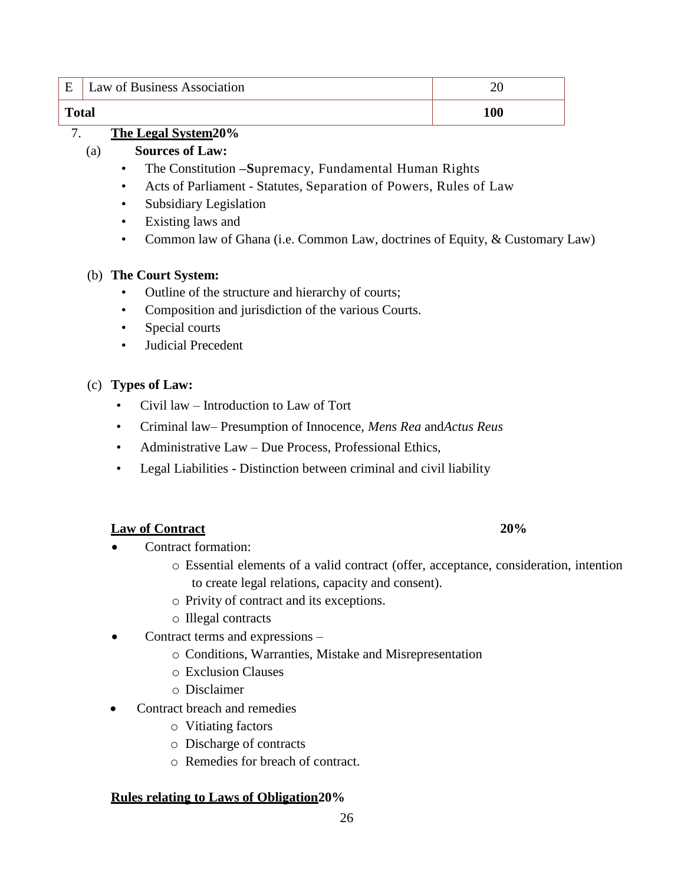| | | |
|---|---|---|
| E | Law of Business Association | 20 |
| **Total** | | **100** |

7. **The Legal System20%**

(a) **Sources of Law:**

- The Constitution –**S**upremacy, Fundamental Human Rights
- Acts of Parliament - Statutes, Separation of Powers, Rules of Law
- Subsidiary Legislation
- Existing laws and
- Common law of Ghana (i.e. Common Law, doctrines of Equity, & Customary Law)

(b) **The Court System:**

- Outline of the structure and hierarchy of courts;
- Composition and jurisdiction of the various Courts.
- Special courts
- Judicial Precedent

(c) **Types of Law:**

- Civil law – Introduction to Law of Tort
- Criminal law– Presumption of Innocence, *Mens Rea* and*Actus Reus*
- Administrative Law – Due Process, Professional Ethics,
- Legal Liabilities - Distinction between criminal and civil liability

**Law of Contract** **20%**

- Contract formation:
  - Essential elements of a valid contract (offer, acceptance, consideration, intention to create legal relations, capacity and consent).
  - Privity of contract and its exceptions.
  - Illegal contracts
- Contract terms and expressions –
  - Conditions, Warranties, Mistake and Misrepresentation
  - Exclusion Clauses
  - Disclaimer
- Contract breach and remedies
  - Vitiating factors
  - Discharge of contracts
  - Remedies for breach of contract.

**Rules relating to Laws of Obligation20%**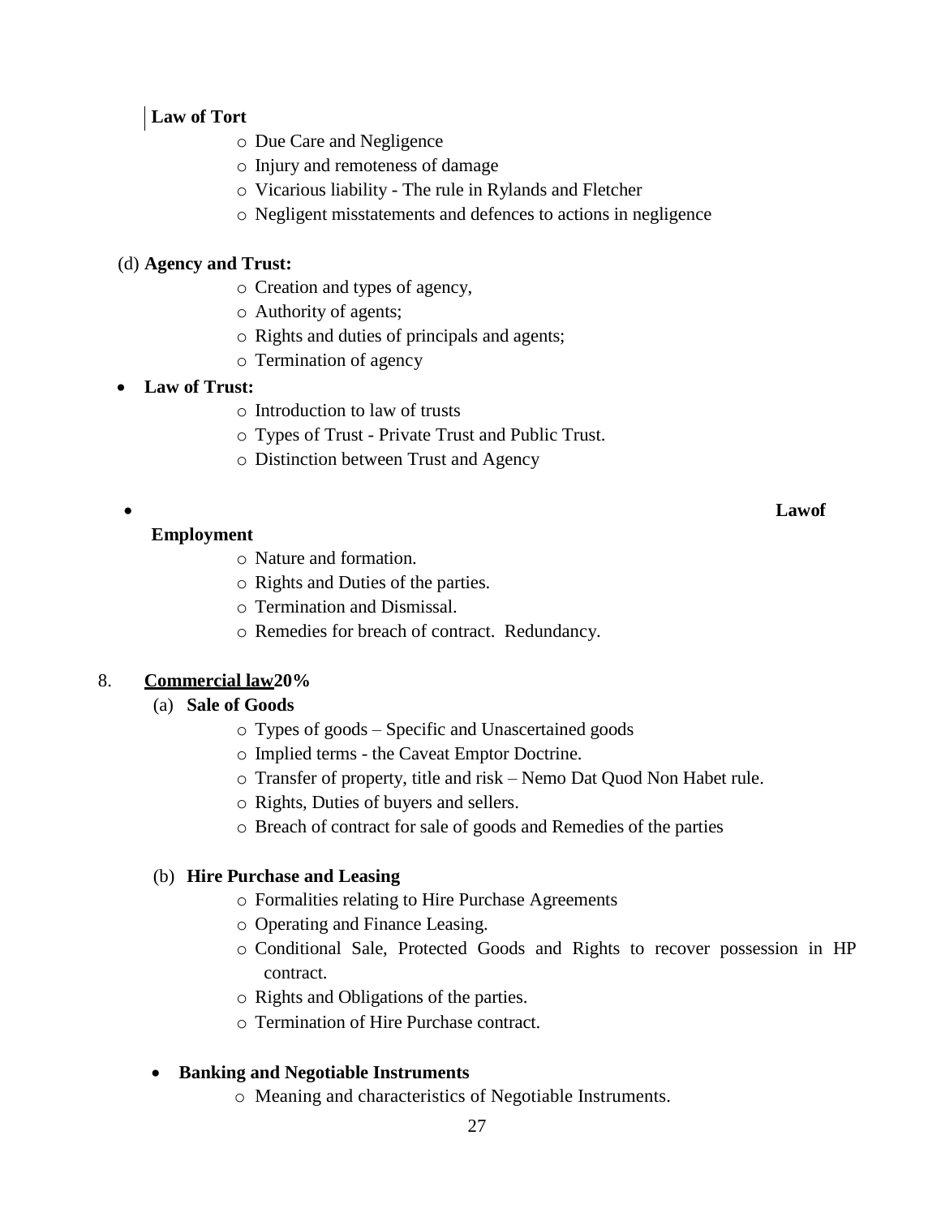**Law of Tort**

- Due Care and Negligence
- Injury and remoteness of damage
- Vicarious liability - The rule in Rylands and Fletcher
- Negligent misstatements and defences to actions in negligence

(d) **Agency and Trust:**

- Creation and types of agency,
- Authority of agents;
- Rights and duties of principals and agents;
- Termination of agency

- **Law of Trust:**
  - Introduction to law of trusts
  - Types of Trust - Private Trust and Public Trust.
  - Distinction between Trust and Agency

- **Lawof Employment**
  - Nature and formation.
  - Rights and Duties of the parties.
  - Termination and Dismissal.
  - Remedies for breach of contract.  Redundancy.

8. **Commercial law20%**

(a) **Sale of Goods**

- Types of goods – Specific and Unascertained goods
- Implied terms - the Caveat Emptor Doctrine.
- Transfer of property, title and risk – Nemo Dat Quod Non Habet rule.
- Rights, Duties of buyers and sellers.
- Breach of contract for sale of goods and Remedies of the parties

(b) **Hire Purchase and Leasing**

- Formalities relating to Hire Purchase Agreements
- Operating and Finance Leasing.
- Conditional Sale, Protected Goods and Rights to recover possession in HP contract.
- Rights and Obligations of the parties.
- Termination of Hire Purchase contract.

- **Banking and Negotiable Instruments**
  - Meaning and characteristics of Negotiable Instruments.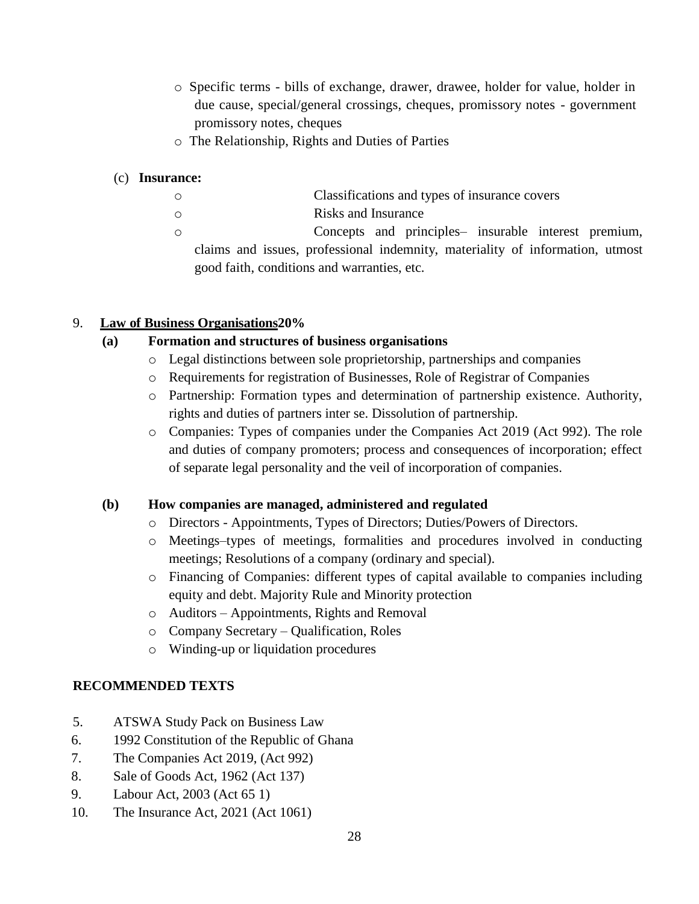- Specific terms - bills of exchange, drawer, drawee, holder for value, holder in due cause, special/general crossings, cheques, promissory notes - government promissory notes, cheques
- The Relationship, Rights and Duties of Parties

(c) **Insurance:**

- Classifications and types of insurance covers
- Risks and Insurance
- Concepts and principles– insurable interest premium, claims and issues, professional indemnity, materiality of information, utmost good faith, conditions and warranties, etc.

9. **<u>Law of Business Organisations</u>20%**

**(a) Formation and structures of business organisations**

- Legal distinctions between sole proprietorship, partnerships and companies
- Requirements for registration of Businesses, Role of Registrar of Companies
- Partnership: Formation types and determination of partnership existence. Authority, rights and duties of partners inter se. Dissolution of partnership.
- Companies: Types of companies under the Companies Act 2019 (Act 992). The role and duties of company promoters; process and consequences of incorporation; effect of separate legal personality and the veil of incorporation of companies.

**(b) How companies are managed, administered and regulated**

- Directors - Appointments, Types of Directors; Duties/Powers of Directors.
- Meetings–types of meetings, formalities and procedures involved in conducting meetings; Resolutions of a company (ordinary and special).
- Financing of Companies: different types of capital available to companies including equity and debt. Majority Rule and Minority protection
- Auditors – Appointments, Rights and Removal
- Company Secretary – Qualification, Roles
- Winding-up or liquidation procedures

**RECOMMENDED TEXTS**

5. ATSWA Study Pack on Business Law
6. 1992 Constitution of the Republic of Ghana
7. The Companies Act 2019, (Act 992)
8. Sale of Goods Act, 1962 (Act 137)
9. Labour Act, 2003 (Act 65 1)
10. The Insurance Act, 2021 (Act 1061)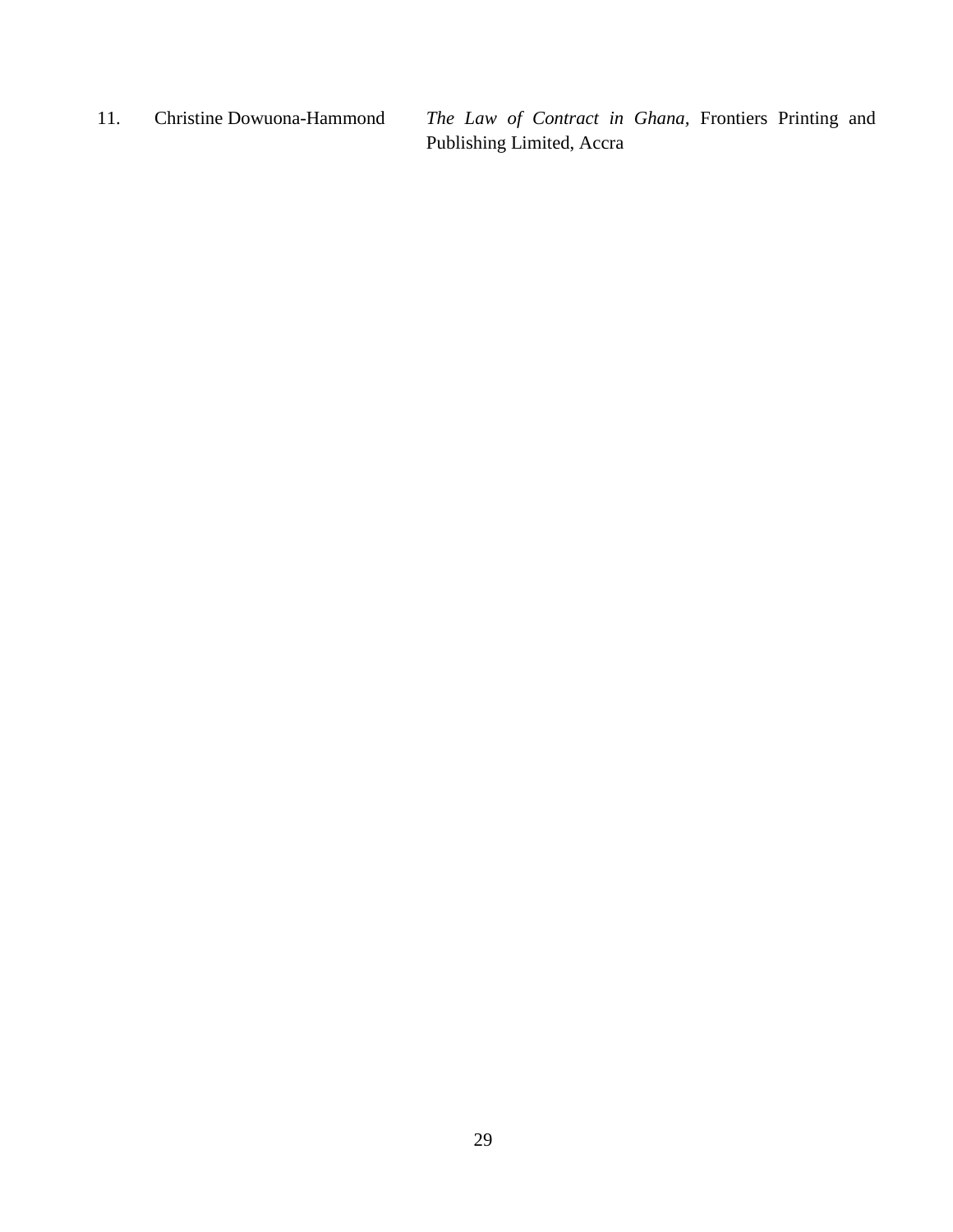11. Christine Dowuona-Hammond *The Law of Contract in Ghana*, Frontiers Printing and Publishing Limited, Accra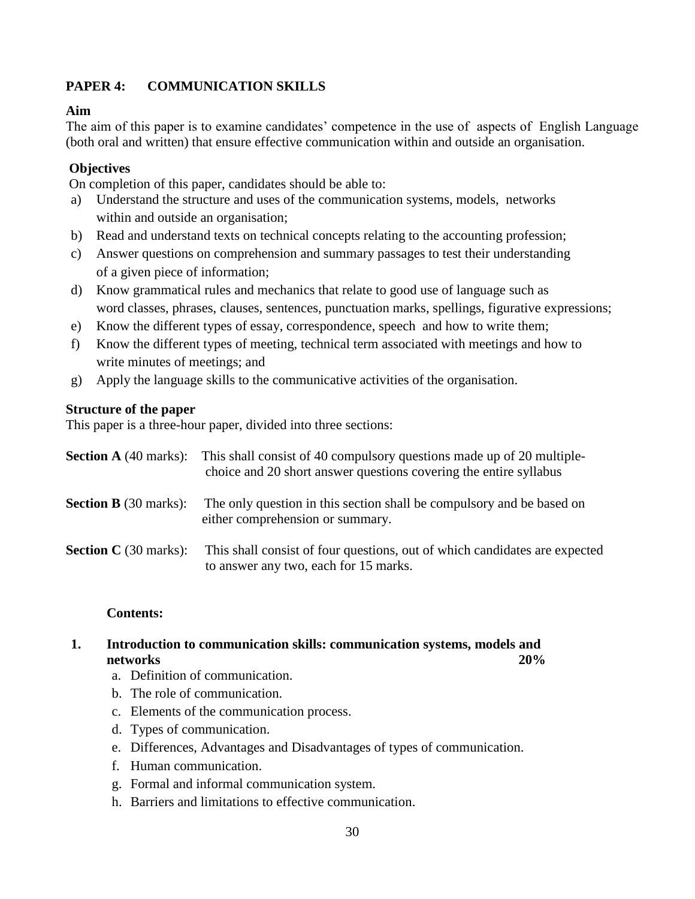## PAPER 4: COMMUNICATION SKILLS

**Aim**

The aim of this paper is to examine candidates' competence in the use of aspects of English Language (both oral and written) that ensure effective communication within and outside an organisation.

**Objectives**

On completion of this paper, candidates should be able to:

a) Understand the structure and uses of the communication systems, models, networks within and outside an organisation;
b) Read and understand texts on technical concepts relating to the accounting profession;
c) Answer questions on comprehension and summary passages to test their understanding of a given piece of information;
d) Know grammatical rules and mechanics that relate to good use of language such as word classes, phrases, clauses, sentences, punctuation marks, spellings, figurative expressions;
e) Know the different types of essay, correspondence, speech and how to write them;
f) Know the different types of meeting, technical term associated with meetings and how to write minutes of meetings; and
g) Apply the language skills to the communicative activities of the organisation.

**Structure of the paper**

This paper is a three-hour paper, divided into three sections:

**Section A** (40 marks): This shall consist of 40 compulsory questions made up of 20 multiple-choice and 20 short answer questions covering the entire syllabus

**Section B** (30 marks): The only question in this section shall be compulsory and be based on either comprehension or summary.

**Section C** (30 marks): This shall consist of four questions, out of which candidates are expected to answer any two, each for 15 marks.

**Contents:**

**1. Introduction to communication skills: communication systems, models and networks — 20%**

a. Definition of communication.
b. The role of communication.
c. Elements of the communication process.
d. Types of communication.
e. Differences, Advantages and Disadvantages of types of communication.
f. Human communication.
g. Formal and informal communication system.
h. Barriers and limitations to effective communication.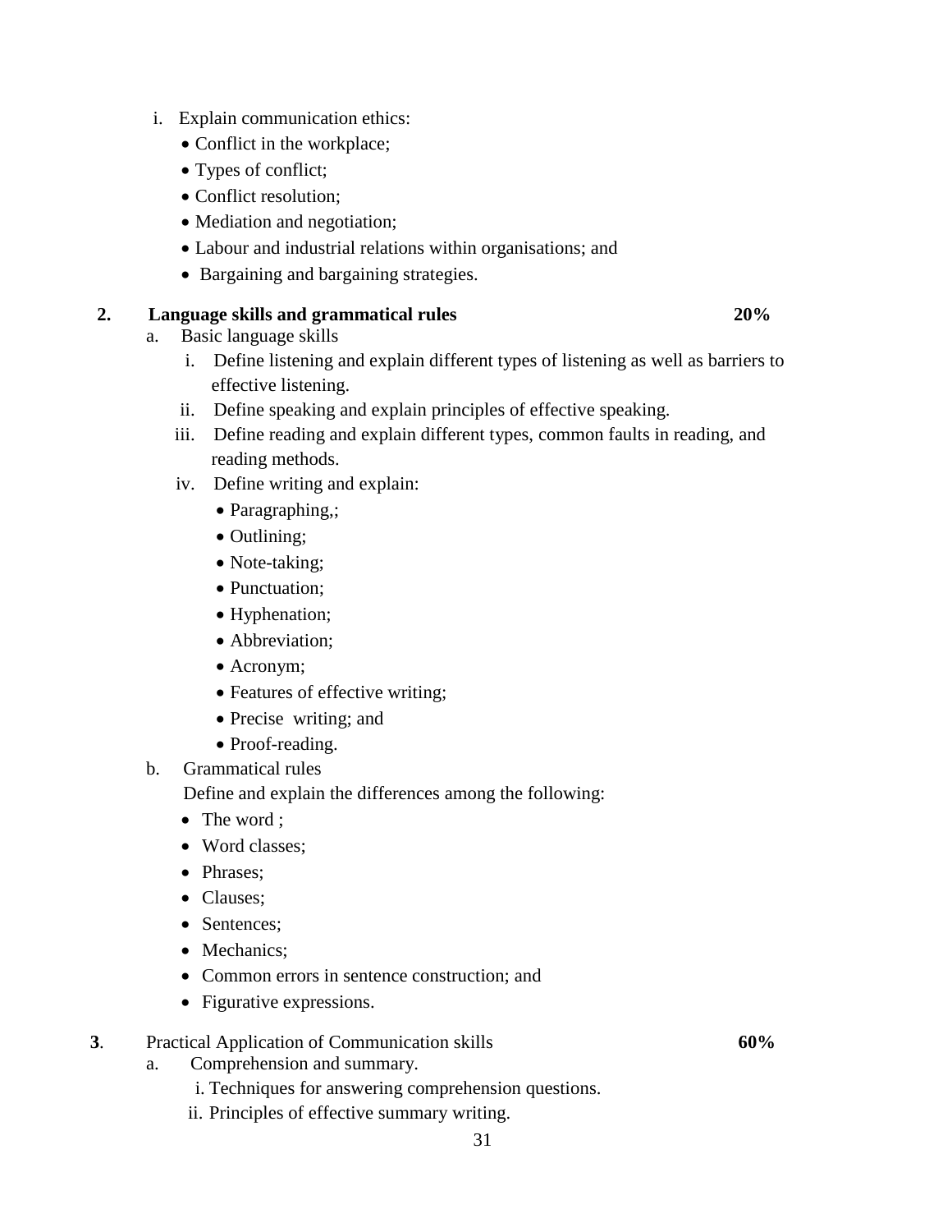i. Explain communication ethics:
   - Conflict in the workplace;
   - Types of conflict;
   - Conflict resolution;
   - Mediation and negotiation;
   - Labour and industrial relations within organisations; and
   - Bargaining and bargaining strategies.

**2. Language skills and grammatical rules** **20%**

a. Basic language skills
   i. Define listening and explain different types of listening as well as barriers to effective listening.
   ii. Define speaking and explain principles of effective speaking.
   iii. Define reading and explain different types, common faults in reading, and reading methods.
   iv. Define writing and explain:
      - Paragraphing,;
      - Outlining;
      - Note-taking;
      - Punctuation;
      - Hyphenation;
      - Abbreviation;
      - Acronym;
      - Features of effective writing;
      - Precise writing; and
      - Proof-reading.

b. Grammatical rules

   Define and explain the differences among the following:
   - The word ;
   - Word classes;
   - Phrases;
   - Clauses;
   - Sentences;
   - Mechanics;
   - Common errors in sentence construction; and
   - Figurative expressions.

**3**. Practical Application of Communication skills **60%**

a. Comprehension and summary.
   i. Techniques for answering comprehension questions.
   ii. Principles of effective summary writing.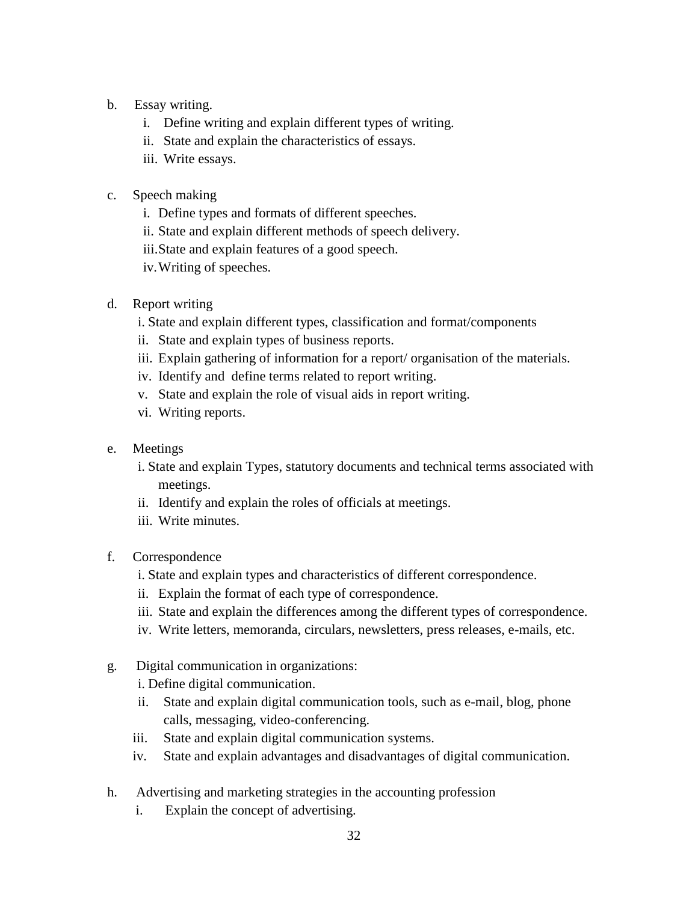b. Essay writing.
   i. Define writing and explain different types of writing.
   ii. State and explain the characteristics of essays.
   iii. Write essays.

c. Speech making
   i. Define types and formats of different speeches.
   ii. State and explain different methods of speech delivery.
   iii. State and explain features of a good speech.
   iv. Writing of speeches.

d. Report writing
   i. State and explain different types, classification and format/components
   ii. State and explain types of business reports.
   iii. Explain gathering of information for a report/ organisation of the materials.
   iv. Identify and define terms related to report writing.
   v. State and explain the role of visual aids in report writing.
   vi. Writing reports.

e. Meetings
   i. State and explain Types, statutory documents and technical terms associated with meetings.
   ii. Identify and explain the roles of officials at meetings.
   iii. Write minutes.

f. Correspondence
   i. State and explain types and characteristics of different correspondence.
   ii. Explain the format of each type of correspondence.
   iii. State and explain the differences among the different types of correspondence.
   iv. Write letters, memoranda, circulars, newsletters, press releases, e-mails, etc.

g. Digital communication in organizations:
   i. Define digital communication.
   ii. State and explain digital communication tools, such as e-mail, blog, phone calls, messaging, video-conferencing.
   iii. State and explain digital communication systems.
   iv. State and explain advantages and disadvantages of digital communication.

h. Advertising and marketing strategies in the accounting profession
   i. Explain the concept of advertising.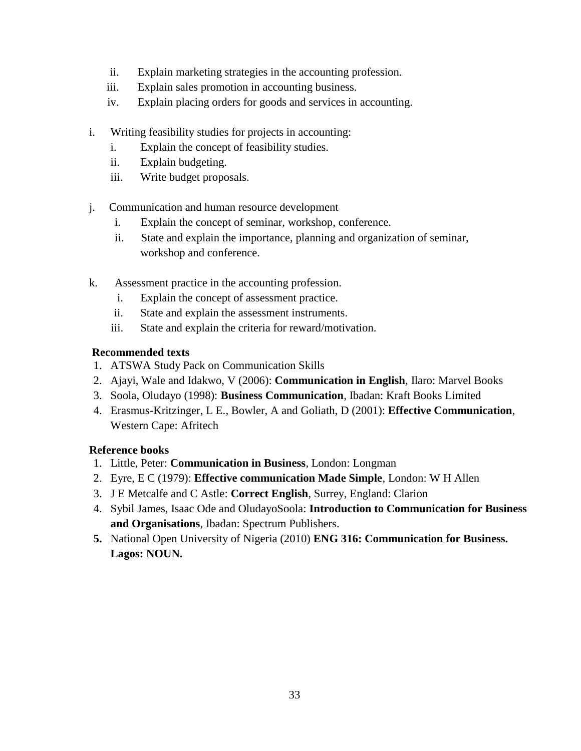ii. Explain marketing strategies in the accounting profession.
   iii. Explain sales promotion in accounting business.
   iv. Explain placing orders for goods and services in accounting.

i. Writing feasibility studies for projects in accounting:
   i. Explain the concept of feasibility studies.
   ii. Explain budgeting.
   iii. Write budget proposals.

j. Communication and human resource development
   i. Explain the concept of seminar, workshop, conference.
   ii. State and explain the importance, planning and organization of seminar, workshop and conference.

k. Assessment practice in the accounting profession.
   i. Explain the concept of assessment practice.
   ii. State and explain the assessment instruments.
   iii. State and explain the criteria for reward/motivation.

**Recommended texts**

1. ATSWA Study Pack on Communication Skills
2. Ajayi, Wale and Idakwo, V (2006): **Communication in English**, Ilaro: Marvel Books
3. Soola, Oludayo (1998): **Business Communication**, Ibadan: Kraft Books Limited
4. Erasmus-Kritzinger, L E., Bowler, A and Goliath, D (2001): **Effective Communication**, Western Cape: Afritech

**Reference books**

1. Little, Peter: **Communication in Business**, London: Longman
2. Eyre, E C (1979): **Effective communication Made Simple**, London: W H Allen
3. J E Metcalfe and C Astle: **Correct English**, Surrey, England: Clarion
4. Sybil James, Isaac Ode and OludayoSoola: **Introduction to Communication for Business and Organisations**, Ibadan: Spectrum Publishers.
5. National Open University of Nigeria (2010) **ENG 316: Communication for Business. Lagos: NOUN.**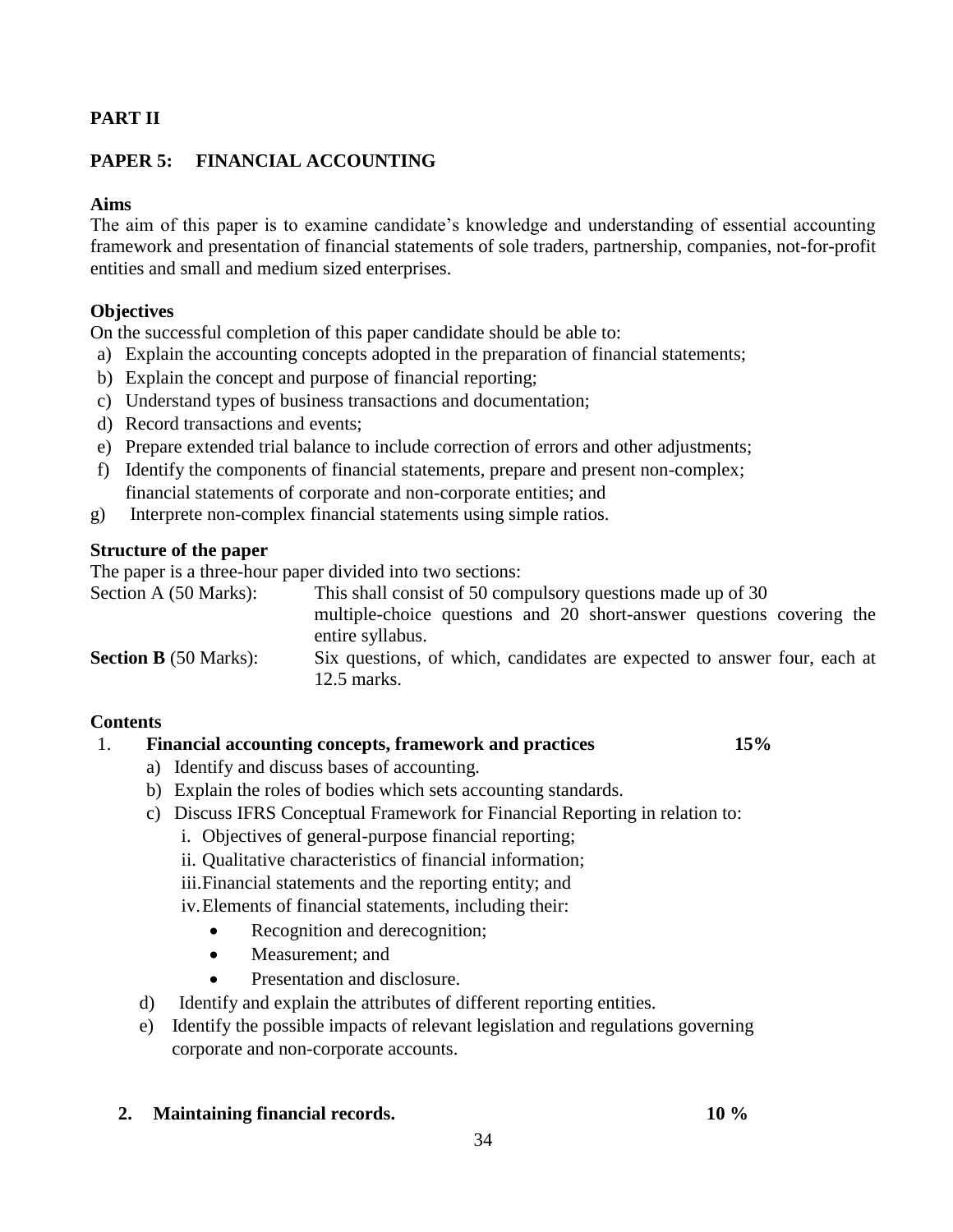**PART II**

**PAPER 5: FINANCIAL ACCOUNTING**

**Aims**

The aim of this paper is to examine candidate's knowledge and understanding of essential accounting framework and presentation of financial statements of sole traders, partnership, companies, not-for-profit entities and small and medium sized enterprises.

**Objectives**

On the successful completion of this paper candidate should be able to:

a) Explain the accounting concepts adopted in the preparation of financial statements;
b) Explain the concept and purpose of financial reporting;
c) Understand types of business transactions and documentation;
d) Record transactions and events;
e) Prepare extended trial balance to include correction of errors and other adjustments;
f) Identify the components of financial statements, prepare and present non-complex; financial statements of corporate and non-corporate entities; and
g) Interprete non-complex financial statements using simple ratios.

**Structure of the paper**

The paper is a three-hour paper divided into two sections:

| | |
|---|---|
| Section A (50 Marks): | This shall consist of 50 compulsory questions made up of 30 multiple-choice questions and 20 short-answer questions covering the entire syllabus. |
| **Section B** (50 Marks): | Six questions, of which, candidates are expected to answer four, each at 12.5 marks. |

**Contents**

1. **Financial accounting concepts, framework and practices** **15%**
   a) Identify and discuss bases of accounting.
   b) Explain the roles of bodies which sets accounting standards.
   c) Discuss IFRS Conceptual Framework for Financial Reporting in relation to:
      i. Objectives of general-purpose financial reporting;
      ii. Qualitative characteristics of financial information;
      iii. Financial statements and the reporting entity; and
      iv. Elements of financial statements, including their:
         - Recognition and derecognition;
         - Measurement; and
         - Presentation and disclosure.
   d) Identify and explain the attributes of different reporting entities.
   e) Identify the possible impacts of relevant legislation and regulations governing corporate and non-corporate accounts.

2. **Maintaining financial records.** **10 %**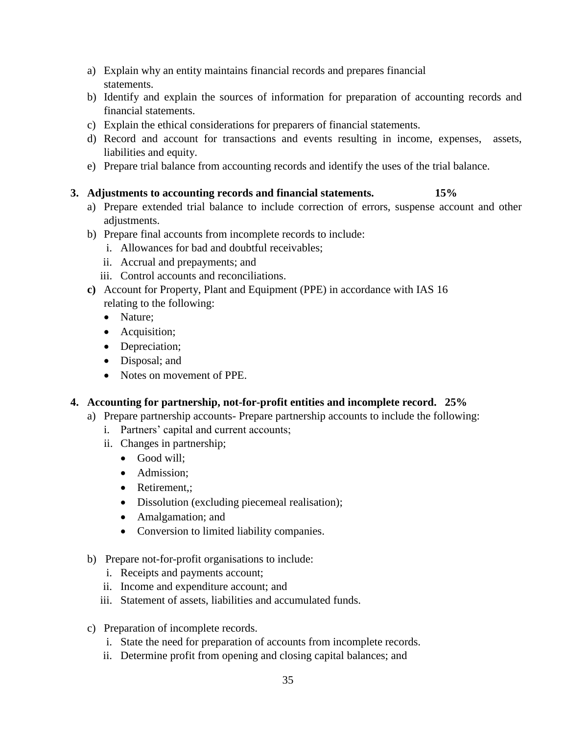a) Explain why an entity maintains financial records and prepares financial statements.
b) Identify and explain the sources of information for preparation of accounting records and financial statements.
c) Explain the ethical considerations for preparers of financial statements.
d) Record and account for transactions and events resulting in income, expenses, assets, liabilities and equity.
e) Prepare trial balance from accounting records and identify the uses of the trial balance.

**3. Adjustments to accounting records and financial statements. 15%**

a) Prepare extended trial balance to include correction of errors, suspense account and other adjustments.
b) Prepare final accounts from incomplete records to include:
   i. Allowances for bad and doubtful receivables;
   ii. Accrual and prepayments; and
   iii. Control accounts and reconciliations.
**c)** Account for Property, Plant and Equipment (PPE) in accordance with IAS 16 relating to the following:
   - Nature;
   - Acquisition;
   - Depreciation;
   - Disposal; and
   - Notes on movement of PPE.

**4. Accounting for partnership, not-for-profit entities and incomplete record. 25%**

a) Prepare partnership accounts- Prepare partnership accounts to include the following:
   i. Partners' capital and current accounts;
   ii. Changes in partnership;
      - Good will;
      - Admission;
      - Retirement,;
      - Dissolution (excluding piecemeal realisation);
      - Amalgamation; and
      - Conversion to limited liability companies.

b) Prepare not-for-profit organisations to include:
   i. Receipts and payments account;
   ii. Income and expenditure account; and
   iii. Statement of assets, liabilities and accumulated funds.

c) Preparation of incomplete records.
   i. State the need for preparation of accounts from incomplete records.
   ii. Determine profit from opening and closing capital balances; and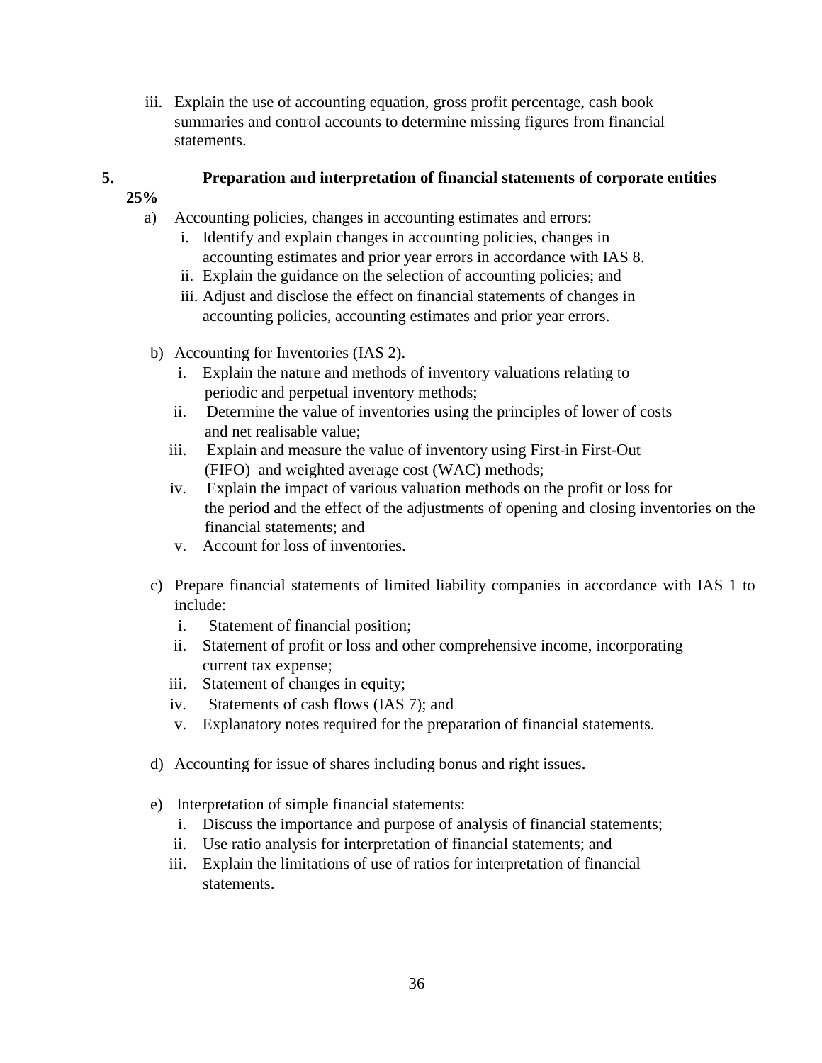iii. Explain the use of accounting equation, gross profit percentage, cash book summaries and control accounts to determine missing figures from financial statements.

**5. Preparation and interpretation of financial statements of corporate entities 25%**

a) Accounting policies, changes in accounting estimates and errors:
   i. Identify and explain changes in accounting policies, changes in accounting estimates and prior year errors in accordance with IAS 8.
   ii. Explain the guidance on the selection of accounting policies; and
   iii. Adjust and disclose the effect on financial statements of changes in accounting policies, accounting estimates and prior year errors.

b) Accounting for Inventories (IAS 2).
   i. Explain the nature and methods of inventory valuations relating to periodic and perpetual inventory methods;
   ii. Determine the value of inventories using the principles of lower of costs and net realisable value;
   iii. Explain and measure the value of inventory using First-in First-Out (FIFO) and weighted average cost (WAC) methods;
   iv. Explain the impact of various valuation methods on the profit or loss for the period and the effect of the adjustments of opening and closing inventories on the financial statements; and
   v. Account for loss of inventories.

c) Prepare financial statements of limited liability companies in accordance with IAS 1 to include:
   i. Statement of financial position;
   ii. Statement of profit or loss and other comprehensive income, incorporating current tax expense;
   iii. Statement of changes in equity;
   iv. Statements of cash flows (IAS 7); and
   v. Explanatory notes required for the preparation of financial statements.

d) Accounting for issue of shares including bonus and right issues.

e) Interpretation of simple financial statements:
   i. Discuss the importance and purpose of analysis of financial statements;
   ii. Use ratio analysis for interpretation of financial statements; and
   iii. Explain the limitations of use of ratios for interpretation of financial statements.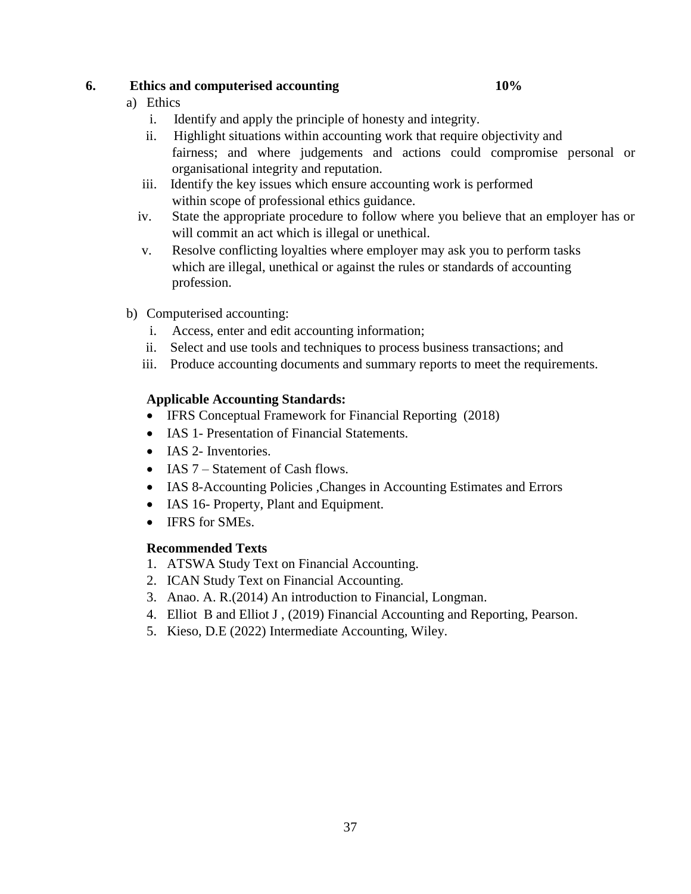**6. Ethics and computerised accounting 10%**

a) Ethics

i. Identify and apply the principle of honesty and integrity.

ii. Highlight situations within accounting work that require objectivity and fairness; and where judgements and actions could compromise personal or organisational integrity and reputation.

iii. Identify the key issues which ensure accounting work is performed within scope of professional ethics guidance.

iv. State the appropriate procedure to follow where you believe that an employer has or will commit an act which is illegal or unethical.

v. Resolve conflicting loyalties where employer may ask you to perform tasks which are illegal, unethical or against the rules or standards of accounting profession.

b) Computerised accounting:

i. Access, enter and edit accounting information;

ii. Select and use tools and techniques to process business transactions; and

iii. Produce accounting documents and summary reports to meet the requirements.

**Applicable Accounting Standards:**

- IFRS Conceptual Framework for Financial Reporting (2018)
- IAS 1- Presentation of Financial Statements.
- IAS 2- Inventories.
- IAS 7 – Statement of Cash flows.
- IAS 8-Accounting Policies ,Changes in Accounting Estimates and Errors
- IAS 16- Property, Plant and Equipment.
- IFRS for SMEs.

**Recommended Texts**

1. ATSWA Study Text on Financial Accounting.
2. ICAN Study Text on Financial Accounting.
3. Anao. A. R.(2014) An introduction to Financial, Longman.
4. Elliot B and Elliot J , (2019) Financial Accounting and Reporting, Pearson.
5. Kieso, D.E (2022) Intermediate Accounting, Wiley.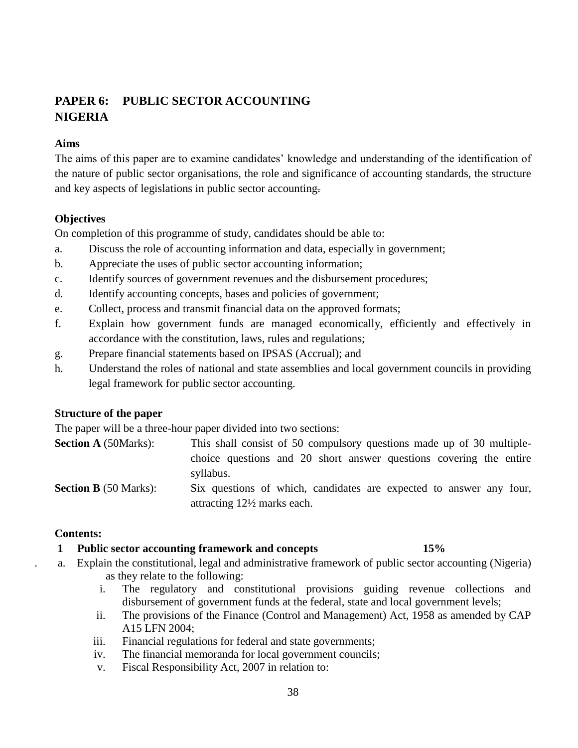# PAPER 6: PUBLIC SECTOR ACCOUNTING NIGERIA

**Aims**

The aims of this paper are to examine candidates' knowledge and understanding of the identification of the nature of public sector organisations, the role and significance of accounting standards, the structure and key aspects of legislations in public sector accounting.

**Objectives**

On completion of this programme of study, candidates should be able to:

a. Discuss the role of accounting information and data, especially in government;
b. Appreciate the uses of public sector accounting information;
c. Identify sources of government revenues and the disbursement procedures;
d. Identify accounting concepts, bases and policies of government;
e. Collect, process and transmit financial data on the approved formats;
f. Explain how government funds are managed economically, efficiently and effectively in accordance with the constitution, laws, rules and regulations;
g. Prepare financial statements based on IPSAS (Accrual); and
h. Understand the roles of national and state assemblies and local government councils in providing legal framework for public sector accounting.

**Structure of the paper**

The paper will be a three-hour paper divided into two sections:

**Section A** (50Marks): This shall consist of 50 compulsory questions made up of 30 multiple-choice questions and 20 short answer questions covering the entire syllabus.

**Section B** (50 Marks): Six questions of which, candidates are expected to answer any four, attracting 12½ marks each.

**Contents:**

**1 Public sector accounting framework and concepts 15%**

a. Explain the constitutional, legal and administrative framework of public sector accounting (Nigeria) as they relate to the following:
   i. The regulatory and constitutional provisions guiding revenue collections and disbursement of government funds at the federal, state and local government levels;
   ii. The provisions of the Finance (Control and Management) Act, 1958 as amended by CAP A15 LFN 2004;
   iii. Financial regulations for federal and state governments;
   iv. The financial memoranda for local government councils;
   v. Fiscal Responsibility Act, 2007 in relation to: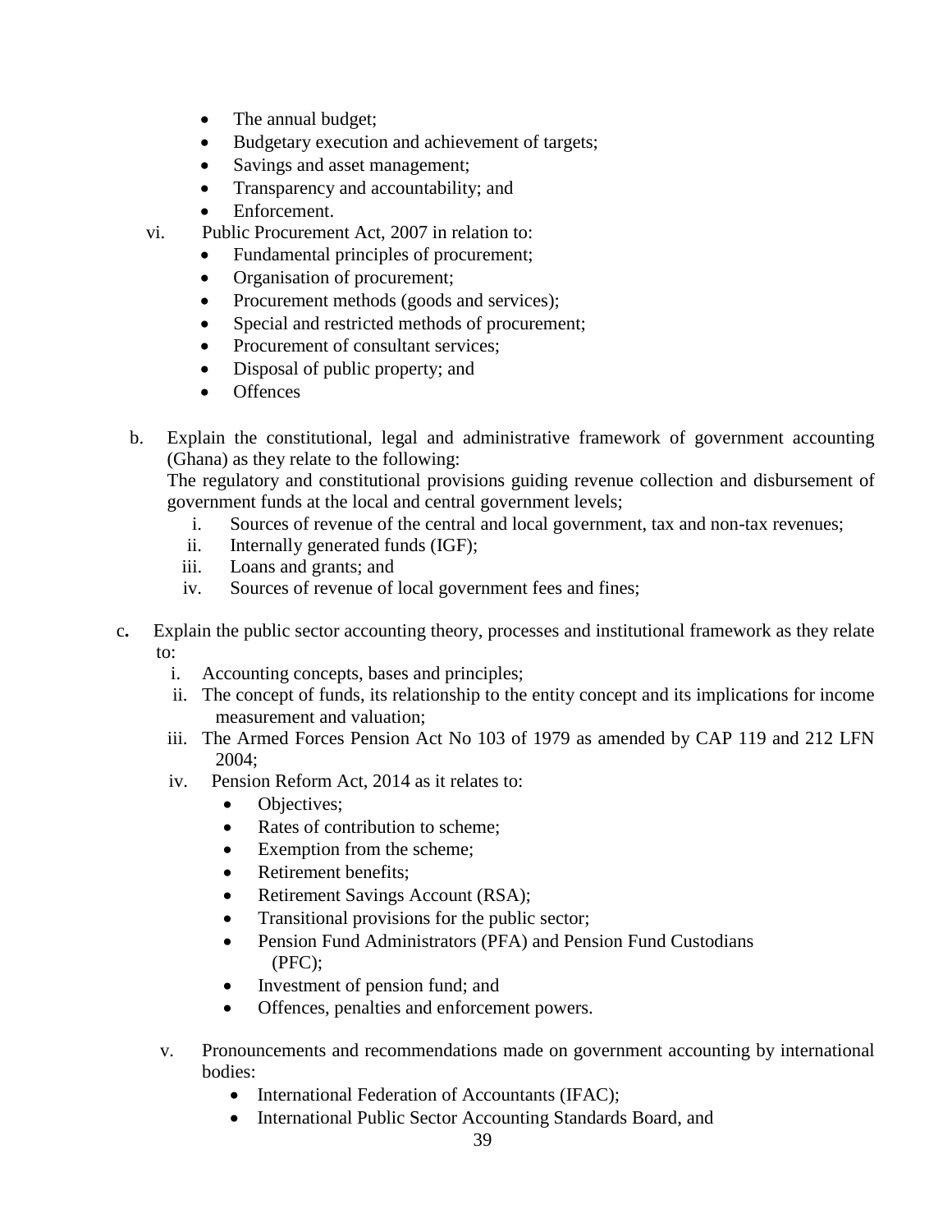- The annual budget;
- Budgetary execution and achievement of targets;
- Savings and asset management;
- Transparency and accountability; and
- Enforcement.

vi. Public Procurement Act, 2007 in relation to:
- Fundamental principles of procurement;
- Organisation of procurement;
- Procurement methods (goods and services);
- Special and restricted methods of procurement;
- Procurement of consultant services;
- Disposal of public property; and
- Offences

b. Explain the constitutional, legal and administrative framework of government accounting (Ghana) as they relate to the following:
The regulatory and constitutional provisions guiding revenue collection and disbursement of government funds at the local and central government levels;
   i. Sources of revenue of the central and local government, tax and non-tax revenues;
   ii. Internally generated funds (IGF);
   iii. Loans and grants; and
   iv. Sources of revenue of local government fees and fines;

c. Explain the public sector accounting theory, processes and institutional framework as they relate to:
   i. Accounting concepts, bases and principles;
   ii. The concept of funds, its relationship to the entity concept and its implications for income measurement and valuation;
   iii. The Armed Forces Pension Act No 103 of 1979 as amended by CAP 119 and 212 LFN 2004;
   iv. Pension Reform Act, 2014 as it relates to:
      - Objectives;
      - Rates of contribution to scheme;
      - Exemption from the scheme;
      - Retirement benefits;
      - Retirement Savings Account (RSA);
      - Transitional provisions for the public sector;
      - Pension Fund Administrators (PFA) and Pension Fund Custodians (PFC);
      - Investment of pension fund; and
      - Offences, penalties and enforcement powers.
   v. Pronouncements and recommendations made on government accounting by international bodies:
      - International Federation of Accountants (IFAC);
      - International Public Sector Accounting Standards Board, and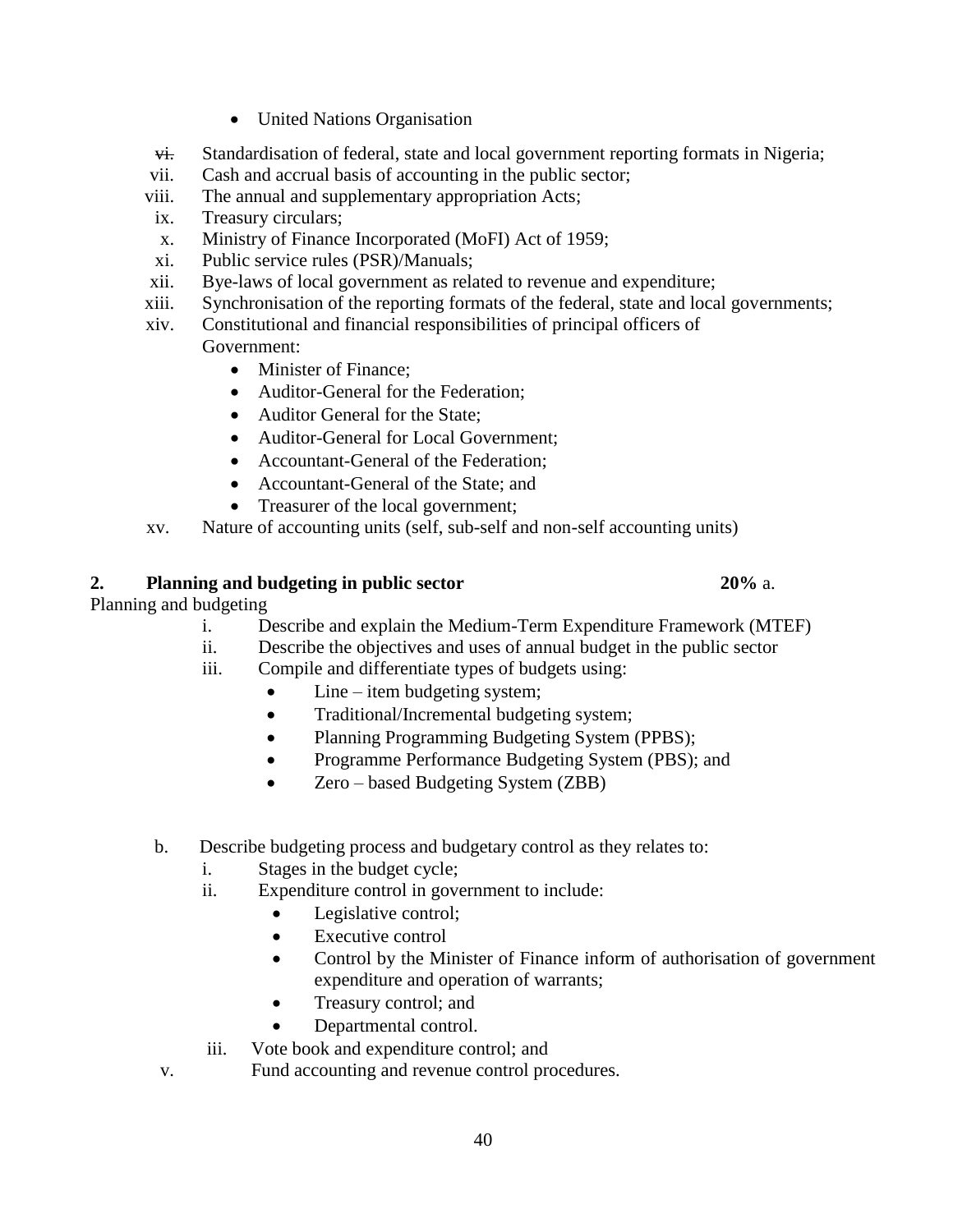- United Nations Organisation

vi. Standardisation of federal, state and local government reporting formats in Nigeria;
vii. Cash and accrual basis of accounting in the public sector;
viii. The annual and supplementary appropriation Acts;
ix. Treasury circulars;
x. Ministry of Finance Incorporated (MoFI) Act of 1959;
xi. Public service rules (PSR)/Manuals;
xii. Bye-laws of local government as related to revenue and expenditure;
xiii. Synchronisation of the reporting formats of the federal, state and local governments;
xiv. Constitutional and financial responsibilities of principal officers of Government:
  - Minister of Finance;
  - Auditor-General for the Federation;
  - Auditor General for the State;
  - Auditor-General for Local Government;
  - Accountant-General of the Federation;
  - Accountant-General of the State; and
  - Treasurer of the local government;

xv. Nature of accounting units (self, sub-self and non-self accounting units)

**2. Planning and budgeting in public sector** **20%**

a. Planning and budgeting

i. Describe and explain the Medium-Term Expenditure Framework (MTEF)
ii. Describe the objectives and uses of annual budget in the public sector
iii. Compile and differentiate types of budgets using:
  - Line – item budgeting system;
  - Traditional/Incremental budgeting system;
  - Planning Programming Budgeting System (PPBS);
  - Programme Performance Budgeting System (PBS); and
  - Zero – based Budgeting System (ZBB)

b. Describe budgeting process and budgetary control as they relates to:

i. Stages in the budget cycle;
ii. Expenditure control in government to include:
  - Legislative control;
  - Executive control
  - Control by the Minister of Finance inform of authorisation of government expenditure and operation of warrants;
  - Treasury control; and
  - Departmental control.

iii. Vote book and expenditure control; and
v. Fund accounting and revenue control procedures.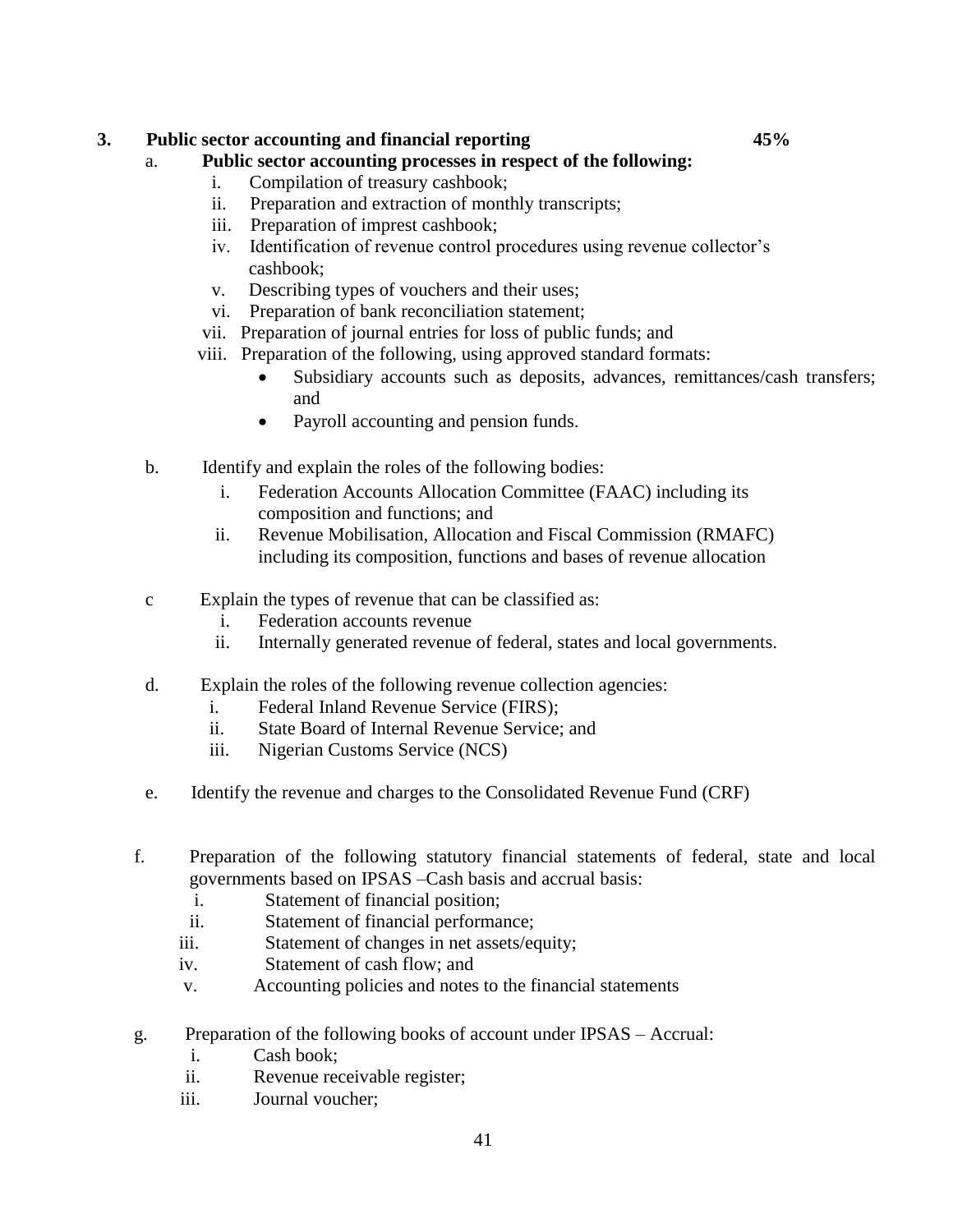**3. Public sector accounting and financial reporting 45%**

a. **Public sector accounting processes in respect of the following:**

   i. Compilation of treasury cashbook;
   ii. Preparation and extraction of monthly transcripts;
   iii. Preparation of imprest cashbook;
   iv. Identification of revenue control procedures using revenue collector's cashbook;
   v. Describing types of vouchers and their uses;
   vi. Preparation of bank reconciliation statement;
   vii. Preparation of journal entries for loss of public funds; and
   viii. Preparation of the following, using approved standard formats:
      - Subsidiary accounts such as deposits, advances, remittances/cash transfers; and
      - Payroll accounting and pension funds.

b. Identify and explain the roles of the following bodies:

   i. Federation Accounts Allocation Committee (FAAC) including its composition and functions; and
   ii. Revenue Mobilisation, Allocation and Fiscal Commission (RMAFC) including its composition, functions and bases of revenue allocation

c Explain the types of revenue that can be classified as:

   i. Federation accounts revenue
   ii. Internally generated revenue of federal, states and local governments.

d. Explain the roles of the following revenue collection agencies:

   i. Federal Inland Revenue Service (FIRS);
   ii. State Board of Internal Revenue Service; and
   iii. Nigerian Customs Service (NCS)

e. Identify the revenue and charges to the Consolidated Revenue Fund (CRF)

f. Preparation of the following statutory financial statements of federal, state and local governments based on IPSAS –Cash basis and accrual basis:

   i. Statement of financial position;
   ii. Statement of financial performance;
   iii. Statement of changes in net assets/equity;
   iv. Statement of cash flow; and
   v. Accounting policies and notes to the financial statements

g. Preparation of the following books of account under IPSAS – Accrual:

   i. Cash book;
   ii. Revenue receivable register;
   iii. Journal voucher;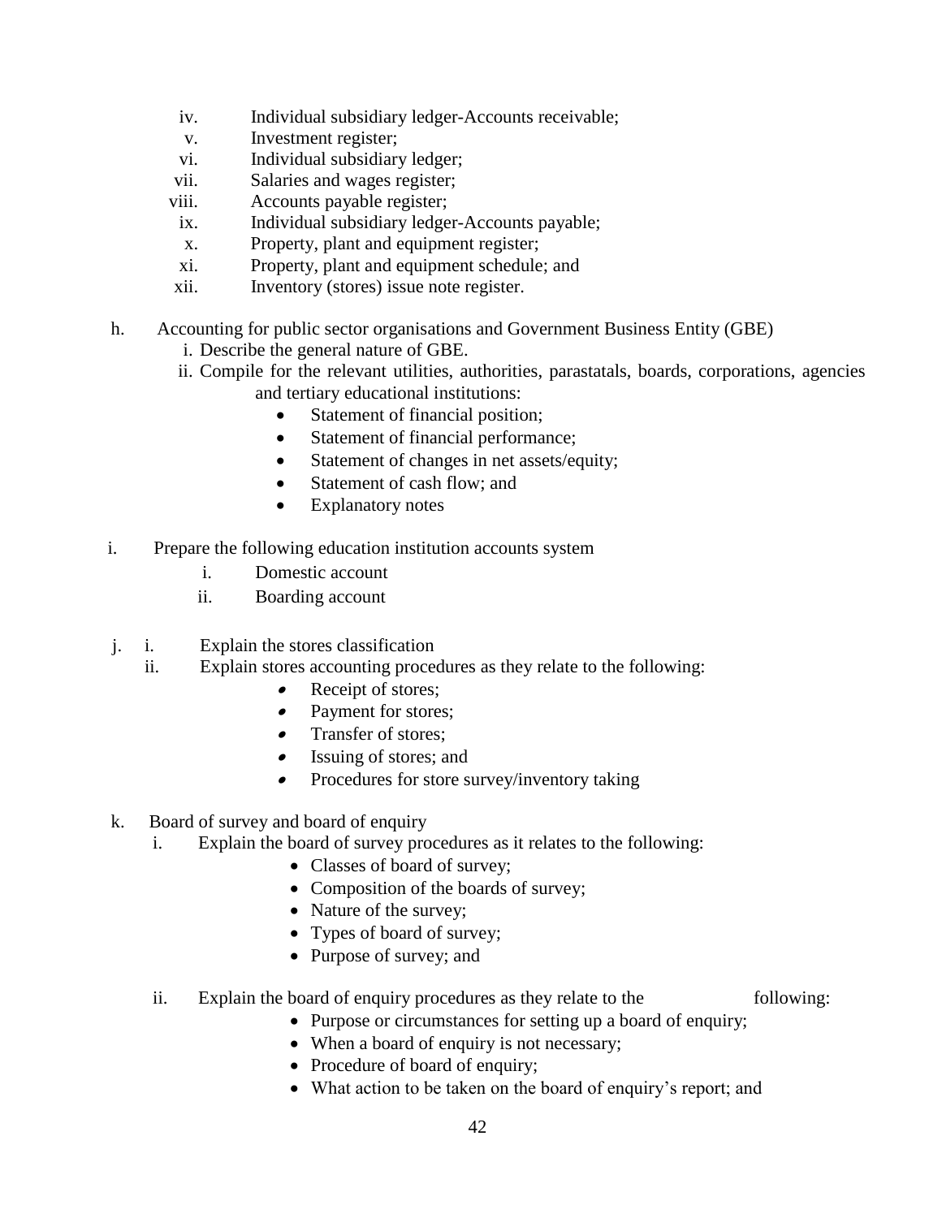- iv. Individual subsidiary ledger-Accounts receivable;
- v. Investment register;
- vi. Individual subsidiary ledger;
- vii. Salaries and wages register;
- viii. Accounts payable register;
- ix. Individual subsidiary ledger-Accounts payable;
- x. Property, plant and equipment register;
- xi. Property, plant and equipment schedule; and
- xii. Inventory (stores) issue note register.

h. Accounting for public sector organisations and Government Business Entity (GBE)

- i. Describe the general nature of GBE.
- ii. Compile for the relevant utilities, authorities, parastatals, boards, corporations, agencies and tertiary educational institutions:
    - Statement of financial position;
    - Statement of financial performance;
    - Statement of changes in net assets/equity;
    - Statement of cash flow; and
    - Explanatory notes

i. Prepare the following education institution accounts system

- i. Domestic account
- ii. Boarding account

j.
- i. Explain the stores classification
- ii. Explain stores accounting procedures as they relate to the following:
    - Receipt of stores;
    - Payment for stores;
    - Transfer of stores;
    - Issuing of stores; and
    - Procedures for store survey/inventory taking

k. Board of survey and board of enquiry

- i. Explain the board of survey procedures as it relates to the following:
    - Classes of board of survey;
    - Composition of the boards of survey;
    - Nature of the survey;
    - Types of board of survey;
    - Purpose of survey; and
- ii. Explain the board of enquiry procedures as they relate to the following:
    - Purpose or circumstances for setting up a board of enquiry;
    - When a board of enquiry is not necessary;
    - Procedure of board of enquiry;
    - What action to be taken on the board of enquiry's report; and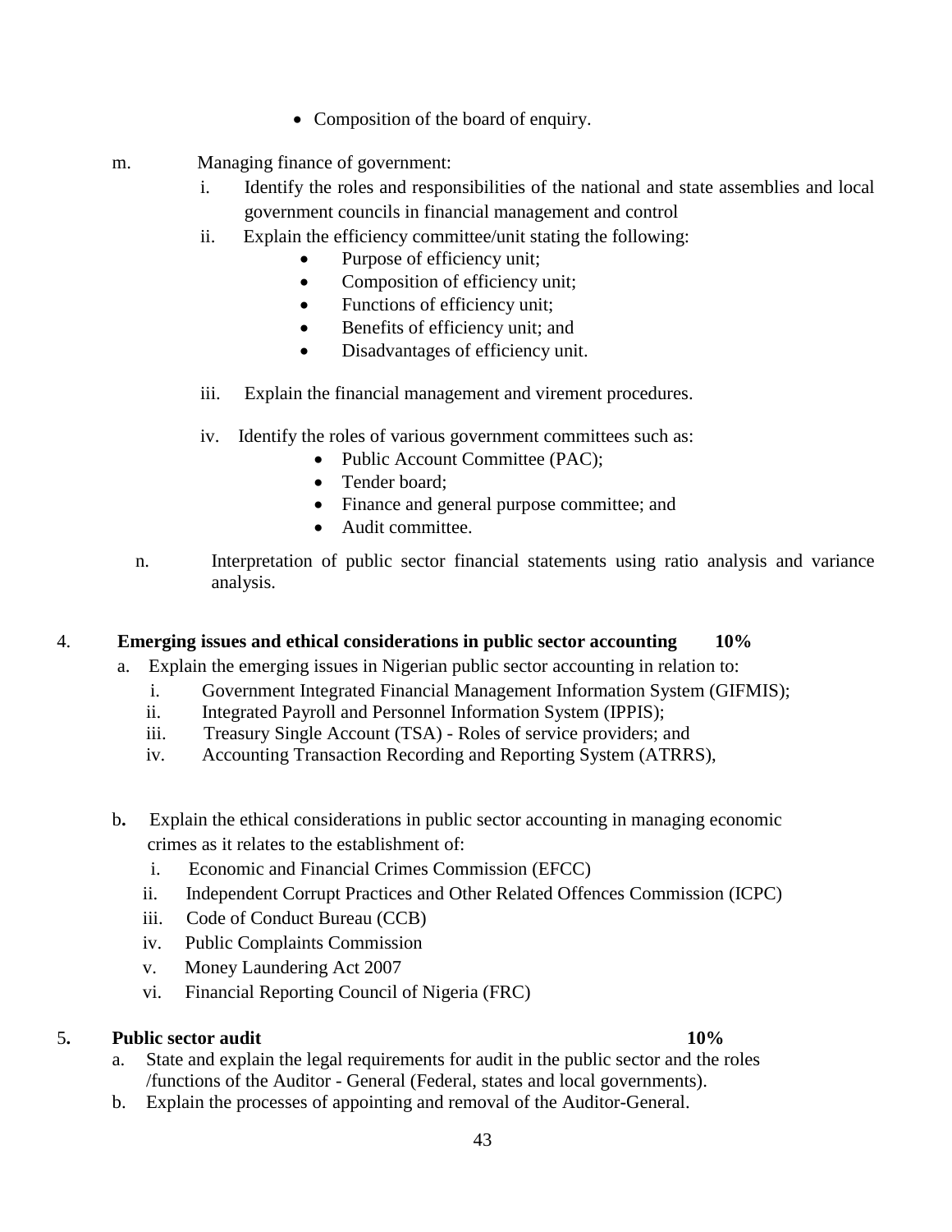- Composition of the board of enquiry.

m. Managing finance of government:

   i. Identify the roles and responsibilities of the national and state assemblies and local government councils in financial management and control

   ii. Explain the efficiency committee/unit stating the following:
      - Purpose of efficiency unit;
      - Composition of efficiency unit;
      - Functions of efficiency unit;
      - Benefits of efficiency unit; and
      - Disadvantages of efficiency unit.

   iii. Explain the financial management and virement procedures.

   iv. Identify the roles of various government committees such as:
      - Public Account Committee (PAC);
      - Tender board;
      - Finance and general purpose committee; and
      - Audit committee.

n. Interpretation of public sector financial statements using ratio analysis and variance analysis.

4. **Emerging issues and ethical considerations in public sector accounting 10%**

   a. Explain the emerging issues in Nigerian public sector accounting in relation to:
      i. Government Integrated Financial Management Information System (GIFMIS);
      ii. Integrated Payroll and Personnel Information System (IPPIS);
      iii. Treasury Single Account (TSA) - Roles of service providers; and
      iv. Accounting Transaction Recording and Reporting System (ATRRS),

   b. Explain the ethical considerations in public sector accounting in managing economic crimes as it relates to the establishment of:
      i. Economic and Financial Crimes Commission (EFCC)
      ii. Independent Corrupt Practices and Other Related Offences Commission (ICPC)
      iii. Code of Conduct Bureau (CCB)
      iv. Public Complaints Commission
      v. Money Laundering Act 2007
      vi. Financial Reporting Council of Nigeria (FRC)

5. **Public sector audit 10%**

   a. State and explain the legal requirements for audit in the public sector and the roles /functions of the Auditor - General (Federal, states and local governments).
   b. Explain the processes of appointing and removal of the Auditor-General.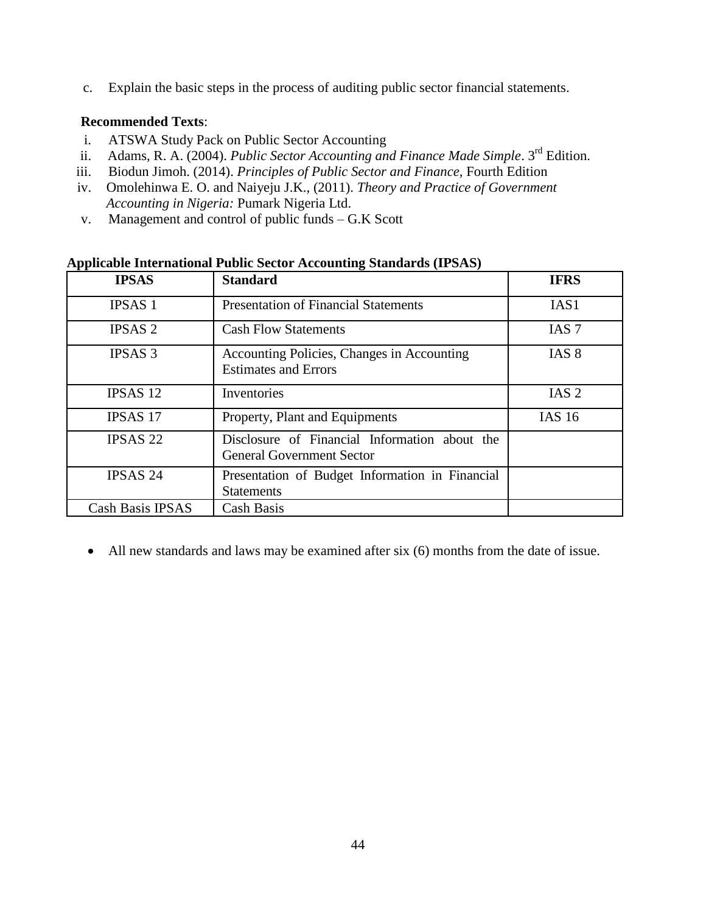c. Explain the basic steps in the process of auditing public sector financial statements.

**Recommended Texts**:

i. ATSWA Study Pack on Public Sector Accounting
ii. Adams, R. A. (2004). *Public Sector Accounting and Finance Made Simple*. 3rd Edition.
iii. Biodun Jimoh. (2014). *Principles of Public Sector and Finance*, Fourth Edition
iv. Omolehinwa E. O. and Naiyeju J.K., (2011). *Theory and Practice of Government Accounting in Nigeria:* Pumark Nigeria Ltd.
v. Management and control of public funds – G.K Scott

**Applicable International Public Sector Accounting Standards (IPSAS)**

| IPSAS | Standard | IFRS |
|---|---|---|
| IPSAS 1 | Presentation of Financial Statements | IAS1 |
| IPSAS 2 | Cash Flow Statements | IAS 7 |
| IPSAS 3 | Accounting Policies, Changes in Accounting Estimates and Errors | IAS 8 |
| IPSAS 12 | Inventories | IAS 2 |
| IPSAS 17 | Property, Plant and Equipments | IAS 16 |
| IPSAS 22 | Disclosure of Financial Information about the General Government Sector | |
| IPSAS 24 | Presentation of Budget Information in Financial Statements | |
| Cash Basis IPSAS | Cash Basis | |

- All new standards and laws may be examined after six (6) months from the date of issue.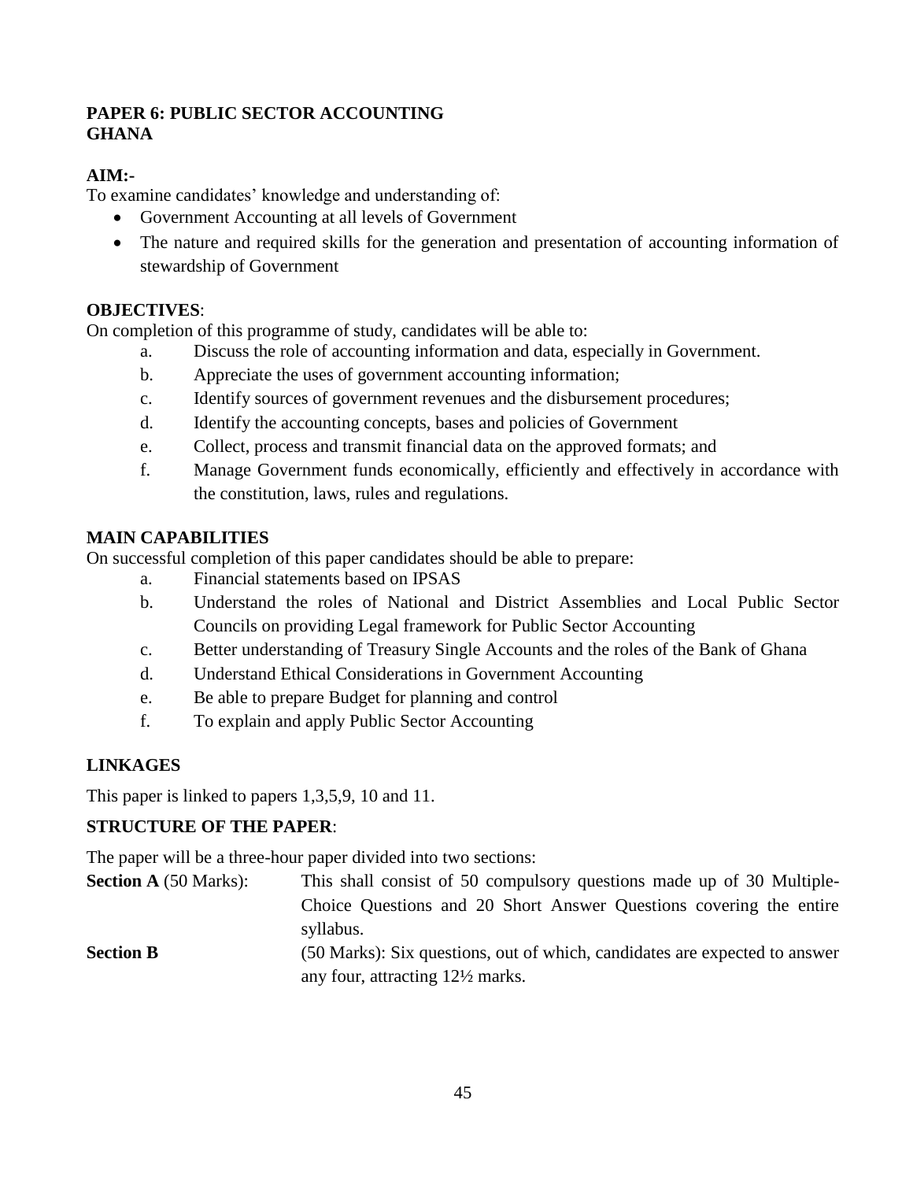## PAPER 6: PUBLIC SECTOR ACCOUNTING GHANA

**AIM:-**

To examine candidates' knowledge and understanding of:

- Government Accounting at all levels of Government
- The nature and required skills for the generation and presentation of accounting information of stewardship of Government

**OBJECTIVES**:

On completion of this programme of study, candidates will be able to:

a. Discuss the role of accounting information and data, especially in Government.
b. Appreciate the uses of government accounting information;
c. Identify sources of government revenues and the disbursement procedures;
d. Identify the accounting concepts, bases and policies of Government
e. Collect, process and transmit financial data on the approved formats; and
f. Manage Government funds economically, efficiently and effectively in accordance with the constitution, laws, rules and regulations.

**MAIN CAPABILITIES**

On successful completion of this paper candidates should be able to prepare:

a. Financial statements based on IPSAS
b. Understand the roles of National and District Assemblies and Local Public Sector Councils on providing Legal framework for Public Sector Accounting
c. Better understanding of Treasury Single Accounts and the roles of the Bank of Ghana
d. Understand Ethical Considerations in Government Accounting
e. Be able to prepare Budget for planning and control
f. To explain and apply Public Sector Accounting

**LINKAGES**

This paper is linked to papers 1,3,5,9, 10 and 11.

**STRUCTURE OF THE PAPER**:

The paper will be a three-hour paper divided into two sections:

**Section A** (50 Marks): This shall consist of 50 compulsory questions made up of 30 Multiple-Choice Questions and 20 Short Answer Questions covering the entire syllabus.

**Section B** (50 Marks): Six questions, out of which, candidates are expected to answer any four, attracting 12½ marks.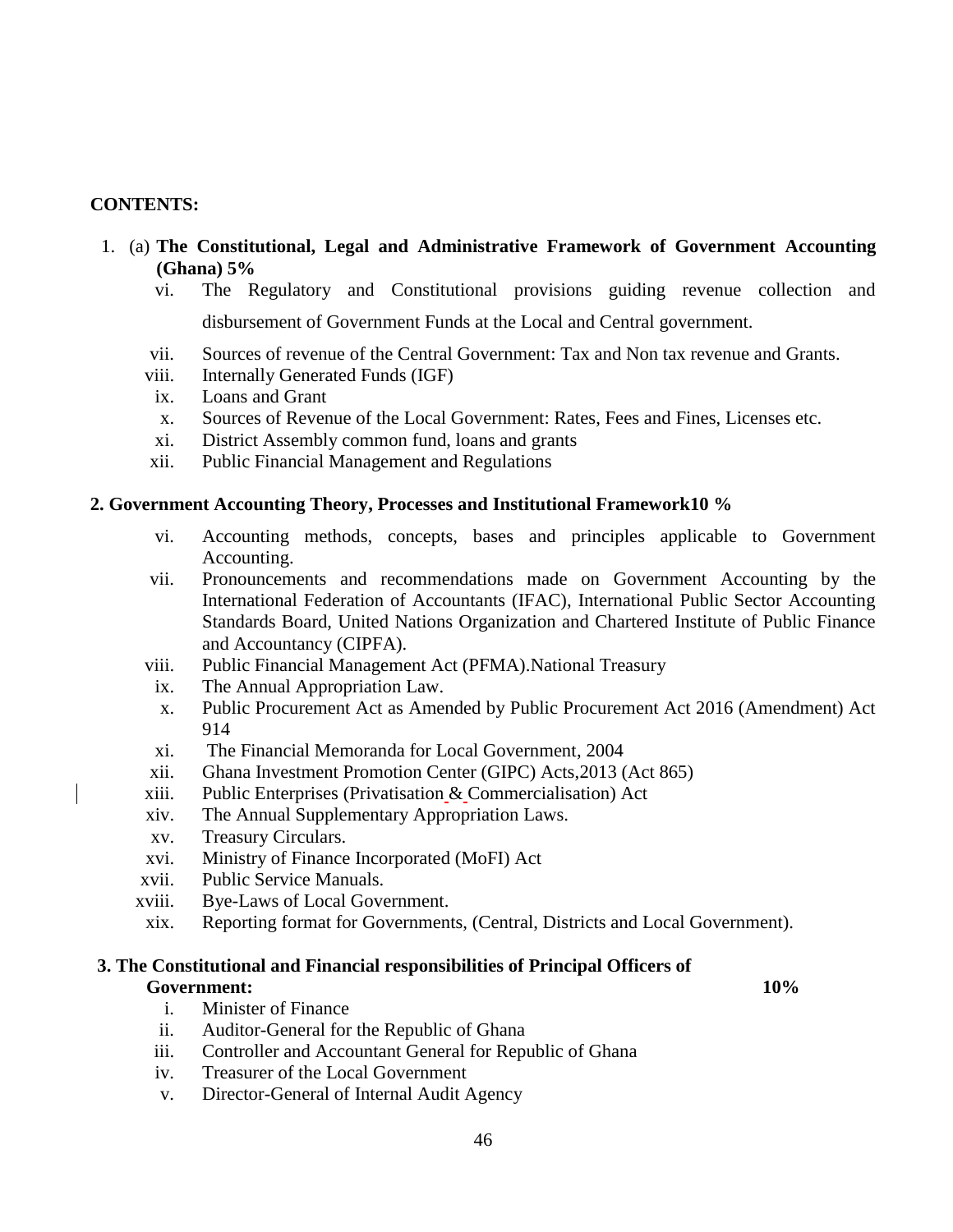**CONTENTS:**

1. (a) **The Constitutional, Legal and Administrative Framework of Government Accounting (Ghana) 5%**

    vi. The Regulatory and Constitutional provisions guiding revenue collection and disbursement of Government Funds at the Local and Central government.

    vii. Sources of revenue of the Central Government: Tax and Non tax revenue and Grants.

    viii. Internally Generated Funds (IGF)

    ix. Loans and Grant

    x. Sources of Revenue of the Local Government: Rates, Fees and Fines, Licenses etc.

    xi. District Assembly common fund, loans and grants

    xii. Public Financial Management and Regulations

**2. Government Accounting Theory, Processes and Institutional Framework10 %**

vi. Accounting methods, concepts, bases and principles applicable to Government Accounting.

vii. Pronouncements and recommendations made on Government Accounting by the International Federation of Accountants (IFAC), International Public Sector Accounting Standards Board, United Nations Organization and Chartered Institute of Public Finance and Accountancy (CIPFA).

viii. Public Financial Management Act (PFMA).National Treasury

ix. The Annual Appropriation Law.

x. Public Procurement Act as Amended by Public Procurement Act 2016 (Amendment) Act 914

xi. The Financial Memoranda for Local Government, 2004

xii. Ghana Investment Promotion Center (GIPC) Acts,2013 (Act 865)

xiii. Public Enterprises (Privatisation & Commercialisation) Act

xiv. The Annual Supplementary Appropriation Laws.

xv. Treasury Circulars.

xvi. Ministry of Finance Incorporated (MoFI) Act

xvii. Public Service Manuals.

xviii. Bye-Laws of Local Government.

xix. Reporting format for Governments, (Central, Districts and Local Government).

**3. The Constitutional and Financial responsibilities of Principal Officers of Government: 10%**

i. Minister of Finance

ii. Auditor-General for the Republic of Ghana

iii. Controller and Accountant General for Republic of Ghana

iv. Treasurer of the Local Government

v. Director-General of Internal Audit Agency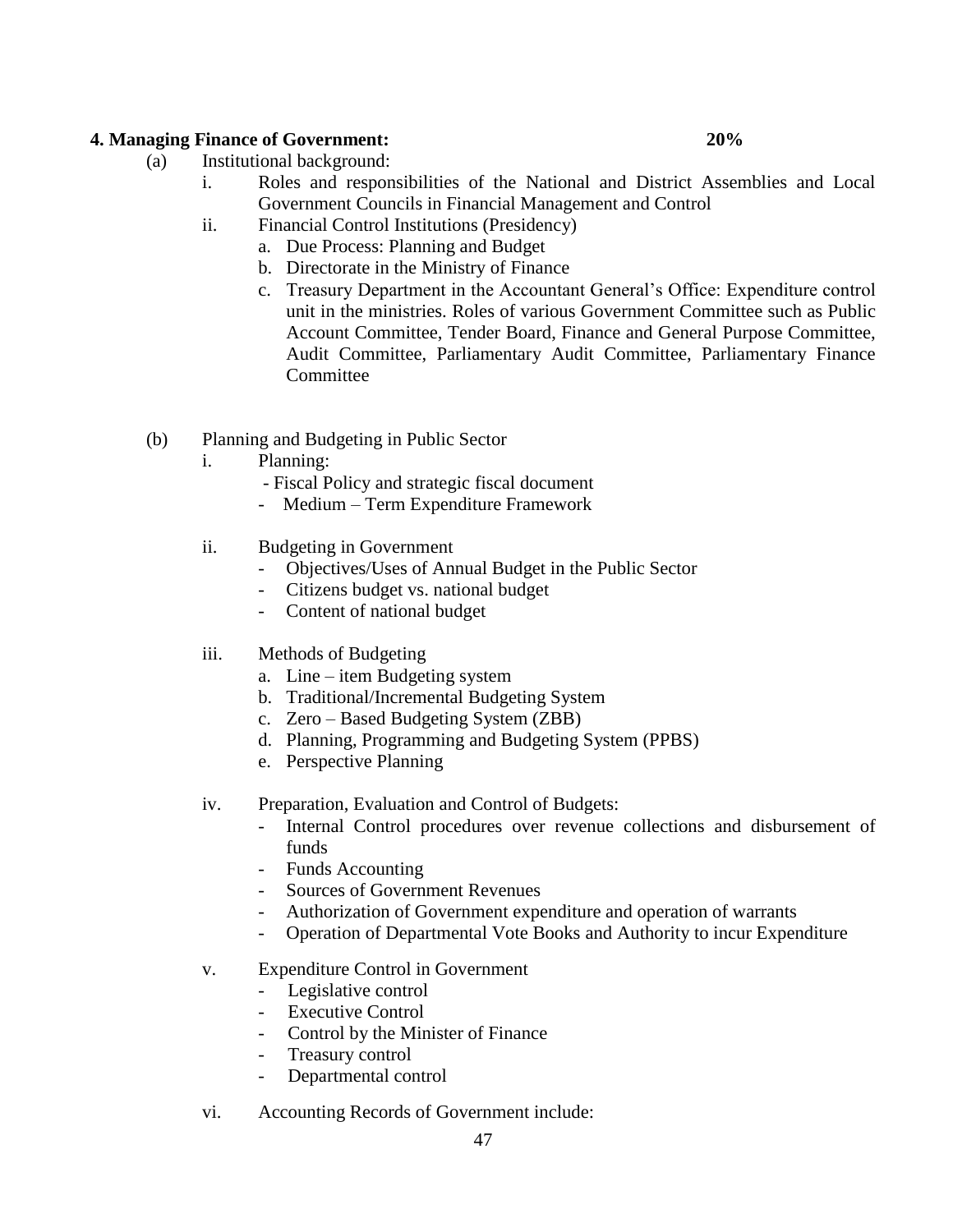**4. Managing Finance of Government: 20%**

(a) Institutional background:

   i. Roles and responsibilities of the National and District Assemblies and Local Government Councils in Financial Management and Control

   ii. Financial Control Institutions (Presidency)

      a. Due Process: Planning and Budget
      b. Directorate in the Ministry of Finance
      c. Treasury Department in the Accountant General's Office: Expenditure control unit in the ministries. Roles of various Government Committee such as Public Account Committee, Tender Board, Finance and General Purpose Committee, Audit Committee, Parliamentary Audit Committee, Parliamentary Finance Committee

(b) Planning and Budgeting in Public Sector

   i. Planning:

      - Fiscal Policy and strategic fiscal document
      - Medium – Term Expenditure Framework

   ii. Budgeting in Government

      - Objectives/Uses of Annual Budget in the Public Sector
      - Citizens budget vs. national budget
      - Content of national budget

   iii. Methods of Budgeting

      a. Line – item Budgeting system
      b. Traditional/Incremental Budgeting System
      c. Zero – Based Budgeting System (ZBB)
      d. Planning, Programming and Budgeting System (PPBS)
      e. Perspective Planning

   iv. Preparation, Evaluation and Control of Budgets:

      - Internal Control procedures over revenue collections and disbursement of funds
      - Funds Accounting
      - Sources of Government Revenues
      - Authorization of Government expenditure and operation of warrants
      - Operation of Departmental Vote Books and Authority to incur Expenditure

   v. Expenditure Control in Government

      - Legislative control
      - Executive Control
      - Control by the Minister of Finance
      - Treasury control
      - Departmental control

   vi. Accounting Records of Government include: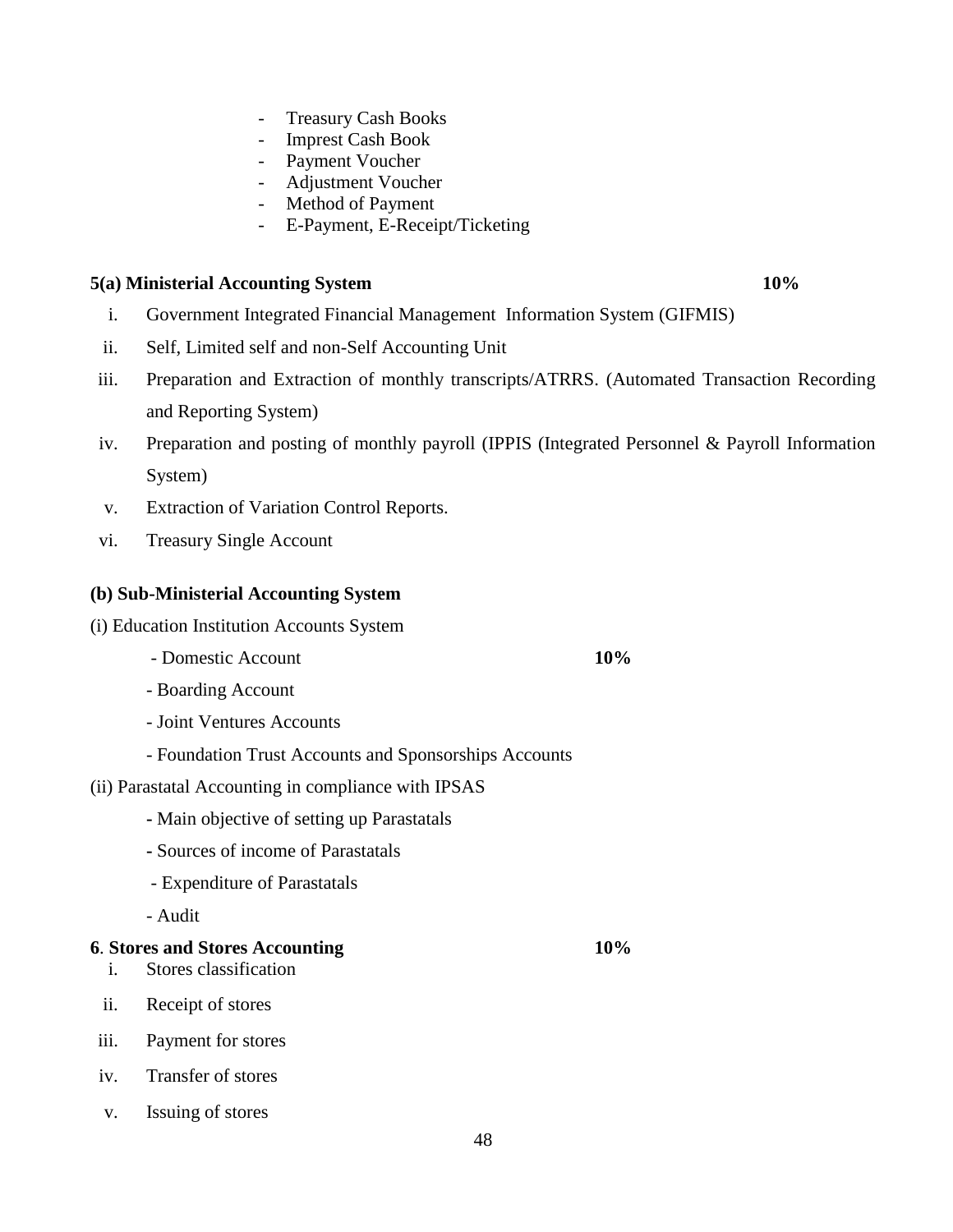- Treasury Cash Books
- Imprest Cash Book
- Payment Voucher
- Adjustment Voucher
- Method of Payment
- E-Payment, E-Receipt/Ticketing

**5(a) Ministerial Accounting System** **10%**

i. Government Integrated Financial Management Information System (GIFMIS)

ii. Self, Limited self and non-Self Accounting Unit

iii. Preparation and Extraction of monthly transcripts/ATRRS. (Automated Transaction Recording and Reporting System)

iv. Preparation and posting of monthly payroll (IPPIS (Integrated Personnel & Payroll Information System)

v. Extraction of Variation Control Reports.

vi. Treasury Single Account

**(b) Sub-Ministerial Accounting System**

(i) Education Institution Accounts System

- Domestic Account **10%**
- Boarding Account
- Joint Ventures Accounts
- Foundation Trust Accounts and Sponsorships Accounts

(ii) Parastatal Accounting in compliance with IPSAS

- Main objective of setting up Parastatals
- Sources of income of Parastatals
- Expenditure of Parastatals
- Audit

**6. Stores and Stores Accounting** **10%**

i. Stores classification

ii. Receipt of stores

iii. Payment for stores

iv. Transfer of stores

v. Issuing of stores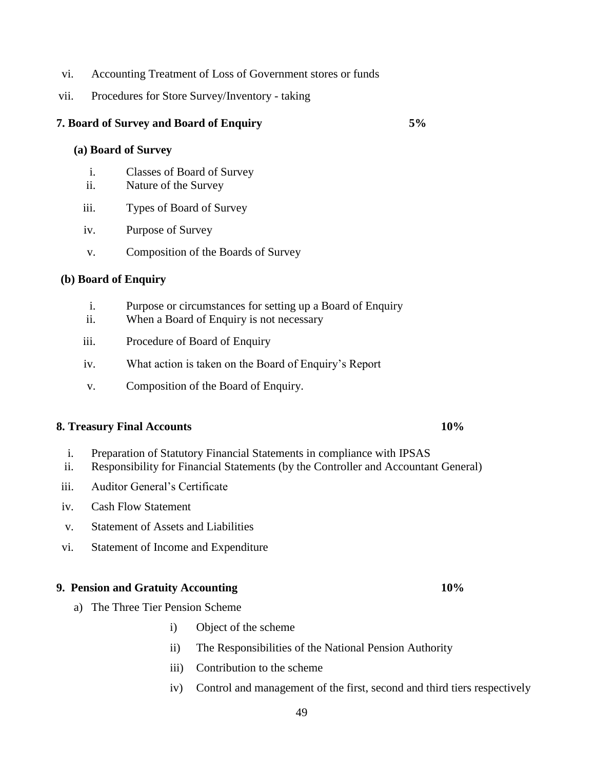vi. Accounting Treatment of Loss of Government stores or funds

vii. Procedures for Store Survey/Inventory - taking

**7. Board of Survey and Board of Enquiry 5%**

**(a) Board of Survey**

i. Classes of Board of Survey
ii. Nature of the Survey
iii. Types of Board of Survey
iv. Purpose of Survey
v. Composition of the Boards of Survey

**(b) Board of Enquiry**

i. Purpose or circumstances for setting up a Board of Enquiry
ii. When a Board of Enquiry is not necessary
iii. Procedure of Board of Enquiry
iv. What action is taken on the Board of Enquiry's Report
v. Composition of the Board of Enquiry.

**8. Treasury Final Accounts 10%**

i. Preparation of Statutory Financial Statements in compliance with IPSAS
ii. Responsibility for Financial Statements (by the Controller and Accountant General)
iii. Auditor General's Certificate
iv. Cash Flow Statement
v. Statement of Assets and Liabilities
vi. Statement of Income and Expenditure

**9. Pension and Gratuity Accounting 10%**

a) The Three Tier Pension Scheme

i) Object of the scheme
ii) The Responsibilities of the National Pension Authority
iii) Contribution to the scheme
iv) Control and management of the first, second and third tiers respectively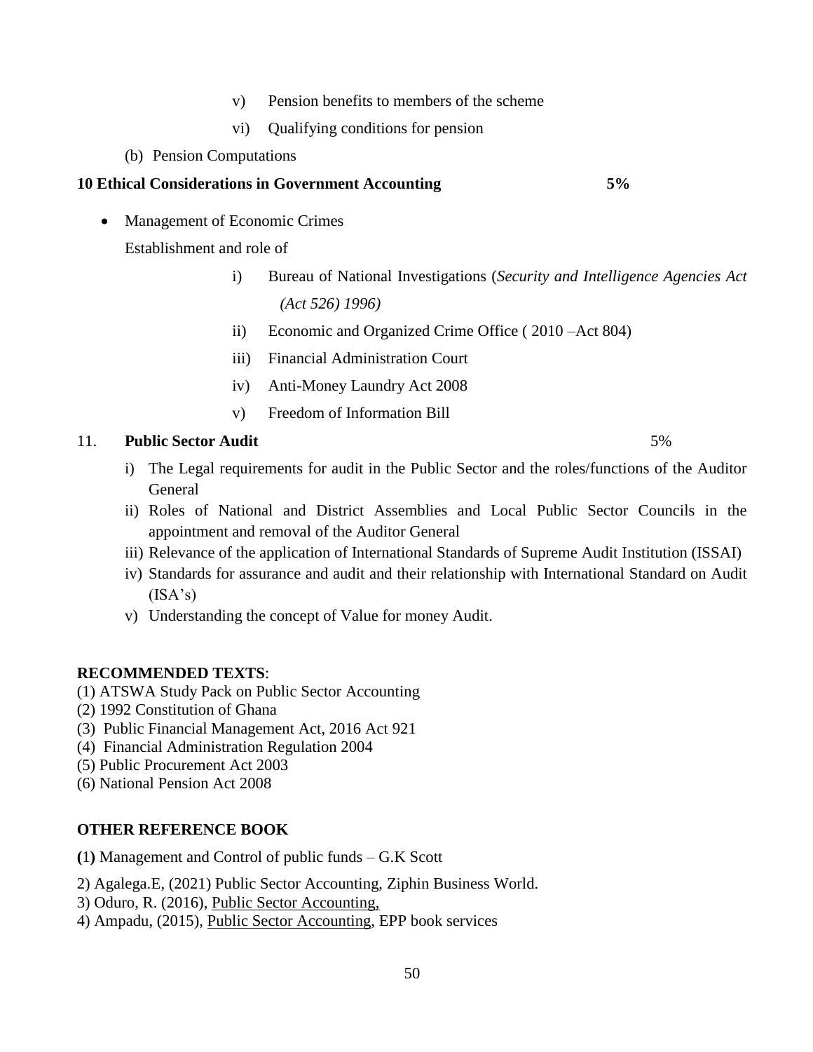v) Pension benefits to members of the scheme

vi) Qualifying conditions for pension

(b) Pension Computations

**10 Ethical Considerations in Government Accounting** **5%**

- Management of Economic Crimes

  Establishment and role of

  i) Bureau of National Investigations (*Security and Intelligence Agencies Act (Act 526) 1996)*

  ii) Economic and Organized Crime Office ( 2010 –Act 804)

  iii) Financial Administration Court

  iv) Anti-Money Laundry Act 2008

  v) Freedom of Information Bill

11. **Public Sector Audit** 5%

i) The Legal requirements for audit in the Public Sector and the roles/functions of the Auditor General

ii) Roles of National and District Assemblies and Local Public Sector Councils in the appointment and removal of the Auditor General

iii) Relevance of the application of International Standards of Supreme Audit Institution (ISSAI)

iv) Standards for assurance and audit and their relationship with International Standard on Audit (ISA's)

v) Understanding the concept of Value for money Audit.

**RECOMMENDED TEXTS**:

(1) ATSWA Study Pack on Public Sector Accounting
(2) 1992 Constitution of Ghana
(3) Public Financial Management Act, 2016 Act 921
(4) Financial Administration Regulation 2004
(5) Public Procurement Act 2003
(6) National Pension Act 2008

**OTHER REFERENCE BOOK**

**(**1**)** Management and Control of public funds – G.K Scott

2) Agalega.E, (2021) Public Sector Accounting, Ziphin Business World.
3) Oduro, R. (2016), Public Sector Accounting,
4) Ampadu, (2015), Public Sector Accounting, EPP book services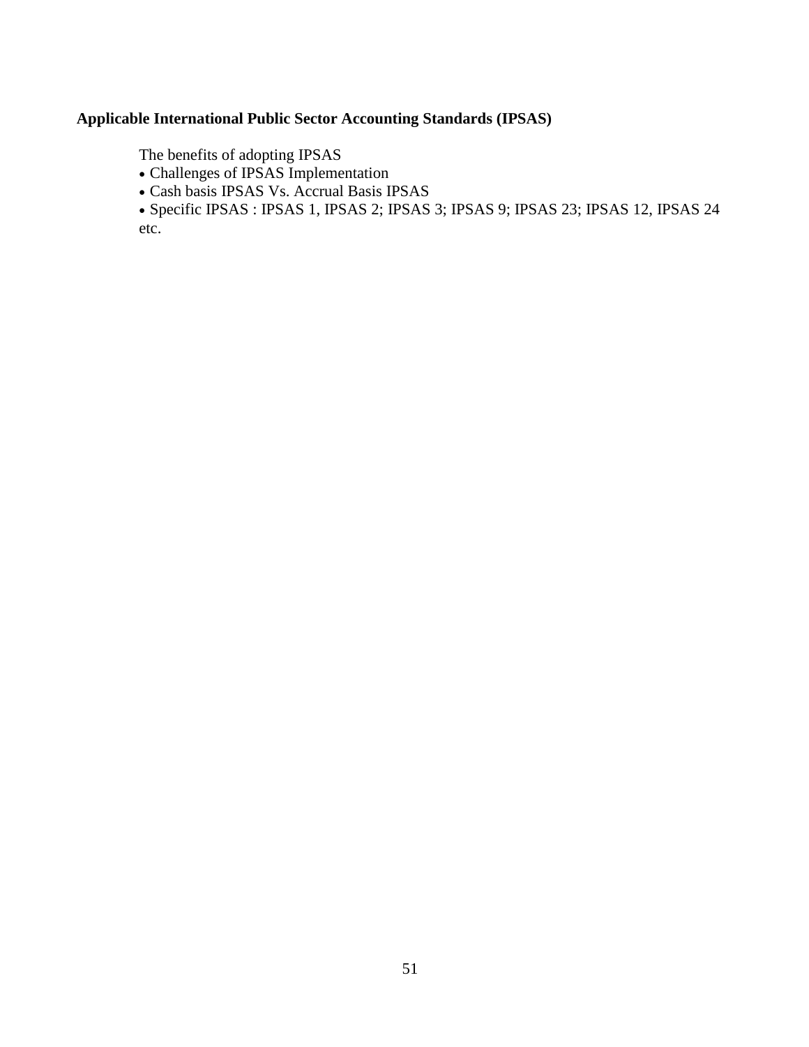**Applicable International Public Sector Accounting Standards (IPSAS)**

The benefits of adopting IPSAS

- Challenges of IPSAS Implementation
- Cash basis IPSAS Vs. Accrual Basis IPSAS
- Specific IPSAS : IPSAS 1, IPSAS 2; IPSAS 3; IPSAS 9; IPSAS 23; IPSAS 12, IPSAS 24 etc.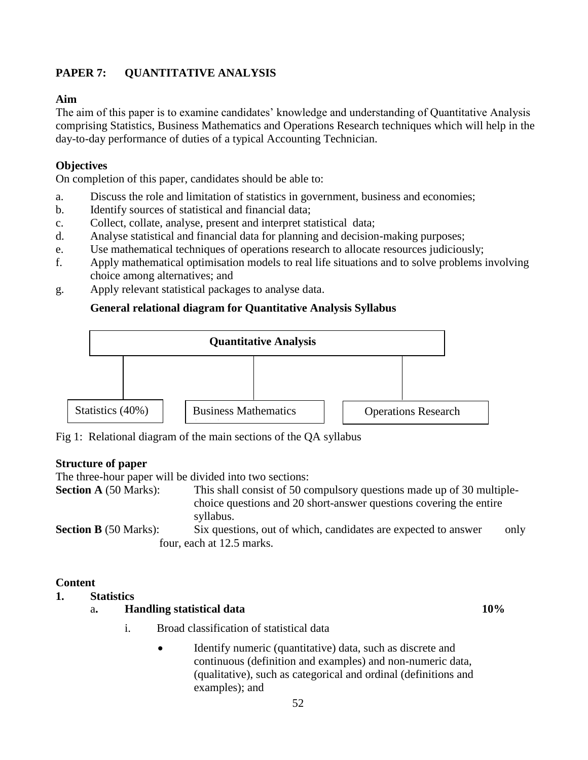**PAPER 7: QUANTITATIVE ANALYSIS**

**Aim**

The aim of this paper is to examine candidates' knowledge and understanding of Quantitative Analysis comprising Statistics, Business Mathematics and Operations Research techniques which will help in the day-to-day performance of duties of a typical Accounting Technician.

**Objectives**

On completion of this paper, candidates should be able to:

a. Discuss the role and limitation of statistics in government, business and economies;
b. Identify sources of statistical and financial data;
c. Collect, collate, analyse, present and interpret statistical data;
d. Analyse statistical and financial data for planning and decision-making purposes;
e. Use mathematical techniques of operations research to allocate resources judiciously;
f. Apply mathematical optimisation models to real life situations and to solve problems involving choice among alternatives; and
g. Apply relevant statistical packages to analyse data.

**General relational diagram for Quantitative Analysis Syllabus**

Quantitative Analysis

Statistics (40%)

Business Mathematics

Operations Research

Fig 1: Relational diagram of the main sections of the QA syllabus

**Structure of paper**

The three-hour paper will be divided into two sections:

**Section A** (50 Marks): This shall consist of 50 compulsory questions made up of 30 multiple-choice questions and 20 short-answer questions covering the entire syllabus.

**Section B** (50 Marks): Six questions, out of which, candidates are expected to answer only four, each at 12.5 marks.

**Content**

**1. Statistics**

a. **Handling statistical data** **10%**

i. Broad classification of statistical data

- Identify numeric (quantitative) data, such as discrete and continuous (definition and examples) and non-numeric data, (qualitative), such as categorical and ordinal (definitions and examples); and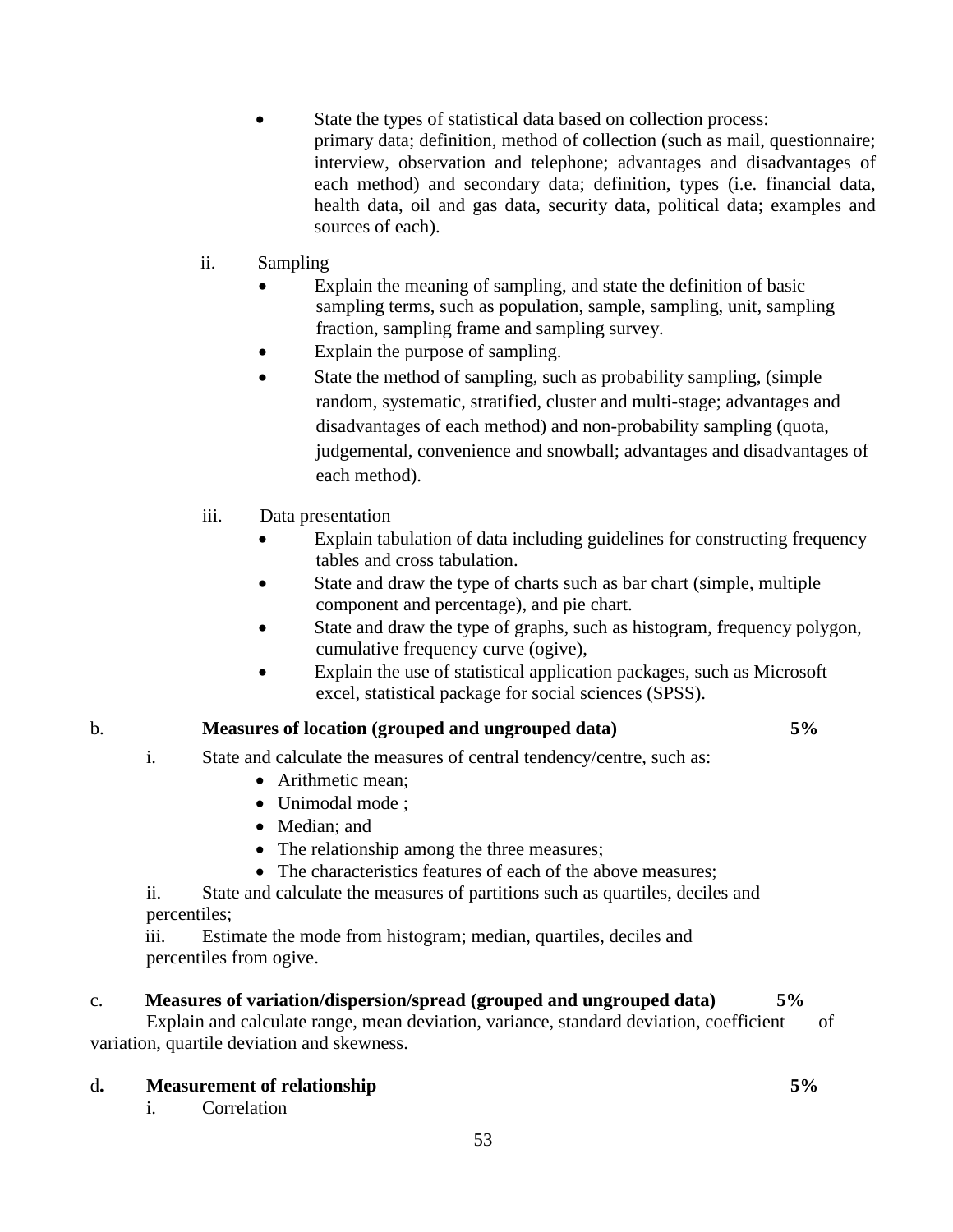- State the types of statistical data based on collection process: primary data; definition, method of collection (such as mail, questionnaire; interview, observation and telephone; advantages and disadvantages of each method) and secondary data; definition, types (i.e. financial data, health data, oil and gas data, security data, political data; examples and sources of each).

ii. Sampling

- Explain the meaning of sampling, and state the definition of basic sampling terms, such as population, sample, sampling, unit, sampling fraction, sampling frame and sampling survey.
- Explain the purpose of sampling.
- State the method of sampling, such as probability sampling, (simple random, systematic, stratified, cluster and multi-stage; advantages and disadvantages of each method) and non-probability sampling (quota, judgemental, convenience and snowball; advantages and disadvantages of each method).

iii. Data presentation

- Explain tabulation of data including guidelines for constructing frequency tables and cross tabulation.
- State and draw the type of charts such as bar chart (simple, multiple component and percentage), and pie chart.
- State and draw the type of graphs, such as histogram, frequency polygon, cumulative frequency curve (ogive),
- Explain the use of statistical application packages, such as Microsoft excel, statistical package for social sciences (SPSS).

**b. Measures of location (grouped and ungrouped data) 5%**

i. State and calculate the measures of central tendency/centre, such as:

- Arithmetic mean;
- Unimodal mode ;
- Median; and
- The relationship among the three measures;
- The characteristics features of each of the above measures;

ii. State and calculate the measures of partitions such as quartiles, deciles and percentiles;

iii. Estimate the mode from histogram; median, quartiles, deciles and percentiles from ogive.

**c. Measures of variation/dispersion/spread (grouped and ungrouped data) 5%**

Explain and calculate range, mean deviation, variance, standard deviation, coefficient of variation, quartile deviation and skewness.

**d. Measurement of relationship 5%**

i. Correlation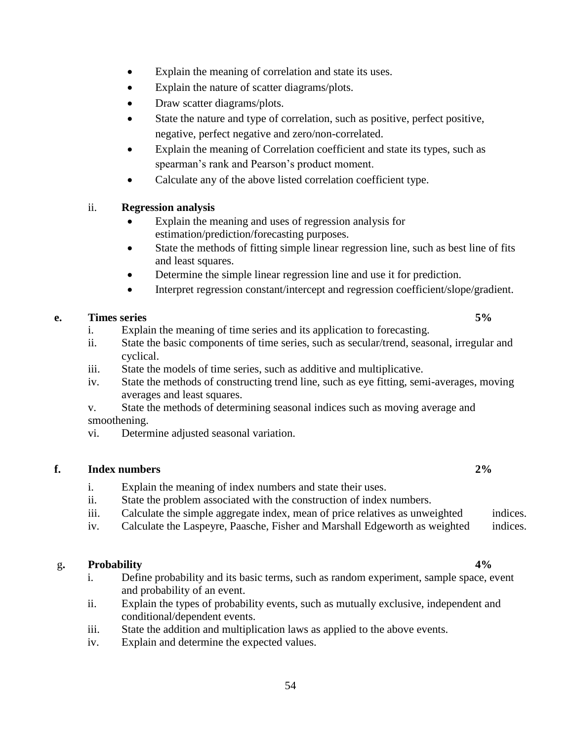- Explain the meaning of correlation and state its uses.
- Explain the nature of scatter diagrams/plots.
- Draw scatter diagrams/plots.
- State the nature and type of correlation, such as positive, perfect positive, negative, perfect negative and zero/non-correlated.
- Explain the meaning of Correlation coefficient and state its types, such as spearman's rank and Pearson's product moment.
- Calculate any of the above listed correlation coefficient type.

ii. **Regression analysis**

- Explain the meaning and uses of regression analysis for estimation/prediction/forecasting purposes.
- State the methods of fitting simple linear regression line, such as best line of fits and least squares.
- Determine the simple linear regression line and use it for prediction.
- Interpret regression constant/intercept and regression coefficient/slope/gradient.

**e. Times series 5%**

i. Explain the meaning of time series and its application to forecasting.
ii. State the basic components of time series, such as secular/trend, seasonal, irregular and cyclical.
iii. State the models of time series, such as additive and multiplicative.
iv. State the methods of constructing trend line, such as eye fitting, semi-averages, moving averages and least squares.
v. State the methods of determining seasonal indices such as moving average and smoothening.
vi. Determine adjusted seasonal variation.

**f. Index numbers 2%**

i. Explain the meaning of index numbers and state their uses.
ii. State the problem associated with the construction of index numbers.
iii. Calculate the simple aggregate index, mean of price relatives as unweighted indices.
iv. Calculate the Laspeyre, Paasche, Fisher and Marshall Edgeworth as weighted indices.

**g. Probability 4%**

i. Define probability and its basic terms, such as random experiment, sample space, event and probability of an event.
ii. Explain the types of probability events, such as mutually exclusive, independent and conditional/dependent events.
iii. State the addition and multiplication laws as applied to the above events.
iv. Explain and determine the expected values.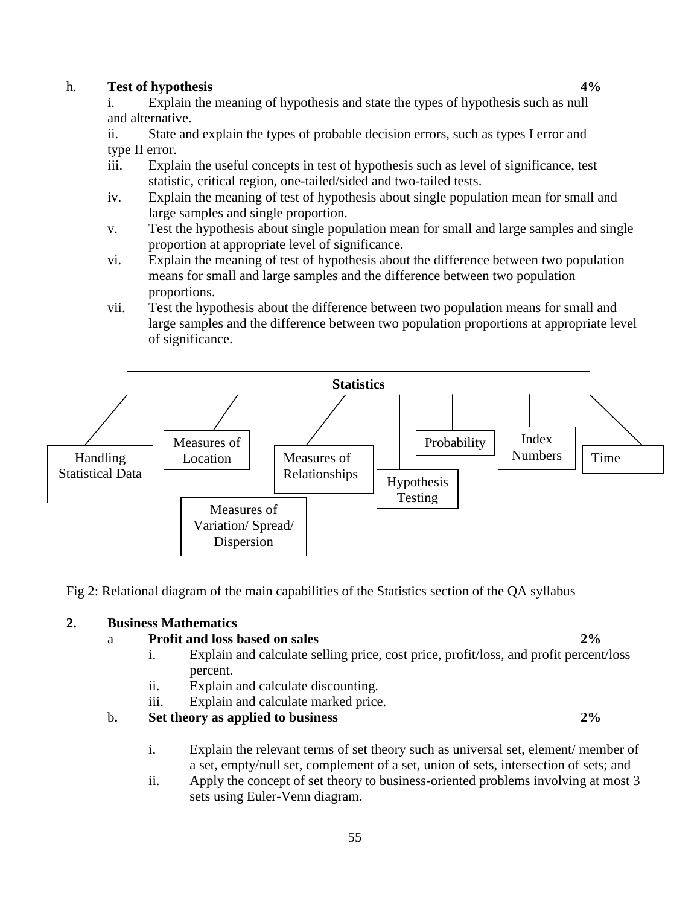h. **Test of hypothesis** **4%**

i. Explain the meaning of hypothesis and state the types of hypothesis such as null and alternative.

ii. State and explain the types of probable decision errors, such as types I error and type II error.

iii. Explain the useful concepts in test of hypothesis such as level of significance, test statistic, critical region, one-tailed/sided and two-tailed tests.

iv. Explain the meaning of test of hypothesis about single population mean for small and large samples and single proportion.

v. Test the hypothesis about single population mean for small and large samples and single proportion at appropriate level of significance.

vi. Explain the meaning of test of hypothesis about the difference between two population means for small and large samples and the difference between two population proportions.

vii. Test the hypothesis about the difference between two population means for small and large samples and the difference between two population proportions at appropriate level of significance.

Statistics

Handling Statistical Data

Measures of Location

Measures of Variation/ Spread/ Dispersion

Measures of Relationships

Hypothesis Testing

Probability

Index Numbers

Time Series

Fig 2: Relational diagram of the main capabilities of the Statistics section of the QA syllabus

## 2. Business Mathematics

a **Profit and loss based on sales** **2%**

i. Explain and calculate selling price, cost price, profit/loss, and profit percent/loss percent.

ii. Explain and calculate discounting.

iii. Explain and calculate marked price.

b**.** **Set theory as applied to business** **2%**

i. Explain the relevant terms of set theory such as universal set, element/ member of a set, empty/null set, complement of a set, union of sets, intersection of sets; and

ii. Apply the concept of set theory to business-oriented problems involving at most 3 sets using Euler-Venn diagram.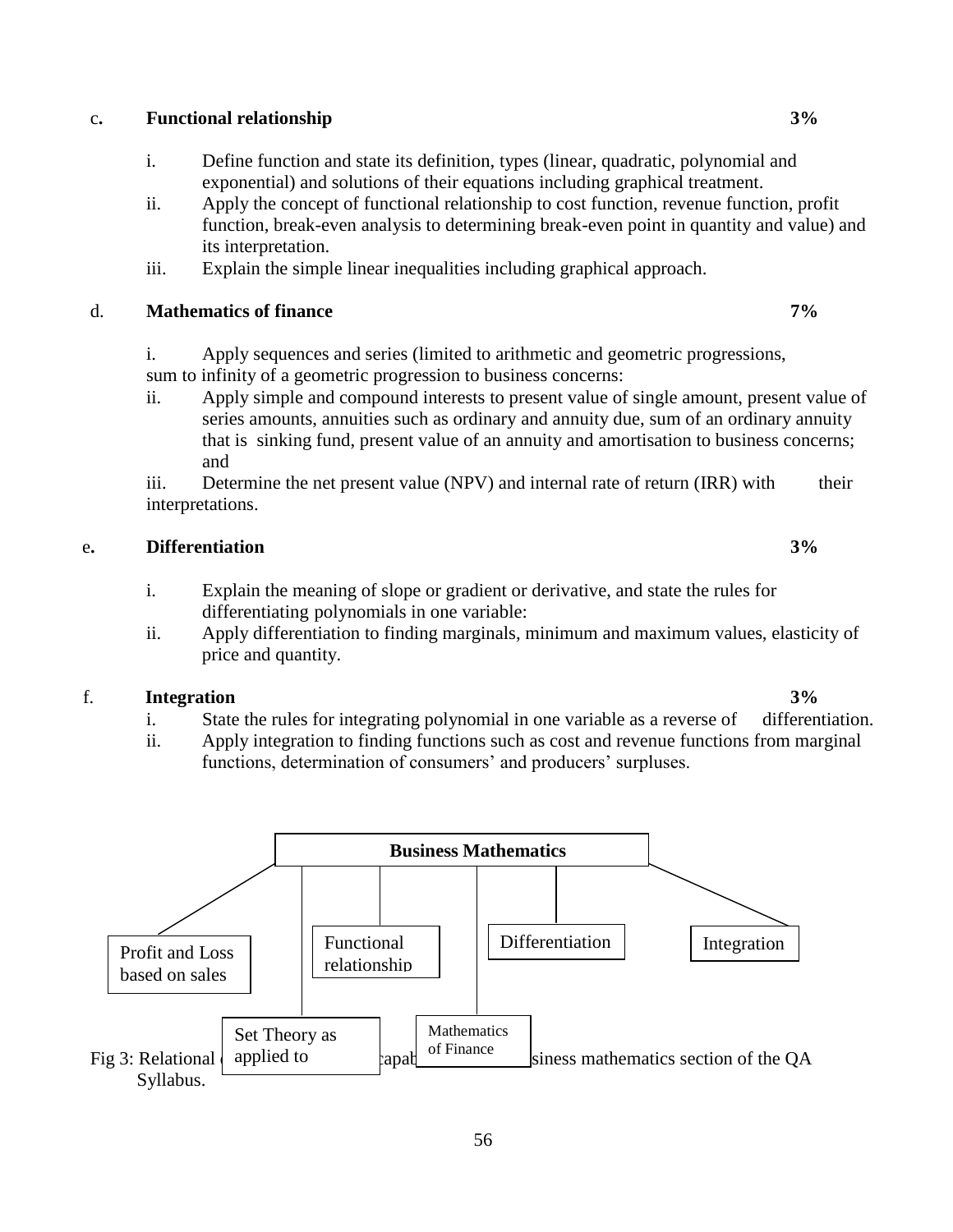c. **Functional relationship** **3%**

i. Define function and state its definition, types (linear, quadratic, polynomial and exponential) and solutions of their equations including graphical treatment.

ii. Apply the concept of functional relationship to cost function, revenue function, profit function, break-even analysis to determining break-even point in quantity and value) and its interpretation.

iii. Explain the simple linear inequalities including graphical approach.

d. **Mathematics of finance** **7%**

i. Apply sequences and series (limited to arithmetic and geometric progressions, sum to infinity of a geometric progression to business concerns:

ii. Apply simple and compound interests to present value of single amount, present value of series amounts, annuities such as ordinary and annuity due, sum of an ordinary annuity that is sinking fund, present value of an annuity and amortisation to business concerns; and

iii. Determine the net present value (NPV) and internal rate of return (IRR) with their interpretations.

e. **Differentiation** **3%**

i. Explain the meaning of slope or gradient or derivative, and state the rules for differentiating polynomials in one variable:

ii. Apply differentiation to finding marginals, minimum and maximum values, elasticity of price and quantity.

f. **Integration** **3%**

i. State the rules for integrating polynomial in one variable as a reverse of differentiation.

ii. Apply integration to finding functions such as cost and revenue functions from marginal functions, determination of consumers' and producers' surpluses.

**Business Mathematics**

Profit and Loss based on sales

Set Theory as applied to

Functional relationship

Mathematics of Finance

Differentiation

Integration

Fig 3: Relational ... capab... siness mathematics section of the QA Syllabus.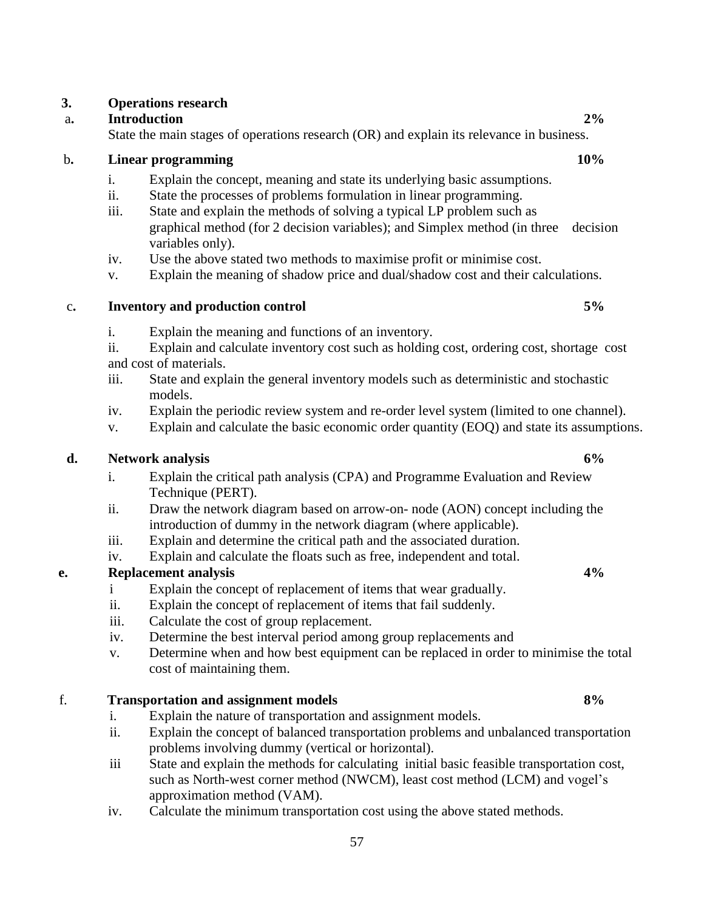**3. Operations research**

**a. Introduction** **2%**

State the main stages of operations research (OR) and explain its relevance in business.

**b. Linear programming** **10%**

- i. Explain the concept, meaning and state its underlying basic assumptions.
- ii. State the processes of problems formulation in linear programming.
- iii. State and explain the methods of solving a typical LP problem such as graphical method (for 2 decision variables); and Simplex method (in three decision variables only).
- iv. Use the above stated two methods to maximise profit or minimise cost.
- v. Explain the meaning of shadow price and dual/shadow cost and their calculations.

**c. Inventory and production control** **5%**

- i. Explain the meaning and functions of an inventory.
- ii. Explain and calculate inventory cost such as holding cost, ordering cost, shortage cost and cost of materials.
- iii. State and explain the general inventory models such as deterministic and stochastic models.
- iv. Explain the periodic review system and re-order level system (limited to one channel).
- v. Explain and calculate the basic economic order quantity (EOQ) and state its assumptions.

**d. Network analysis** **6%**

- i. Explain the critical path analysis (CPA) and Programme Evaluation and Review Technique (PERT).
- ii. Draw the network diagram based on arrow-on- node (AON) concept including the introduction of dummy in the network diagram (where applicable).
- iii. Explain and determine the critical path and the associated duration.
- iv. Explain and calculate the floats such as free, independent and total.

**e. Replacement analysis** **4%**

- i Explain the concept of replacement of items that wear gradually.
- ii. Explain the concept of replacement of items that fail suddenly.
- iii. Calculate the cost of group replacement.
- iv. Determine the best interval period among group replacements and
- v. Determine when and how best equipment can be replaced in order to minimise the total cost of maintaining them.

**f. Transportation and assignment models** **8%**

- i. Explain the nature of transportation and assignment models.
- ii. Explain the concept of balanced transportation problems and unbalanced transportation problems involving dummy (vertical or horizontal).
- iii State and explain the methods for calculating initial basic feasible transportation cost, such as North-west corner method (NWCM), least cost method (LCM) and vogel's approximation method (VAM).
- iv. Calculate the minimum transportation cost using the above stated methods.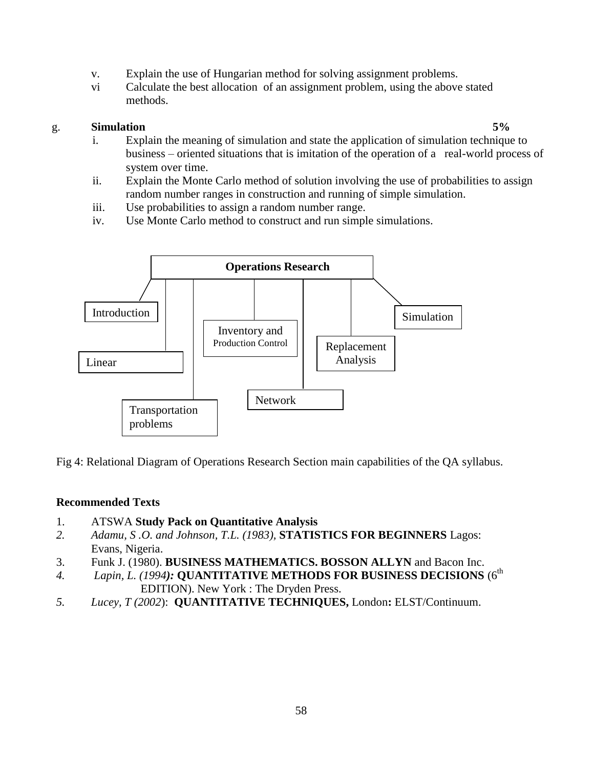v. Explain the use of Hungarian method for solving assignment problems.

vi Calculate the best allocation of an assignment problem, using the above stated methods.

g. **Simulation** **5%**

i. Explain the meaning of simulation and state the application of simulation technique to business – oriented situations that is imitation of the operation of a real-world process of system over time.

ii. Explain the Monte Carlo method of solution involving the use of probabilities to assign random number ranges in construction and running of simple simulation.

iii. Use probabilities to assign a random number range.

iv. Use Monte Carlo method to construct and run simple simulations.

**Operations Research**

Introduction

Linear

Transportation problems

Inventory and Production Control

Network

Replacement Analysis

Simulation

Fig 4: Relational Diagram of Operations Research Section main capabilities of the QA syllabus.

**Recommended Texts**

1. ATSWA **Study Pack on Quantitative Analysis**
2. *Adamu, S .O. and Johnson, T.L. (1983),* **STATISTICS FOR BEGINNERS** Lagos: Evans, Nigeria.
3. Funk J. (1980). **BUSINESS MATHEMATICS. BOSSON ALLYN** and Bacon Inc.
4. *Lapin, L. (1994):* **QUANTITATIVE METHODS FOR BUSINESS DECISIONS** (6th EDITION). New York : The Dryden Press.
5. *Lucey, T (2002)*: **QUANTITATIVE TECHNIQUES,** London**:** ELST/Continuum.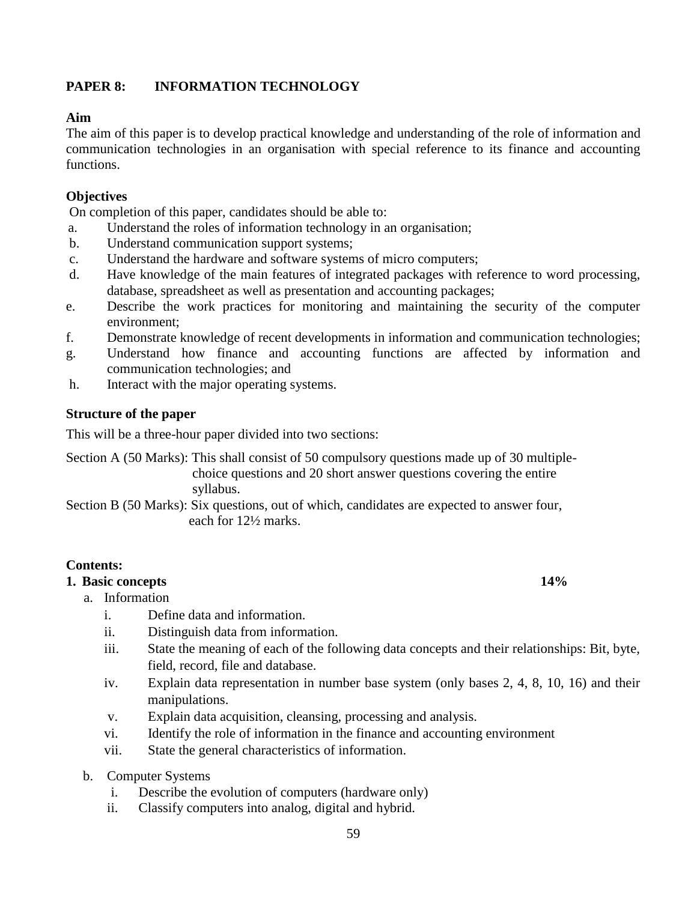## PAPER 8: INFORMATION TECHNOLOGY

**Aim**

The aim of this paper is to develop practical knowledge and understanding of the role of information and communication technologies in an organisation with special reference to its finance and accounting functions.

**Objectives**

On completion of this paper, candidates should be able to:

a. Understand the roles of information technology in an organisation;
b. Understand communication support systems;
c. Understand the hardware and software systems of micro computers;
d. Have knowledge of the main features of integrated packages with reference to word processing, database, spreadsheet as well as presentation and accounting packages;
e. Describe the work practices for monitoring and maintaining the security of the computer environment;
f. Demonstrate knowledge of recent developments in information and communication technologies;
g. Understand how finance and accounting functions are affected by information and communication technologies; and
h. Interact with the major operating systems.

**Structure of the paper**

This will be a three-hour paper divided into two sections:

Section A (50 Marks): This shall consist of 50 compulsory questions made up of 30 multiple-choice questions and 20 short answer questions covering the entire syllabus.

Section B (50 Marks): Six questions, out of which, candidates are expected to answer four, each for 12½ marks.

**Contents:**

**1. Basic concepts** **14%**

a. Information
   - i. Define data and information.
   - ii. Distinguish data from information.
   - iii. State the meaning of each of the following data concepts and their relationships: Bit, byte, field, record, file and database.
   - iv. Explain data representation in number base system (only bases 2, 4, 8, 10, 16) and their manipulations.
   - v. Explain data acquisition, cleansing, processing and analysis.
   - vi. Identify the role of information in the finance and accounting environment
   - vii. State the general characteristics of information.

b. Computer Systems
   - i. Describe the evolution of computers (hardware only)
   - ii. Classify computers into analog, digital and hybrid.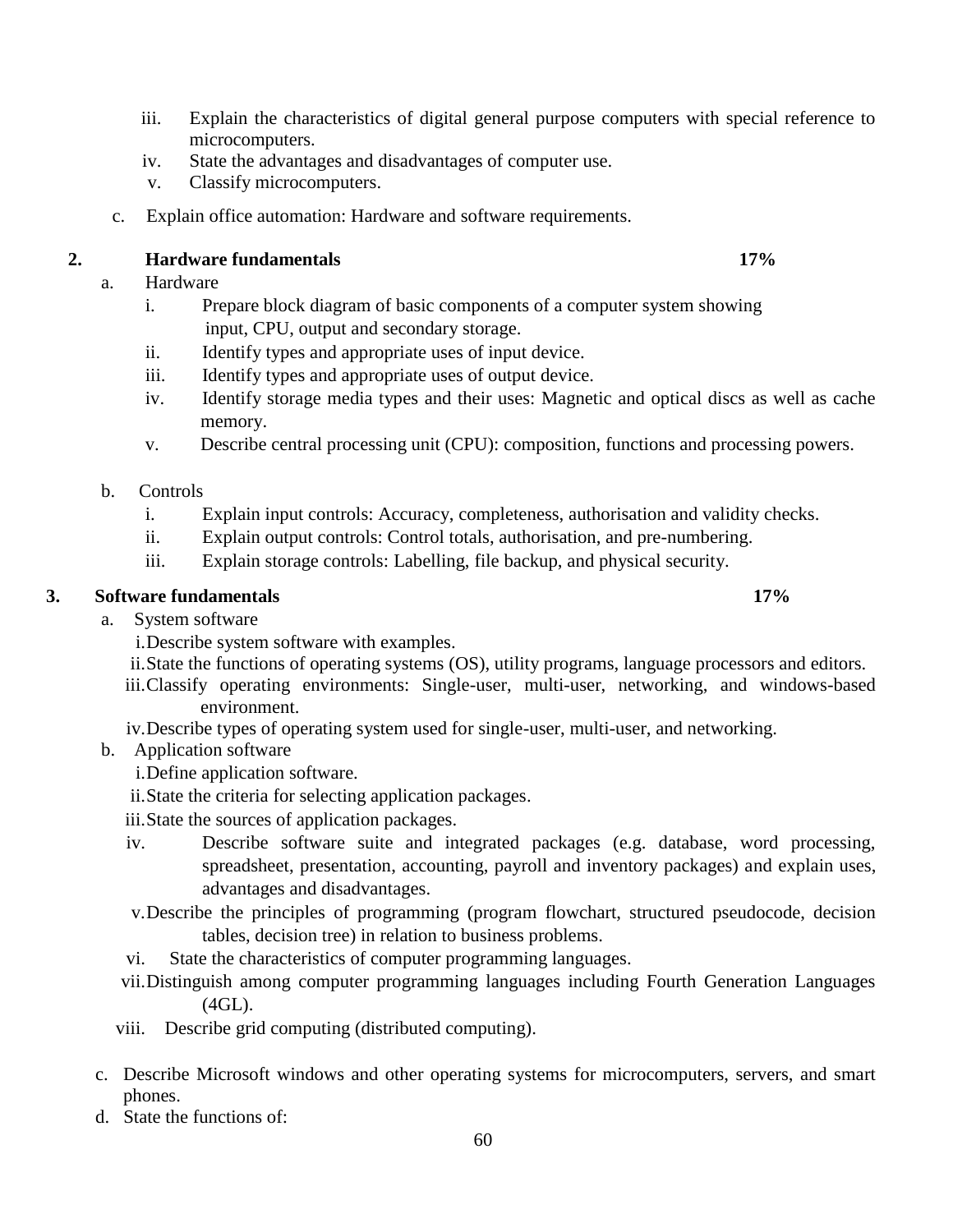iii. Explain the characteristics of digital general purpose computers with special reference to microcomputers.
iv. State the advantages and disadvantages of computer use.
v. Classify microcomputers.

c. Explain office automation: Hardware and software requirements.

**2. Hardware fundamentals 17%**

a. Hardware

i. Prepare block diagram of basic components of a computer system showing input, CPU, output and secondary storage.
ii. Identify types and appropriate uses of input device.
iii. Identify types and appropriate uses of output device.
iv. Identify storage media types and their uses: Magnetic and optical discs as well as cache memory.
v. Describe central processing unit (CPU): composition, functions and processing powers.

b. Controls

i. Explain input controls: Accuracy, completeness, authorisation and validity checks.
ii. Explain output controls: Control totals, authorisation, and pre-numbering.
iii. Explain storage controls: Labelling, file backup, and physical security.

**3. Software fundamentals 17%**

a. System software

i. Describe system software with examples.
ii. State the functions of operating systems (OS), utility programs, language processors and editors.
iii. Classify operating environments: Single-user, multi-user, networking, and windows-based environment.
iv. Describe types of operating system used for single-user, multi-user, and networking.

b. Application software

i. Define application software.
ii. State the criteria for selecting application packages.
iii. State the sources of application packages.
iv. Describe software suite and integrated packages (e.g. database, word processing, spreadsheet, presentation, accounting, payroll and inventory packages) and explain uses, advantages and disadvantages.
v. Describe the principles of programming (program flowchart, structured pseudocode, decision tables, decision tree) in relation to business problems.
vi. State the characteristics of computer programming languages.
vii. Distinguish among computer programming languages including Fourth Generation Languages (4GL).
viii. Describe grid computing (distributed computing).

c. Describe Microsoft windows and other operating systems for microcomputers, servers, and smart phones.

d. State the functions of: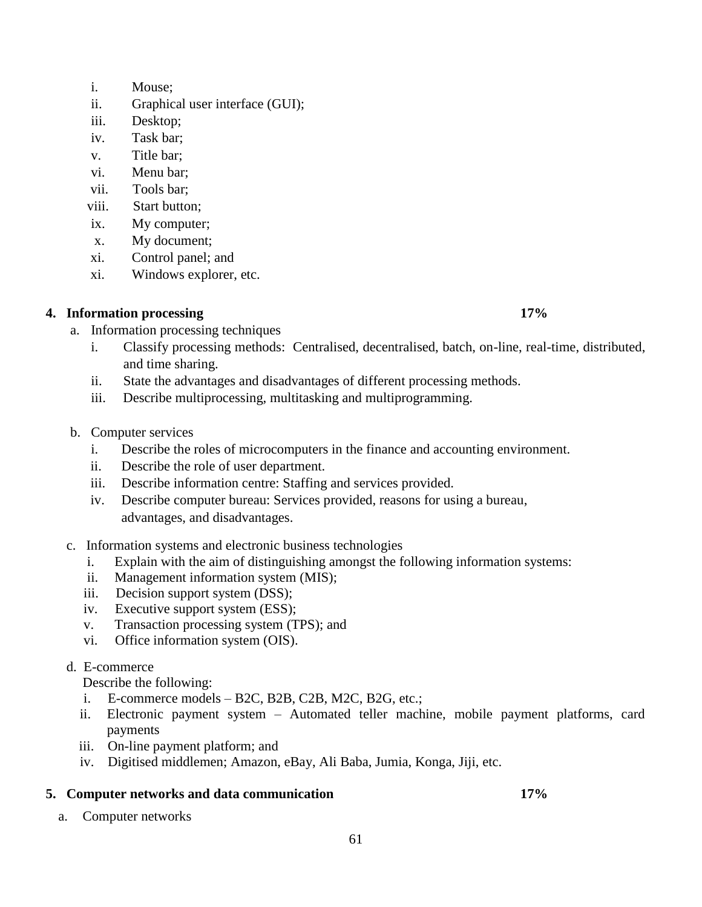i. Mouse;
ii. Graphical user interface (GUI);
iii. Desktop;
iv. Task bar;
v. Title bar;
vi. Menu bar;
vii. Tools bar;
viii. Start button;
ix. My computer;
x. My document;
xi. Control panel; and
xi. Windows explorer, etc.

**4. Information processing 17%**

a. Information processing techniques
   i. Classify processing methods: Centralised, decentralised, batch, on-line, real-time, distributed, and time sharing.
   ii. State the advantages and disadvantages of different processing methods.
   iii. Describe multiprocessing, multitasking and multiprogramming.

b. Computer services
   i. Describe the roles of microcomputers in the finance and accounting environment.
   ii. Describe the role of user department.
   iii. Describe information centre: Staffing and services provided.
   iv. Describe computer bureau: Services provided, reasons for using a bureau, advantages, and disadvantages.

c. Information systems and electronic business technologies
   i. Explain with the aim of distinguishing amongst the following information systems:
   ii. Management information system (MIS);
   iii. Decision support system (DSS);
   iv. Executive support system (ESS);
   v. Transaction processing system (TPS); and
   vi. Office information system (OIS).

d. E-commerce
   Describe the following:
   i. E-commerce models – B2C, B2B, C2B, M2C, B2G, etc.;
   ii. Electronic payment system – Automated teller machine, mobile payment platforms, card payments
   iii. On-line payment platform; and
   iv. Digitised middlemen; Amazon, eBay, Ali Baba, Jumia, Konga, Jiji, etc.

**5. Computer networks and data communication 17%**

a. Computer networks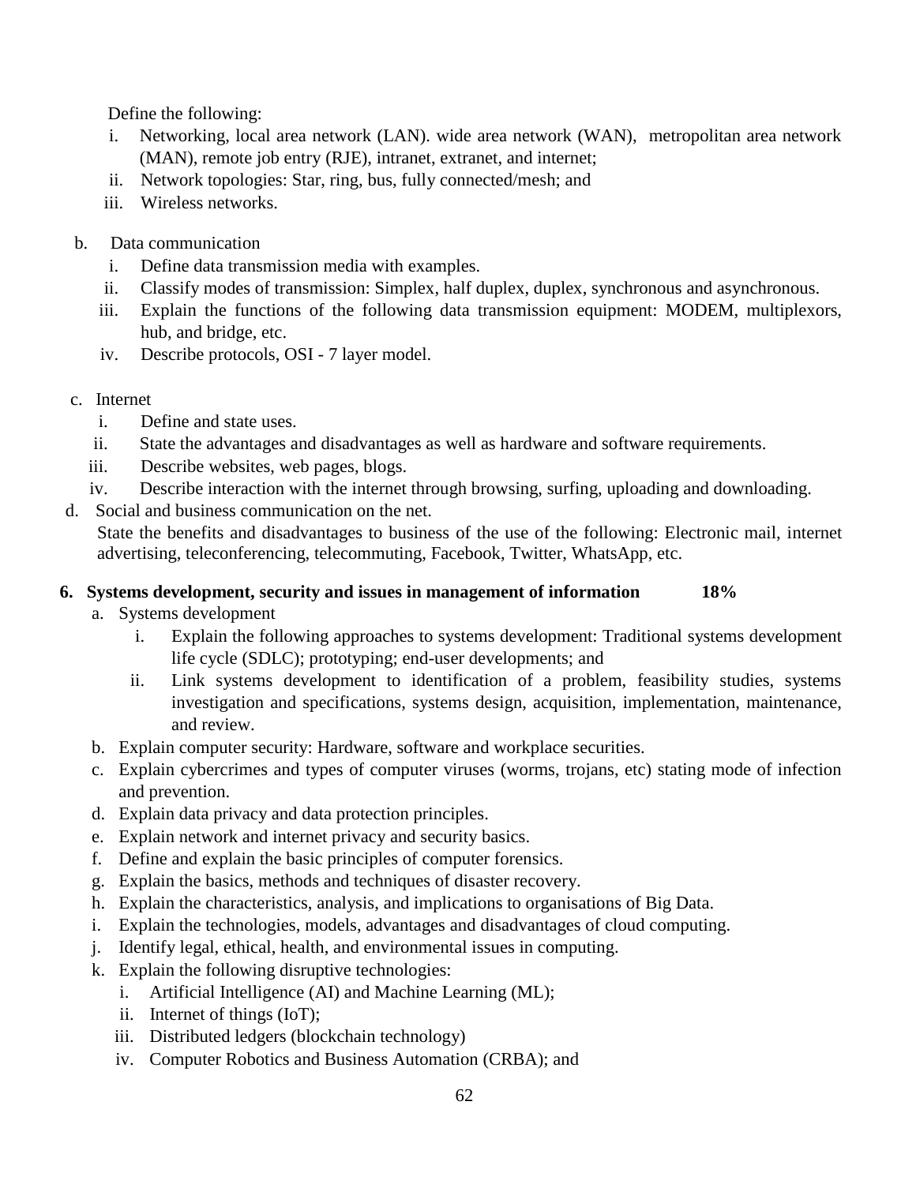Define the following:

i. Networking, local area network (LAN). wide area network (WAN), metropolitan area network (MAN), remote job entry (RJE), intranet, extranet, and internet;
ii. Network topologies: Star, ring, bus, fully connected/mesh; and
iii. Wireless networks.

b. Data communication
   i. Define data transmission media with examples.
   ii. Classify modes of transmission: Simplex, half duplex, duplex, synchronous and asynchronous.
   iii. Explain the functions of the following data transmission equipment: MODEM, multiplexors, hub, and bridge, etc.
   iv. Describe protocols, OSI - 7 layer model.

c. Internet
   i. Define and state uses.
   ii. State the advantages and disadvantages as well as hardware and software requirements.
   iii. Describe websites, web pages, blogs.
   iv. Describe interaction with the internet through browsing, surfing, uploading and downloading.

d. Social and business communication on the net.
   State the benefits and disadvantages to business of the use of the following: Electronic mail, internet advertising, teleconferencing, telecommuting, Facebook, Twitter, WhatsApp, etc.

**6. Systems development, security and issues in management of information 18%**

a. Systems development
   i. Explain the following approaches to systems development: Traditional systems development life cycle (SDLC); prototyping; end-user developments; and
   ii. Link systems development to identification of a problem, feasibility studies, systems investigation and specifications, systems design, acquisition, implementation, maintenance, and review.

b. Explain computer security: Hardware, software and workplace securities.

c. Explain cybercrimes and types of computer viruses (worms, trojans, etc) stating mode of infection and prevention.

d. Explain data privacy and data protection principles.

e. Explain network and internet privacy and security basics.

f. Define and explain the basic principles of computer forensics.

g. Explain the basics, methods and techniques of disaster recovery.

h. Explain the characteristics, analysis, and implications to organisations of Big Data.

i. Explain the technologies, models, advantages and disadvantages of cloud computing.

j. Identify legal, ethical, health, and environmental issues in computing.

k. Explain the following disruptive technologies:
   i. Artificial Intelligence (AI) and Machine Learning (ML);
   ii. Internet of things (IoT);
   iii. Distributed ledgers (blockchain technology)
   iv. Computer Robotics and Business Automation (CRBA); and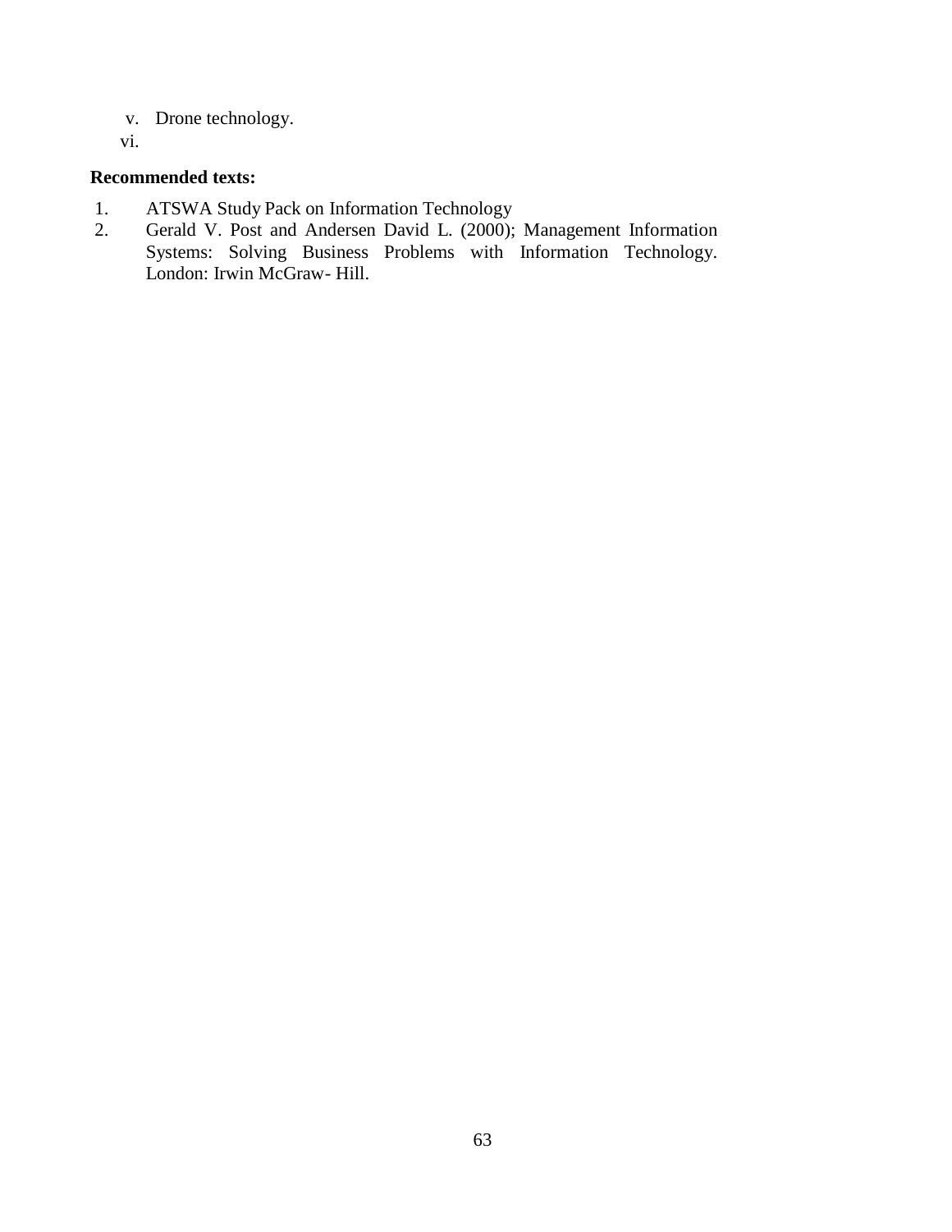v. Drone technology.

vi.

**Recommended texts:**

1. ATSWA Study Pack on Information Technology
2. Gerald V. Post and Andersen David L. (2000); Management Information Systems: Solving Business Problems with Information Technology. London: Irwin McGraw- Hill.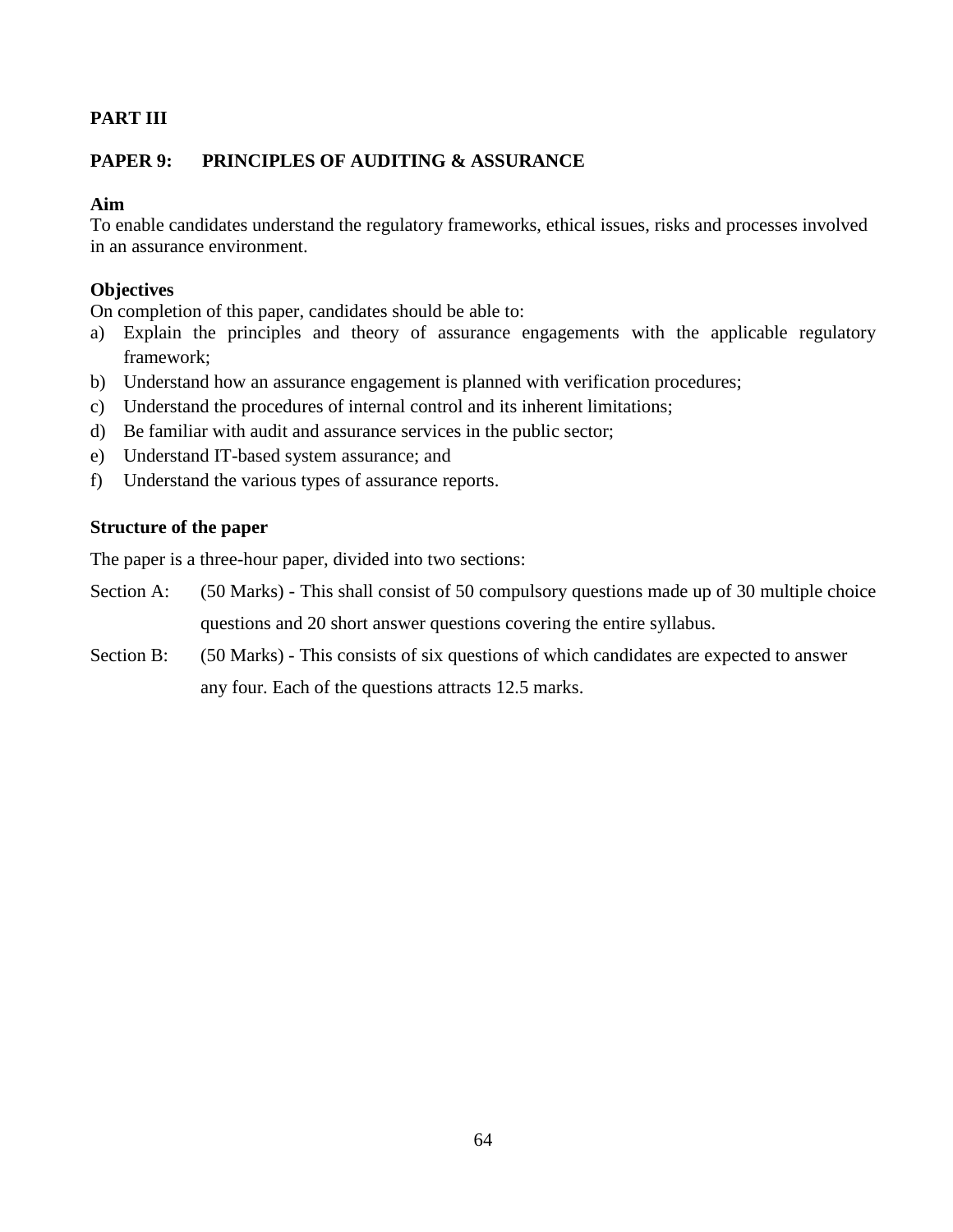## PART III

## PAPER 9: PRINCIPLES OF AUDITING & ASSURANCE

**Aim**

To enable candidates understand the regulatory frameworks, ethical issues, risks and processes involved in an assurance environment.

**Objectives**

On completion of this paper, candidates should be able to:

a) Explain the principles and theory of assurance engagements with the applicable regulatory framework;
b) Understand how an assurance engagement is planned with verification procedures;
c) Understand the procedures of internal control and its inherent limitations;
d) Be familiar with audit and assurance services in the public sector;
e) Understand IT-based system assurance; and
f) Understand the various types of assurance reports.

**Structure of the paper**

The paper is a three-hour paper, divided into two sections:

Section A: (50 Marks) - This shall consist of 50 compulsory questions made up of 30 multiple choice questions and 20 short answer questions covering the entire syllabus.

Section B: (50 Marks) - This consists of six questions of which candidates are expected to answer any four. Each of the questions attracts 12.5 marks.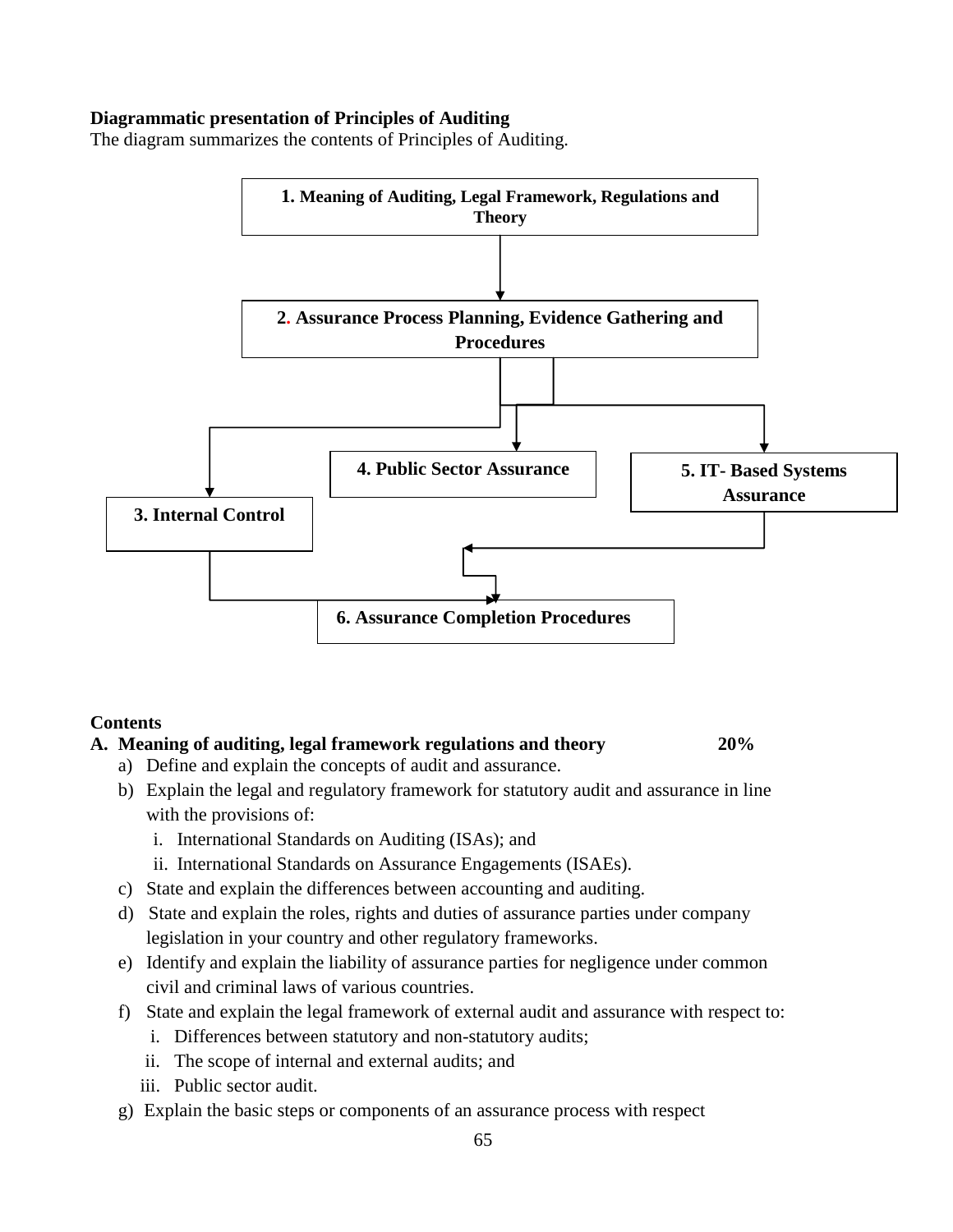**Diagrammatic presentation of Principles of Auditing**

The diagram summarizes the contents of Principles of Auditing.

1. Meaning of Auditing, Legal Framework, Regulations and Theory

2. Assurance Process Planning, Evidence Gathering and Procedures

4. Public Sector Assurance

5. IT- Based Systems Assurance

3. Internal Control

6. Assurance Completion Procedures

**Contents**

**A. Meaning of auditing, legal framework regulations and theory 20%**

a) Define and explain the concepts of audit and assurance.

b) Explain the legal and regulatory framework for statutory audit and assurance in line with the provisions of:

   i. International Standards on Auditing (ISAs); and

   ii. International Standards on Assurance Engagements (ISAEs).

c) State and explain the differences between accounting and auditing.

d) State and explain the roles, rights and duties of assurance parties under company legislation in your country and other regulatory frameworks.

e) Identify and explain the liability of assurance parties for negligence under common civil and criminal laws of various countries.

f) State and explain the legal framework of external audit and assurance with respect to:

   i. Differences between statutory and non-statutory audits;

   ii. The scope of internal and external audits; and

   iii. Public sector audit.

g) Explain the basic steps or components of an assurance process with respect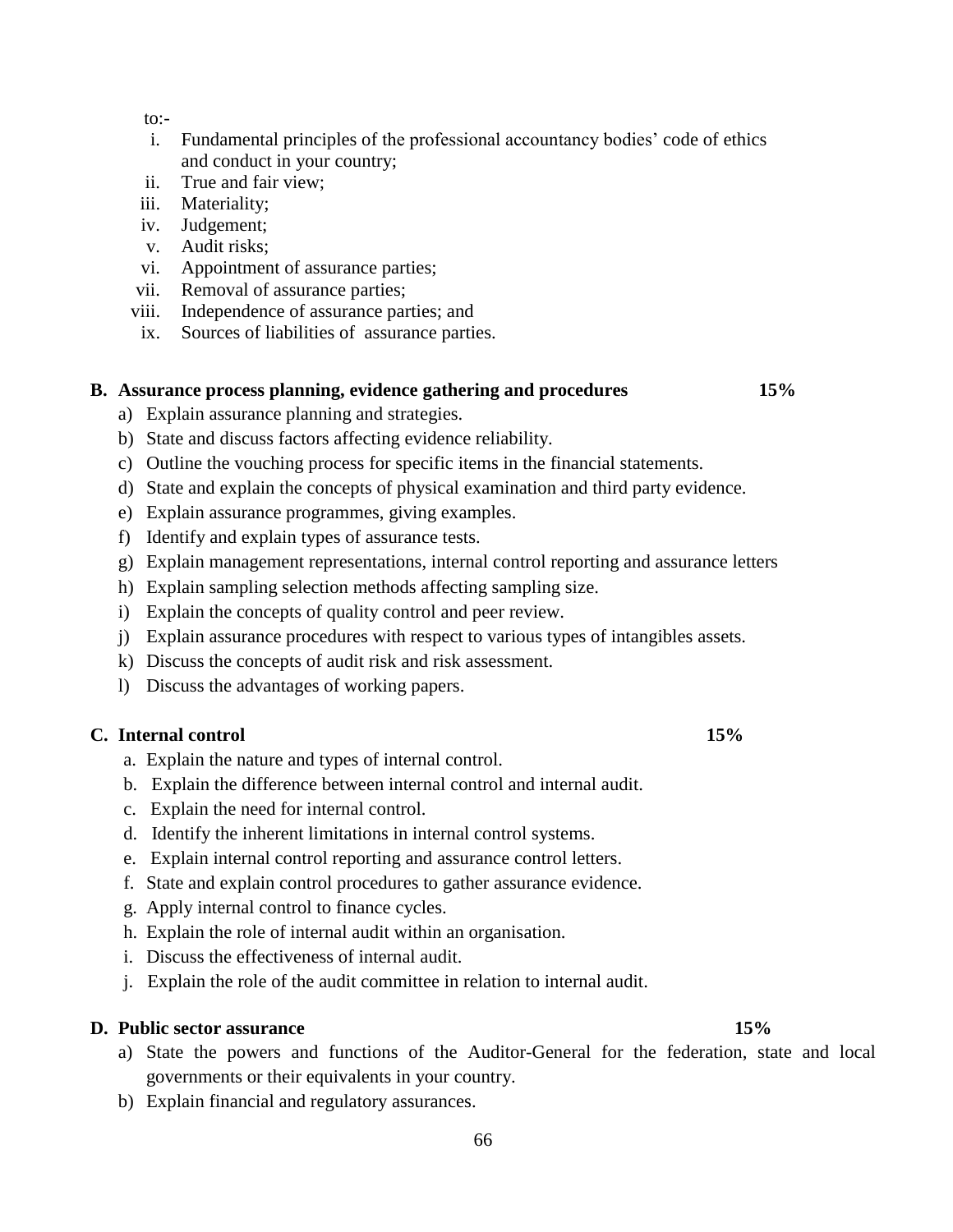to:-

i. Fundamental principles of the professional accountancy bodies' code of ethics and conduct in your country;
ii. True and fair view;
iii. Materiality;
iv. Judgement;
v. Audit risks;
vi. Appointment of assurance parties;
vii. Removal of assurance parties;
viii. Independence of assurance parties; and
ix. Sources of liabilities of assurance parties.

**B. Assurance process planning, evidence gathering and procedures 15%**

a) Explain assurance planning and strategies.
b) State and discuss factors affecting evidence reliability.
c) Outline the vouching process for specific items in the financial statements.
d) State and explain the concepts of physical examination and third party evidence.
e) Explain assurance programmes, giving examples.
f) Identify and explain types of assurance tests.
g) Explain management representations, internal control reporting and assurance letters
h) Explain sampling selection methods affecting sampling size.
i) Explain the concepts of quality control and peer review.
j) Explain assurance procedures with respect to various types of intangibles assets.
k) Discuss the concepts of audit risk and risk assessment.
l) Discuss the advantages of working papers.

**C. Internal control 15%**

a. Explain the nature and types of internal control.
b. Explain the difference between internal control and internal audit.
c. Explain the need for internal control.
d. Identify the inherent limitations in internal control systems.
e. Explain internal control reporting and assurance control letters.
f. State and explain control procedures to gather assurance evidence.
g. Apply internal control to finance cycles.
h. Explain the role of internal audit within an organisation.
i. Discuss the effectiveness of internal audit.
j. Explain the role of the audit committee in relation to internal audit.

**D. Public sector assurance 15%**

a) State the powers and functions of the Auditor-General for the federation, state and local governments or their equivalents in your country.
b) Explain financial and regulatory assurances.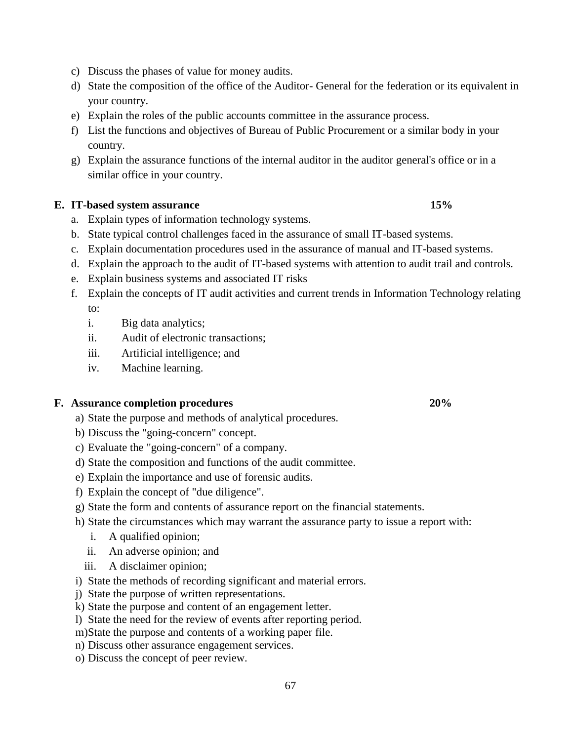c) Discuss the phases of value for money audits.
d) State the composition of the office of the Auditor- General for the federation or its equivalent in your country.
e) Explain the roles of the public accounts committee in the assurance process.
f) List the functions and objectives of Bureau of Public Procurement or a similar body in your country.
g) Explain the assurance functions of the internal auditor in the auditor general's office or in a similar office in your country.

**E. IT-based system assurance 15%**

a. Explain types of information technology systems.
b. State typical control challenges faced in the assurance of small IT-based systems.
c. Explain documentation procedures used in the assurance of manual and IT-based systems.
d. Explain the approach to the audit of IT-based systems with attention to audit trail and controls.
e. Explain business systems and associated IT risks
f. Explain the concepts of IT audit activities and current trends in Information Technology relating to:
   i. Big data analytics;
   ii. Audit of electronic transactions;
   iii. Artificial intelligence; and
   iv. Machine learning.

**F. Assurance completion procedures 20%**

a) State the purpose and methods of analytical procedures.
b) Discuss the "going-concern" concept.
c) Evaluate the "going-concern" of a company.
d) State the composition and functions of the audit committee.
e) Explain the importance and use of forensic audits.
f) Explain the concept of "due diligence".
g) State the form and contents of assurance report on the financial statements.
h) State the circumstances which may warrant the assurance party to issue a report with:
   i. A qualified opinion;
   ii. An adverse opinion; and
   iii. A disclaimer opinion;
i) State the methods of recording significant and material errors.
j) State the purpose of written representations.
k) State the purpose and content of an engagement letter.
l) State the need for the review of events after reporting period.
m) State the purpose and contents of a working paper file.
n) Discuss other assurance engagement services.
o) Discuss the concept of peer review.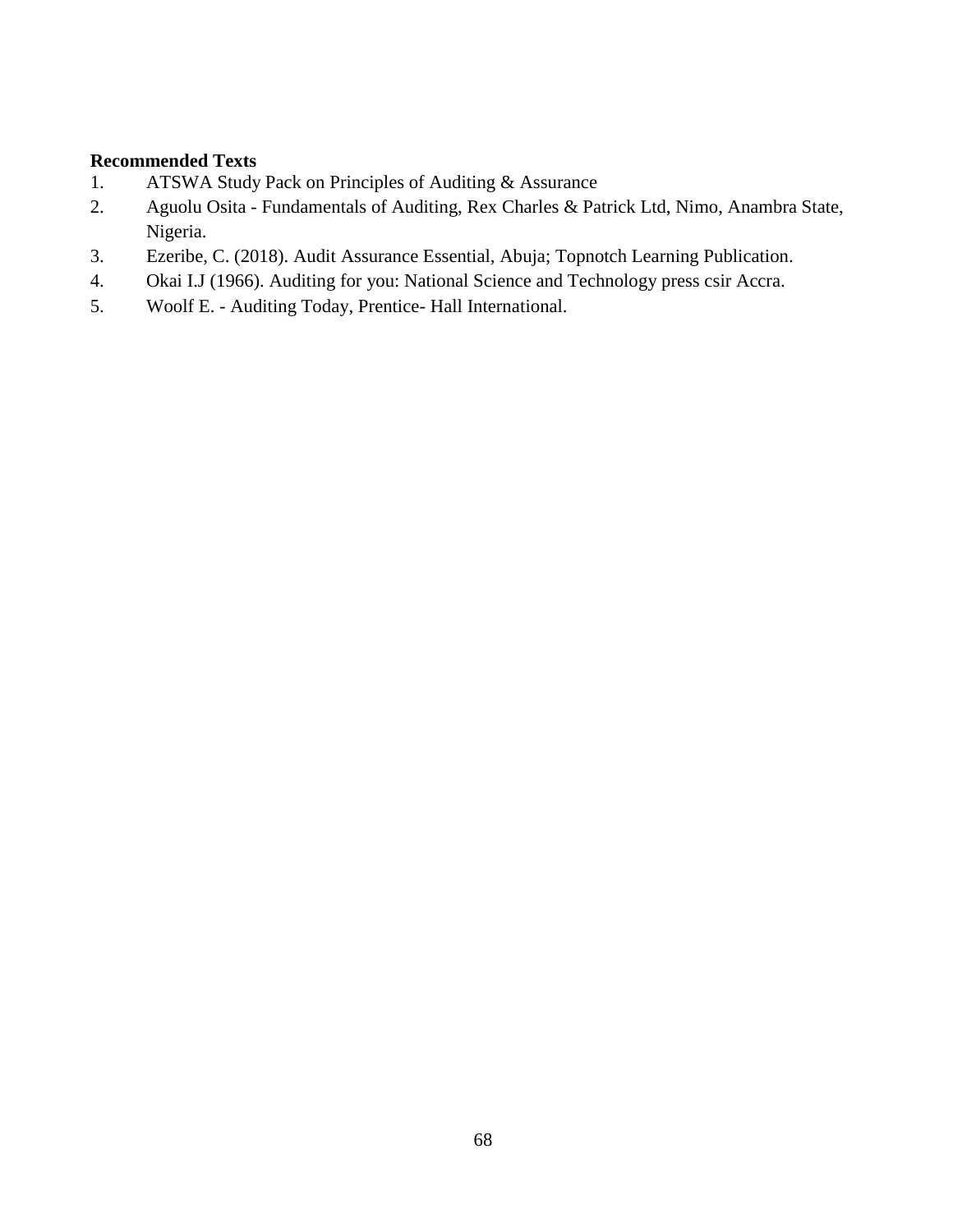**Recommended Texts**

1. ATSWA Study Pack on Principles of Auditing & Assurance
2. Aguolu Osita - Fundamentals of Auditing, Rex Charles & Patrick Ltd, Nimo, Anambra State, Nigeria.
3. Ezeribe, C. (2018). Audit Assurance Essential, Abuja; Topnotch Learning Publication.
4. Okai I.J (1966). Auditing for you: National Science and Technology press csir Accra.
5. Woolf E. - Auditing Today, Prentice- Hall International.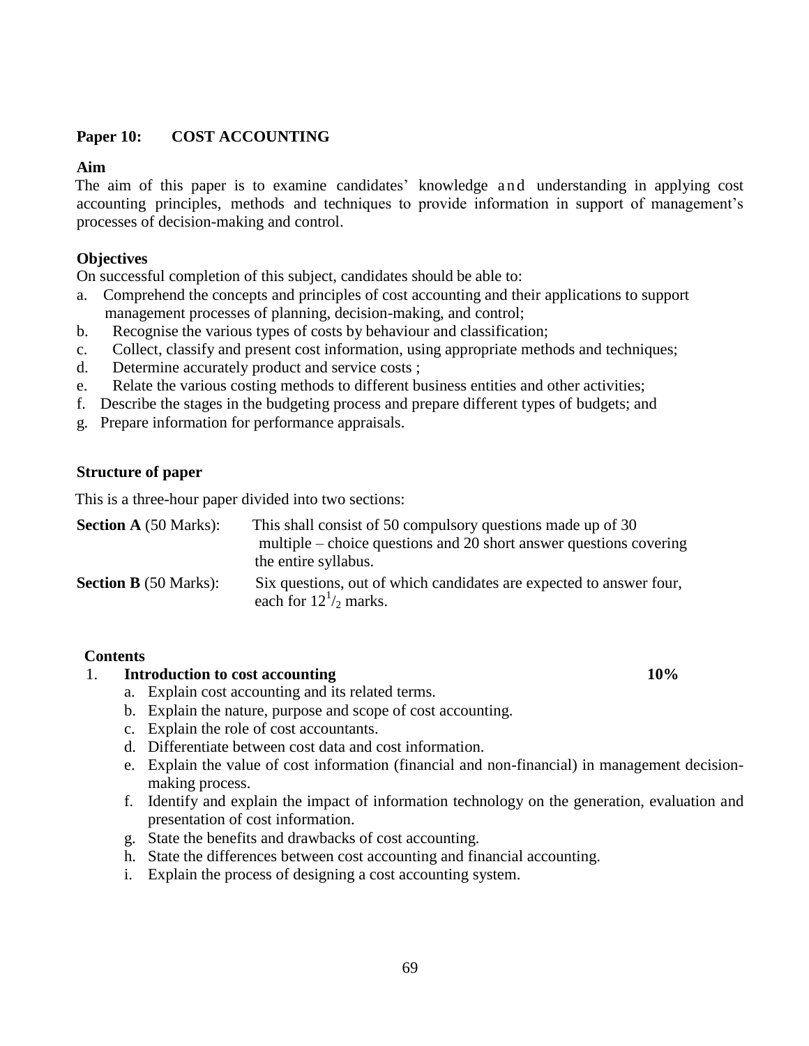## Paper 10: COST ACCOUNTING

### Aim

The aim of this paper is to examine candidates' knowledge and understanding in applying cost accounting principles, methods and techniques to provide information in support of management's processes of decision-making and control.

### Objectives

On successful completion of this subject, candidates should be able to:

a. Comprehend the concepts and principles of cost accounting and their applications to support management processes of planning, decision-making, and control;
b. Recognise the various types of costs by behaviour and classification;
c. Collect, classify and present cost information, using appropriate methods and techniques;
d. Determine accurately product and service costs ;
e. Relate the various costing methods to different business entities and other activities;
f. Describe the stages in the budgeting process and prepare different types of budgets; and
g. Prepare information for performance appraisals.

### Structure of paper

This is a three-hour paper divided into two sections:

**Section A** (50 Marks): This shall consist of 50 compulsory questions made up of 30 multiple – choice questions and 20 short answer questions covering the entire syllabus.

**Section B** (50 Marks): Six questions, out of which candidates are expected to answer four, each for $12^1/_2$ marks.

### Contents

1. **Introduction to cost accounting** **10%**
   a. Explain cost accounting and its related terms.
   b. Explain the nature, purpose and scope of cost accounting.
   c. Explain the role of cost accountants.
   d. Differentiate between cost data and cost information.
   e. Explain the value of cost information (financial and non-financial) in management decision-making process.
   f. Identify and explain the impact of information technology on the generation, evaluation and presentation of cost information.
   g. State the benefits and drawbacks of cost accounting.
   h. State the differences between cost accounting and financial accounting.
   i. Explain the process of designing a cost accounting system.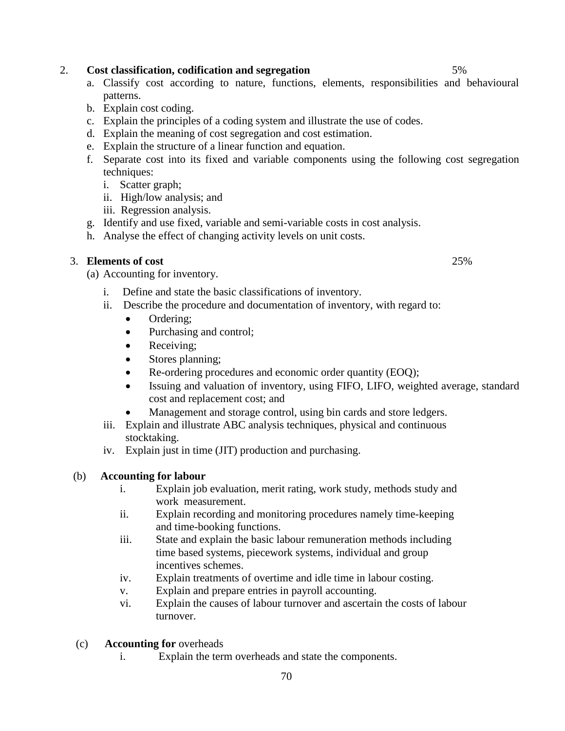2. **Cost classification, codification and segregation** 5%

   a. Classify cost according to nature, functions, elements, responsibilities and behavioural patterns.
   b. Explain cost coding.
   c. Explain the principles of a coding system and illustrate the use of codes.
   d. Explain the meaning of cost segregation and cost estimation.
   e. Explain the structure of a linear function and equation.
   f. Separate cost into its fixed and variable components using the following cost segregation techniques:
      i. Scatter graph;
      ii. High/low analysis; and
      iii. Regression analysis.
   g. Identify and use fixed, variable and semi-variable costs in cost analysis.
   h. Analyse the effect of changing activity levels on unit costs.

3. **Elements of cost** 25%

   (a) Accounting for inventory.

   i. Define and state the basic classifications of inventory.
   ii. Describe the procedure and documentation of inventory, with regard to:
      - Ordering;
      - Purchasing and control;
      - Receiving;
      - Stores planning;
      - Re-ordering procedures and economic order quantity (EOQ);
      - Issuing and valuation of inventory, using FIFO, LIFO, weighted average, standard cost and replacement cost; and
      - Management and storage control, using bin cards and store ledgers.
   iii. Explain and illustrate ABC analysis techniques, physical and continuous stocktaking.
   iv. Explain just in time (JIT) production and purchasing.

   (b) **Accounting for labour**

   i. Explain job evaluation, merit rating, work study, methods study and work measurement.
   ii. Explain recording and monitoring procedures namely time-keeping and time-booking functions.
   iii. State and explain the basic labour remuneration methods including time based systems, piecework systems, individual and group incentives schemes.
   iv. Explain treatments of overtime and idle time in labour costing.
   v. Explain and prepare entries in payroll accounting.
   vi. Explain the causes of labour turnover and ascertain the costs of labour turnover.

   (c) **Accounting for** overheads

   i. Explain the term overheads and state the components.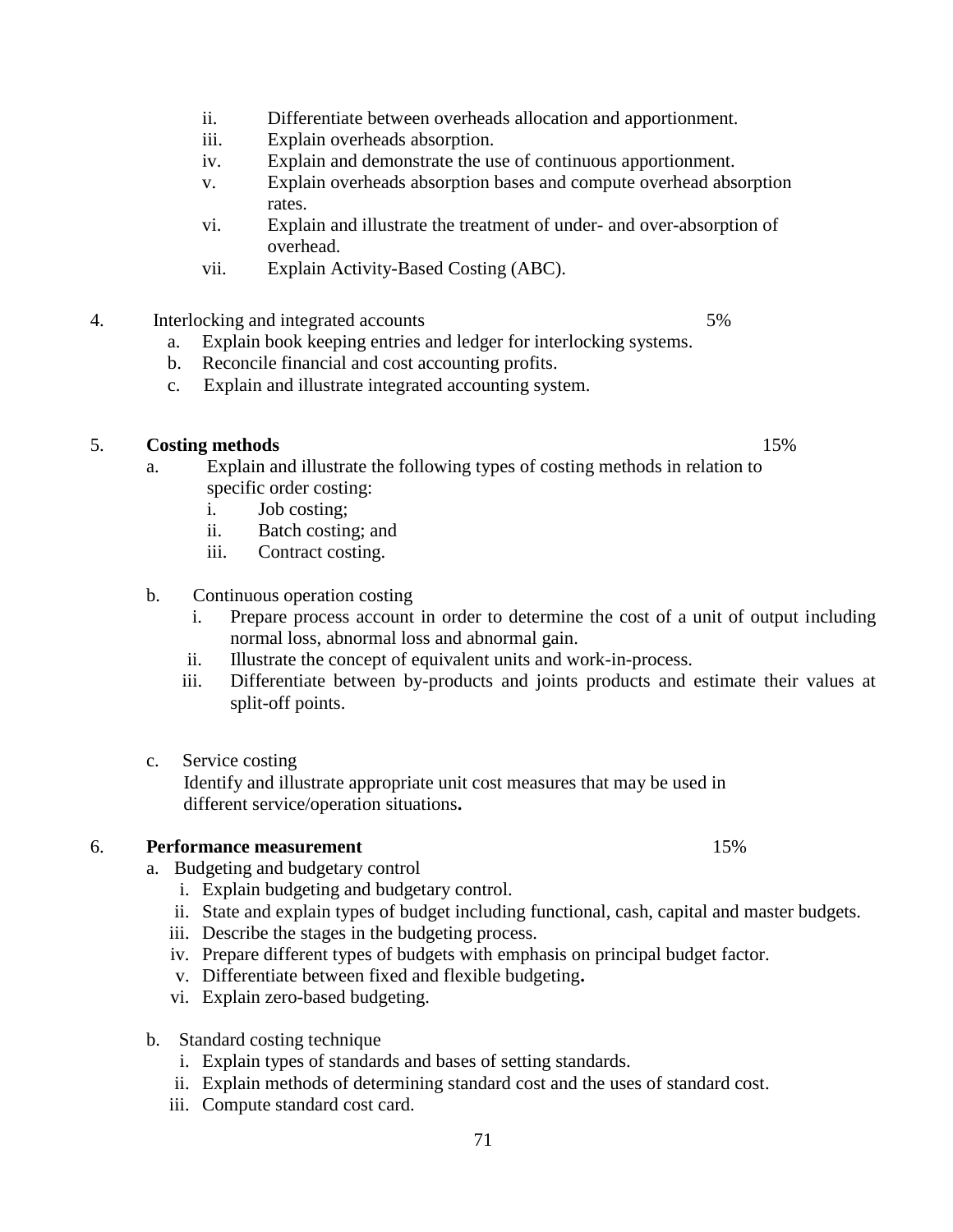ii. Differentiate between overheads allocation and apportionment.
iii. Explain overheads absorption.
iv. Explain and demonstrate the use of continuous apportionment.
v. Explain overheads absorption bases and compute overhead absorption rates.
vi. Explain and illustrate the treatment of under- and over-absorption of overhead.
vii. Explain Activity-Based Costing (ABC).

4. Interlocking and integrated accounts 5%
   a. Explain book keeping entries and ledger for interlocking systems.
   b. Reconcile financial and cost accounting profits.
   c. Explain and illustrate integrated accounting system.

5. **Costing methods** 15%
   a. Explain and illustrate the following types of costing methods in relation to specific order costing:
      i. Job costing;
      ii. Batch costing; and
      iii. Contract costing.

   b. Continuous operation costing
      i. Prepare process account in order to determine the cost of a unit of output including normal loss, abnormal loss and abnormal gain.
      ii. Illustrate the concept of equivalent units and work-in-process.
      iii. Differentiate between by-products and joints products and estimate their values at split-off points.

   c. Service costing
      Identify and illustrate appropriate unit cost measures that may be used in different service/operation situations**.**

6. **Performance measurement** 15%
   a. Budgeting and budgetary control
      i. Explain budgeting and budgetary control.
      ii. State and explain types of budget including functional, cash, capital and master budgets.
      iii. Describe the stages in the budgeting process.
      iv. Prepare different types of budgets with emphasis on principal budget factor.
      v. Differentiate between fixed and flexible budgeting**.**
      vi. Explain zero-based budgeting.

   b. Standard costing technique
      i. Explain types of standards and bases of setting standards.
      ii. Explain methods of determining standard cost and the uses of standard cost.
      iii. Compute standard cost card.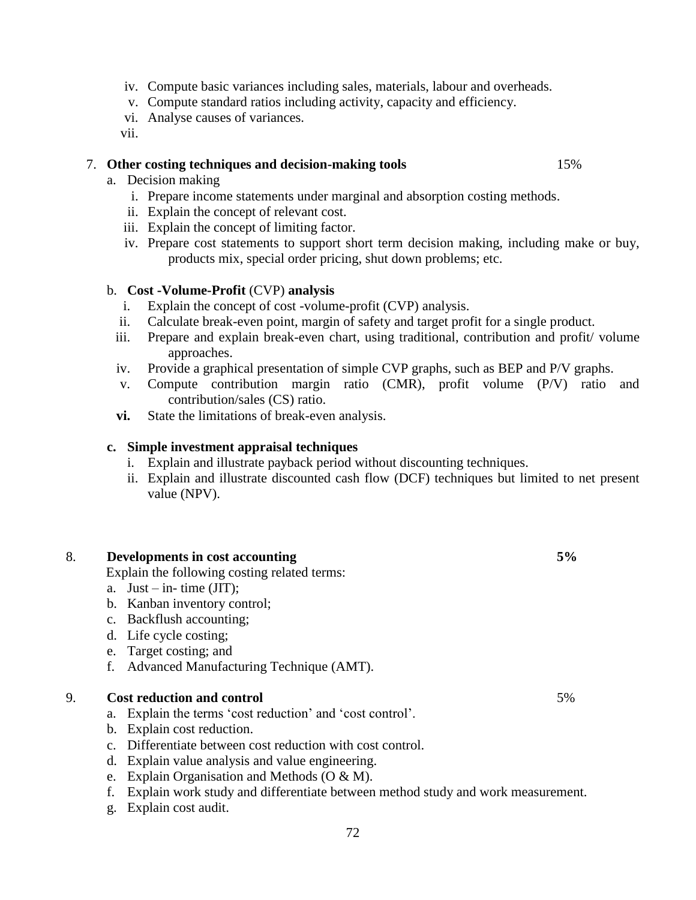iv. Compute basic variances including sales, materials, labour and overheads.
v. Compute standard ratios including activity, capacity and efficiency.
vi. Analyse causes of variances.
vii.

7. **Other costing techniques and decision-making tools** 15%

a. Decision making
   i. Prepare income statements under marginal and absorption costing methods.
   ii. Explain the concept of relevant cost.
   iii. Explain the concept of limiting factor.
   iv. Prepare cost statements to support short term decision making, including make or buy, products mix, special order pricing, shut down problems; etc.

b. **Cost -Volume-Profit** (CVP) **analysis**
   i. Explain the concept of cost -volume-profit (CVP) analysis.
   ii. Calculate break-even point, margin of safety and target profit for a single product.
   iii. Prepare and explain break-even chart, using traditional, contribution and profit/ volume approaches.
   iv. Provide a graphical presentation of simple CVP graphs, such as BEP and P/V graphs.
   v. Compute contribution margin ratio (CMR), profit volume (P/V) ratio and contribution/sales (CS) ratio.
   **vi.** State the limitations of break-even analysis.

**c. Simple investment appraisal techniques**
   i. Explain and illustrate payback period without discounting techniques.
   ii. Explain and illustrate discounted cash flow (DCF) techniques but limited to net present value (NPV).

8. **Developments in cost accounting** **5%**

Explain the following costing related terms:

a. Just – in- time (JIT);
b. Kanban inventory control;
c. Backflush accounting;
d. Life cycle costing;
e. Target costing; and
f. Advanced Manufacturing Technique (AMT).

9. **Cost reduction and control** 5%

a. Explain the terms 'cost reduction' and 'cost control'.
b. Explain cost reduction.
c. Differentiate between cost reduction with cost control.
d. Explain value analysis and value engineering.
e. Explain Organisation and Methods (O & M).
f. Explain work study and differentiate between method study and work measurement.
g. Explain cost audit.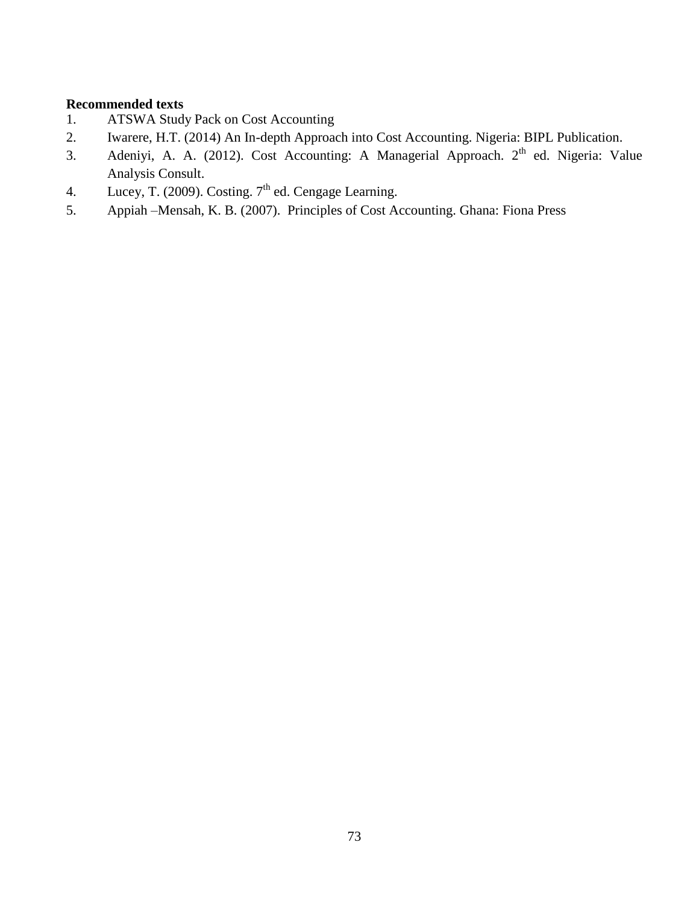**Recommended texts**

1. ATSWA Study Pack on Cost Accounting
2. Iwarere, H.T. (2014) An In-depth Approach into Cost Accounting. Nigeria: BIPL Publication.
3. Adeniyi, A. A. (2012). Cost Accounting: A Managerial Approach. 2th ed. Nigeria: Value Analysis Consult.
4. Lucey, T. (2009). Costing. 7th ed. Cengage Learning.
5. Appiah –Mensah, K. B. (2007). Principles of Cost Accounting. Ghana: Fiona Press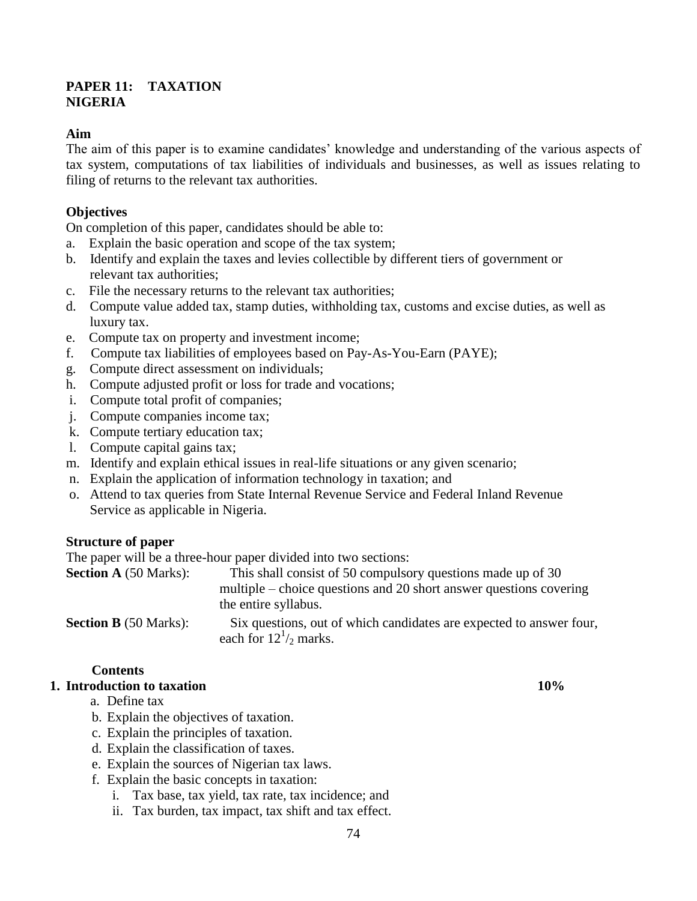## PAPER 11: TAXATION
## NIGERIA

### Aim

The aim of this paper is to examine candidates' knowledge and understanding of the various aspects of tax system, computations of tax liabilities of individuals and businesses, as well as issues relating to filing of returns to the relevant tax authorities.

### Objectives

On completion of this paper, candidates should be able to:

a. Explain the basic operation and scope of the tax system;
b. Identify and explain the taxes and levies collectible by different tiers of government or relevant tax authorities;
c. File the necessary returns to the relevant tax authorities;
d. Compute value added tax, stamp duties, withholding tax, customs and excise duties, as well as luxury tax.
e. Compute tax on property and investment income;
f. Compute tax liabilities of employees based on Pay-As-You-Earn (PAYE);
g. Compute direct assessment on individuals;
h. Compute adjusted profit or loss for trade and vocations;
i. Compute total profit of companies;
j. Compute companies income tax;
k. Compute tertiary education tax;
l. Compute capital gains tax;
m. Identify and explain ethical issues in real-life situations or any given scenario;
n. Explain the application of information technology in taxation; and
o. Attend to tax queries from State Internal Revenue Service and Federal Inland Revenue Service as applicable in Nigeria.

### Structure of paper

The paper will be a three-hour paper divided into two sections:

**Section A** (50 Marks): This shall consist of 50 compulsory questions made up of 30 multiple – choice questions and 20 short answer questions covering the entire syllabus.

**Section B** (50 Marks): Six questions, out of which candidates are expected to answer four, each for $12^1/_2$ marks.

### Contents

**1. Introduction to taxation** **10%**

a. Define tax
b. Explain the objectives of taxation.
c. Explain the principles of taxation.
d. Explain the classification of taxes.
e. Explain the sources of Nigerian tax laws.
f. Explain the basic concepts in taxation:
   i. Tax base, tax yield, tax rate, tax incidence; and
   ii. Tax burden, tax impact, tax shift and tax effect.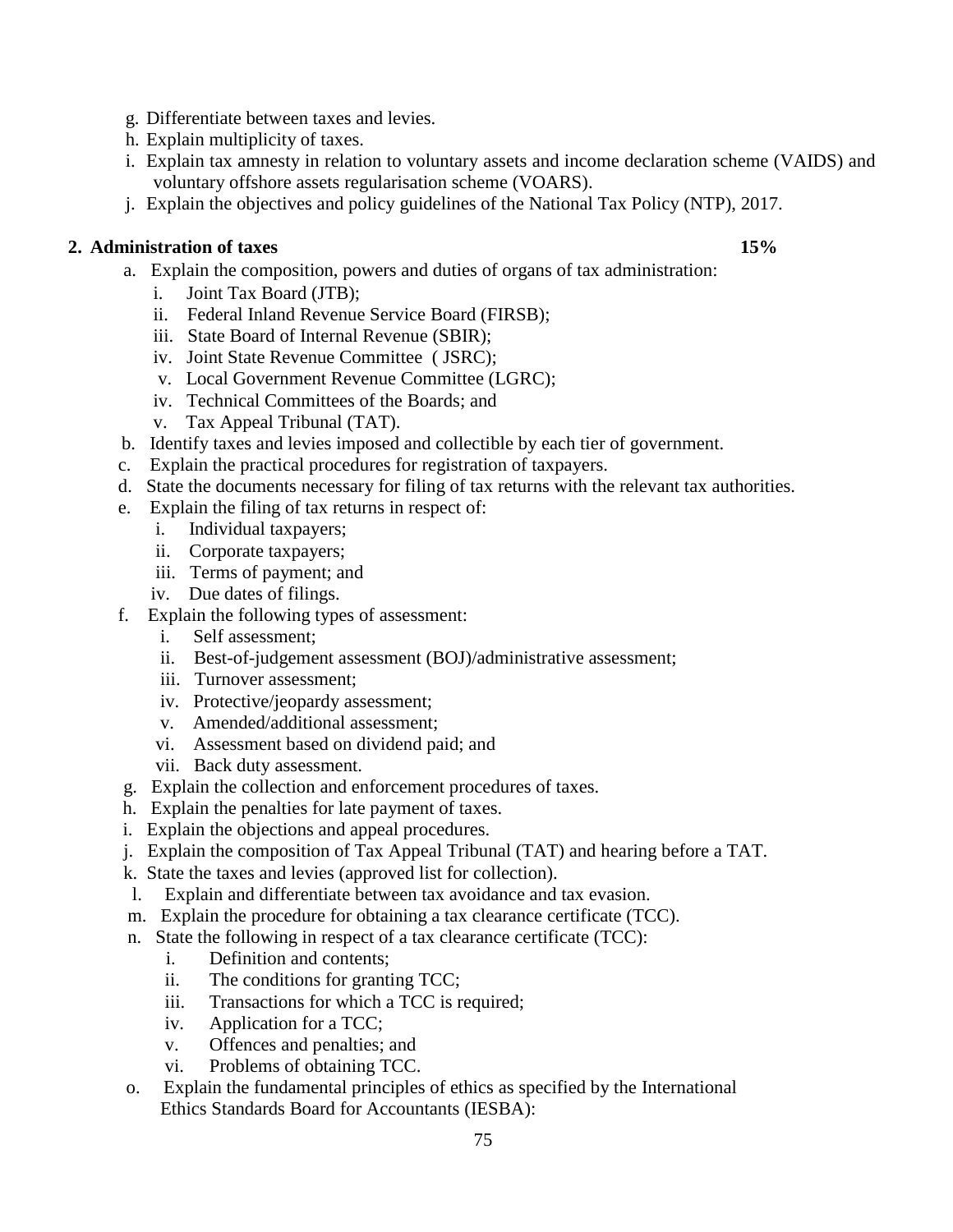g. Differentiate between taxes and levies.
h. Explain multiplicity of taxes.
i. Explain tax amnesty in relation to voluntary assets and income declaration scheme (VAIDS) and voluntary offshore assets regularisation scheme (VOARS).
j. Explain the objectives and policy guidelines of the National Tax Policy (NTP), 2017.

**2. Administration of taxes** **15%**

a. Explain the composition, powers and duties of organs of tax administration:
   i. Joint Tax Board (JTB);
   ii. Federal Inland Revenue Service Board (FIRSB);
   iii. State Board of Internal Revenue (SBIR);
   iv. Joint State Revenue Committee ( JSRC);
   v. Local Government Revenue Committee (LGRC);
   iv. Technical Committees of the Boards; and
   v. Tax Appeal Tribunal (TAT).
b. Identify taxes and levies imposed and collectible by each tier of government.
c. Explain the practical procedures for registration of taxpayers.
d. State the documents necessary for filing of tax returns with the relevant tax authorities.
e. Explain the filing of tax returns in respect of:
   i. Individual taxpayers;
   ii. Corporate taxpayers;
   iii. Terms of payment; and
   iv. Due dates of filings.
f. Explain the following types of assessment:
   i. Self assessment;
   ii. Best-of-judgement assessment (BOJ)/administrative assessment;
   iii. Turnover assessment;
   iv. Protective/jeopardy assessment;
   v. Amended/additional assessment;
   vi. Assessment based on dividend paid; and
   vii. Back duty assessment.
g. Explain the collection and enforcement procedures of taxes.
h. Explain the penalties for late payment of taxes.
i. Explain the objections and appeal procedures.
j. Explain the composition of Tax Appeal Tribunal (TAT) and hearing before a TAT.
k. State the taxes and levies (approved list for collection).
l. Explain and differentiate between tax avoidance and tax evasion.
m. Explain the procedure for obtaining a tax clearance certificate (TCC).
n. State the following in respect of a tax clearance certificate (TCC):
   i. Definition and contents;
   ii. The conditions for granting TCC;
   iii. Transactions for which a TCC is required;
   iv. Application for a TCC;
   v. Offences and penalties; and
   vi. Problems of obtaining TCC.
o. Explain the fundamental principles of ethics as specified by the International Ethics Standards Board for Accountants (IESBA):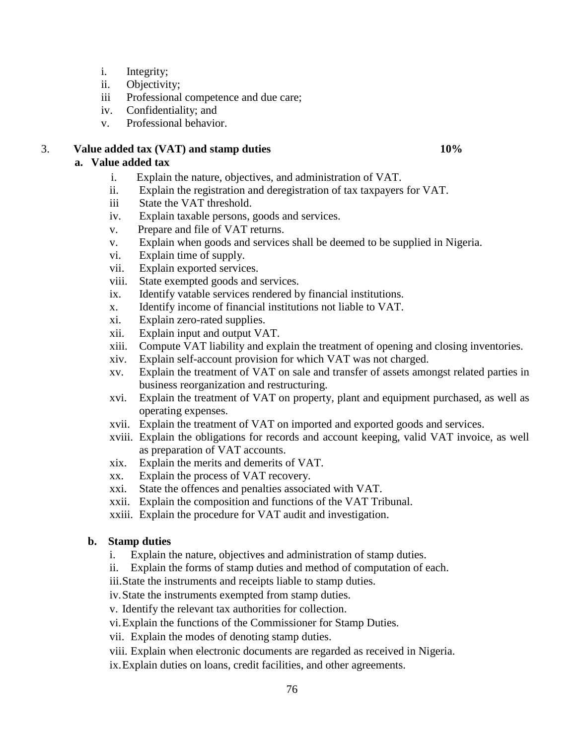i. Integrity;
ii. Objectivity;
iii Professional competence and due care;
iv. Confidentiality; and
v. Professional behavior.

3. **Value added tax (VAT) and stamp duties** **10%**

**a. Value added tax**

i. Explain the nature, objectives, and administration of VAT.
ii. Explain the registration and deregistration of tax taxpayers for VAT.
iii State the VAT threshold.
iv. Explain taxable persons, goods and services.
v. Prepare and file of VAT returns.
v. Explain when goods and services shall be deemed to be supplied in Nigeria.
vi. Explain time of supply.
vii. Explain exported services.
viii. State exempted goods and services.
ix. Identify vatable services rendered by financial institutions.
x. Identify income of financial institutions not liable to VAT.
xi. Explain zero-rated supplies.
xii. Explain input and output VAT.
xiii. Compute VAT liability and explain the treatment of opening and closing inventories.
xiv. Explain self-account provision for which VAT was not charged.
xv. Explain the treatment of VAT on sale and transfer of assets amongst related parties in business reorganization and restructuring.
xvi. Explain the treatment of VAT on property, plant and equipment purchased, as well as operating expenses.
xvii. Explain the treatment of VAT on imported and exported goods and services.
xviii. Explain the obligations for records and account keeping, valid VAT invoice, as well as preparation of VAT accounts.
xix. Explain the merits and demerits of VAT.
xx. Explain the process of VAT recovery.
xxi. State the offences and penalties associated with VAT.
xxii. Explain the composition and functions of the VAT Tribunal.
xxiii. Explain the procedure for VAT audit and investigation.

**b. Stamp duties**

i. Explain the nature, objectives and administration of stamp duties.
ii. Explain the forms of stamp duties and method of computation of each.
iii. State the instruments and receipts liable to stamp duties.
iv. State the instruments exempted from stamp duties.
v. Identify the relevant tax authorities for collection.
vi. Explain the functions of the Commissioner for Stamp Duties.
vii. Explain the modes of denoting stamp duties.
viii. Explain when electronic documents are regarded as received in Nigeria.
ix. Explain duties on loans, credit facilities, and other agreements.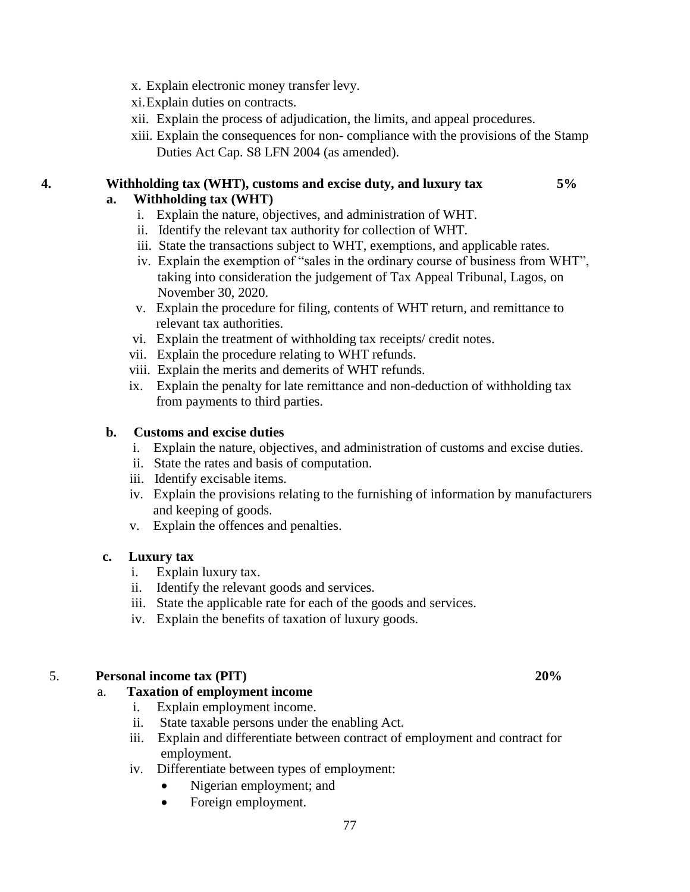x. Explain electronic money transfer levy.

xi. Explain duties on contracts.

xii. Explain the process of adjudication, the limits, and appeal procedures.

xiii. Explain the consequences for non- compliance with the provisions of the Stamp Duties Act Cap. S8 LFN 2004 (as amended).

## 4. Withholding tax (WHT), customs and excise duty, and luxury tax — 5%

### a. Withholding tax (WHT)

i. Explain the nature, objectives, and administration of WHT.

ii. Identify the relevant tax authority for collection of WHT.

iii. State the transactions subject to WHT, exemptions, and applicable rates.

iv. Explain the exemption of "sales in the ordinary course of business from WHT", taking into consideration the judgement of Tax Appeal Tribunal, Lagos, on November 30, 2020.

v. Explain the procedure for filing, contents of WHT return, and remittance to relevant tax authorities.

vi. Explain the treatment of withholding tax receipts/ credit notes.

vii. Explain the procedure relating to WHT refunds.

viii. Explain the merits and demerits of WHT refunds.

ix. Explain the penalty for late remittance and non-deduction of withholding tax from payments to third parties.

### b. Customs and excise duties

i. Explain the nature, objectives, and administration of customs and excise duties.

ii. State the rates and basis of computation.

iii. Identify excisable items.

iv. Explain the provisions relating to the furnishing of information by manufacturers and keeping of goods.

v. Explain the offences and penalties.

### c. Luxury tax

i. Explain luxury tax.

ii. Identify the relevant goods and services.

iii. State the applicable rate for each of the goods and services.

iv. Explain the benefits of taxation of luxury goods.

## 5. Personal income tax (PIT) — 20%

### a. Taxation of employment income

i. Explain employment income.

ii. State taxable persons under the enabling Act.

iii. Explain and differentiate between contract of employment and contract for employment.

iv. Differentiate between types of employment:

- Nigerian employment; and
- Foreign employment.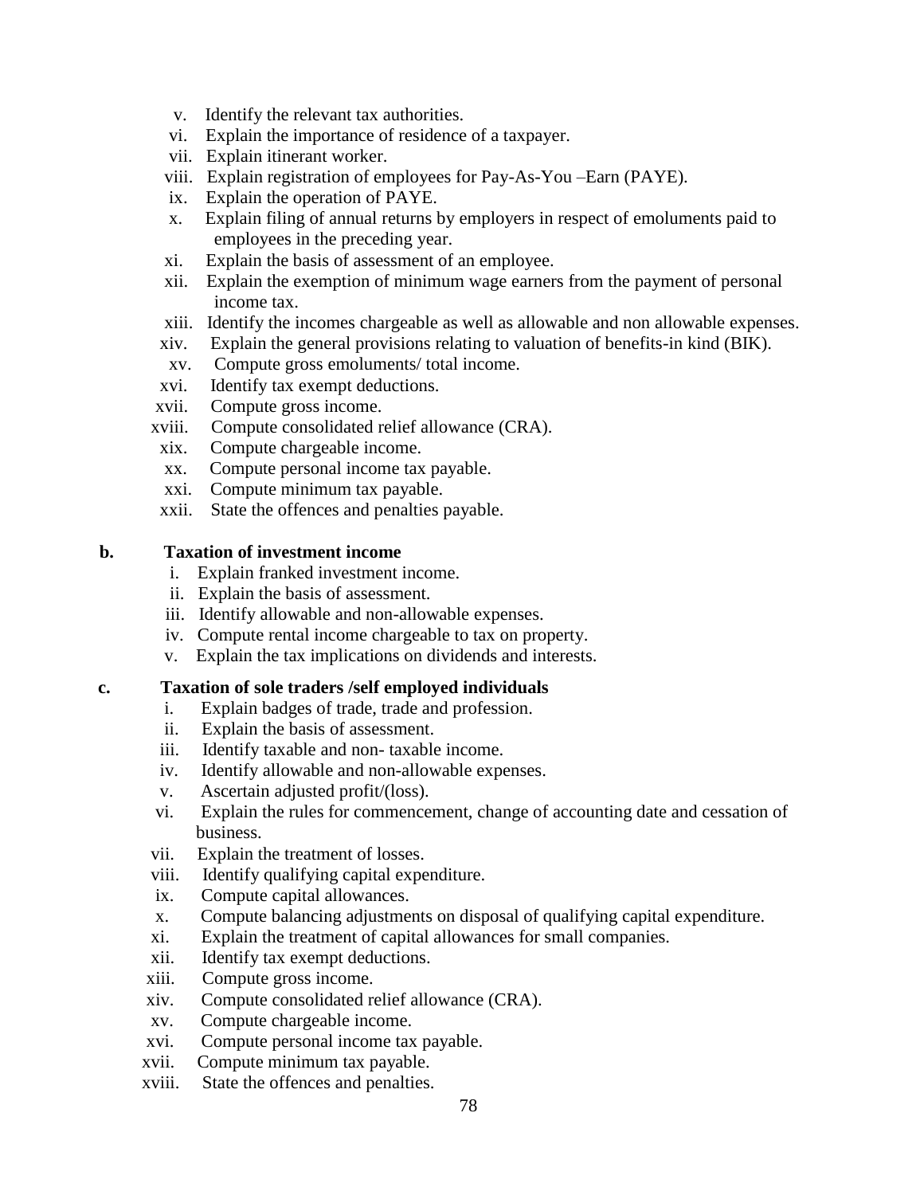v. Identify the relevant tax authorities.
vi. Explain the importance of residence of a taxpayer.
vii. Explain itinerant worker.
viii. Explain registration of employees for Pay-As-You –Earn (PAYE).
ix. Explain the operation of PAYE.
x. Explain filing of annual returns by employers in respect of emoluments paid to employees in the preceding year.
xi. Explain the basis of assessment of an employee.
xii. Explain the exemption of minimum wage earners from the payment of personal income tax.
xiii. Identify the incomes chargeable as well as allowable and non allowable expenses.
xiv. Explain the general provisions relating to valuation of benefits-in kind (BIK).
xv. Compute gross emoluments/ total income.
xvi. Identify tax exempt deductions.
xvii. Compute gross income.
xviii. Compute consolidated relief allowance (CRA).
xix. Compute chargeable income.
xx. Compute personal income tax payable.
xxi. Compute minimum tax payable.
xxii. State the offences and penalties payable.

**b. Taxation of investment income**

i. Explain franked investment income.
ii. Explain the basis of assessment.
iii. Identify allowable and non-allowable expenses.
iv. Compute rental income chargeable to tax on property.
v. Explain the tax implications on dividends and interests.

**c. Taxation of sole traders /self employed individuals**

i. Explain badges of trade, trade and profession.
ii. Explain the basis of assessment.
iii. Identify taxable and non- taxable income.
iv. Identify allowable and non-allowable expenses.
v. Ascertain adjusted profit/(loss).
vi. Explain the rules for commencement, change of accounting date and cessation of business.
vii. Explain the treatment of losses.
viii. Identify qualifying capital expenditure.
ix. Compute capital allowances.
x. Compute balancing adjustments on disposal of qualifying capital expenditure.
xi. Explain the treatment of capital allowances for small companies.
xii. Identify tax exempt deductions.
xiii. Compute gross income.
xiv. Compute consolidated relief allowance (CRA).
xv. Compute chargeable income.
xvi. Compute personal income tax payable.
xvii. Compute minimum tax payable.
xviii. State the offences and penalties.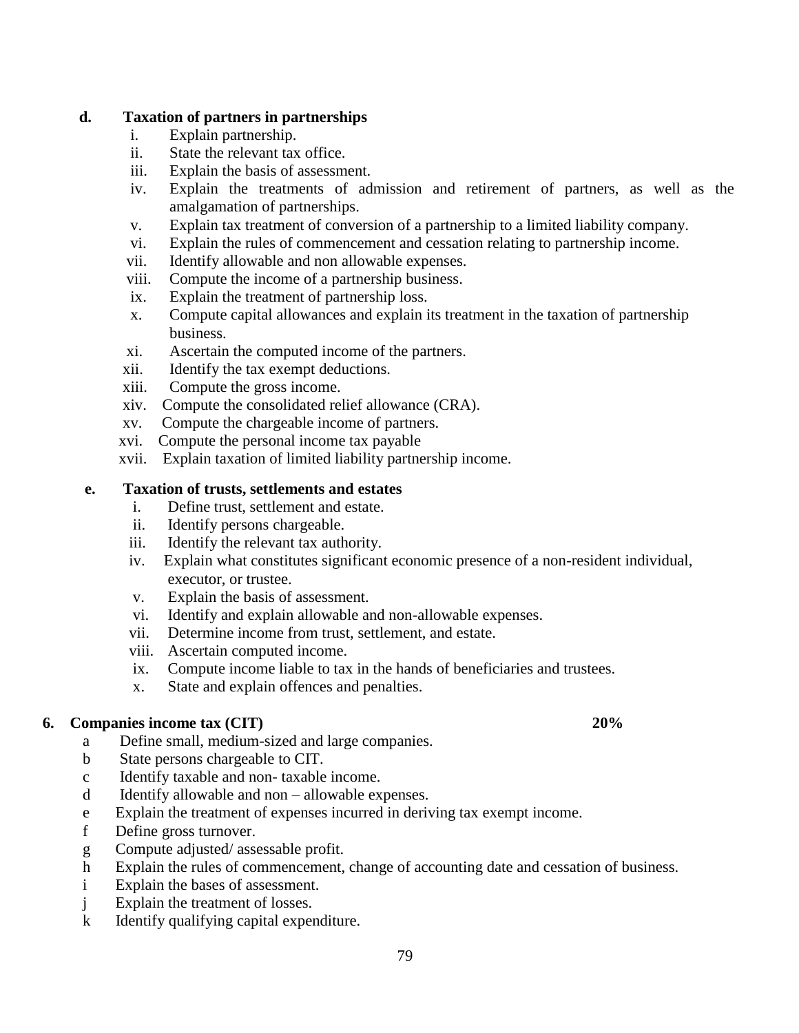**d. Taxation of partners in partnerships**

i. Explain partnership.
ii. State the relevant tax office.
iii. Explain the basis of assessment.
iv. Explain the treatments of admission and retirement of partners, as well as the amalgamation of partnerships.
v. Explain tax treatment of conversion of a partnership to a limited liability company.
vi. Explain the rules of commencement and cessation relating to partnership income.
vii. Identify allowable and non allowable expenses.
viii. Compute the income of a partnership business.
ix. Explain the treatment of partnership loss.
x. Compute capital allowances and explain its treatment in the taxation of partnership business.
xi. Ascertain the computed income of the partners.
xii. Identify the tax exempt deductions.
xiii. Compute the gross income.
xiv. Compute the consolidated relief allowance (CRA).
xv. Compute the chargeable income of partners.
xvi. Compute the personal income tax payable
xvii. Explain taxation of limited liability partnership income.

**e. Taxation of trusts, settlements and estates**

i. Define trust, settlement and estate.
ii. Identify persons chargeable.
iii. Identify the relevant tax authority.
iv. Explain what constitutes significant economic presence of a non-resident individual, executor, or trustee.
v. Explain the basis of assessment.
vi. Identify and explain allowable and non-allowable expenses.
vii. Determine income from trust, settlement, and estate.
viii. Ascertain computed income.
ix. Compute income liable to tax in the hands of beneficiaries and trustees.
x. State and explain offences and penalties.

**6. Companies income tax (CIT) 20%**

a Define small, medium-sized and large companies.
b State persons chargeable to CIT.
c Identify taxable and non- taxable income.
d Identify allowable and non – allowable expenses.
e Explain the treatment of expenses incurred in deriving tax exempt income.
f Define gross turnover.
g Compute adjusted/ assessable profit.
h Explain the rules of commencement, change of accounting date and cessation of business.
i Explain the bases of assessment.
j Explain the treatment of losses.
k Identify qualifying capital expenditure.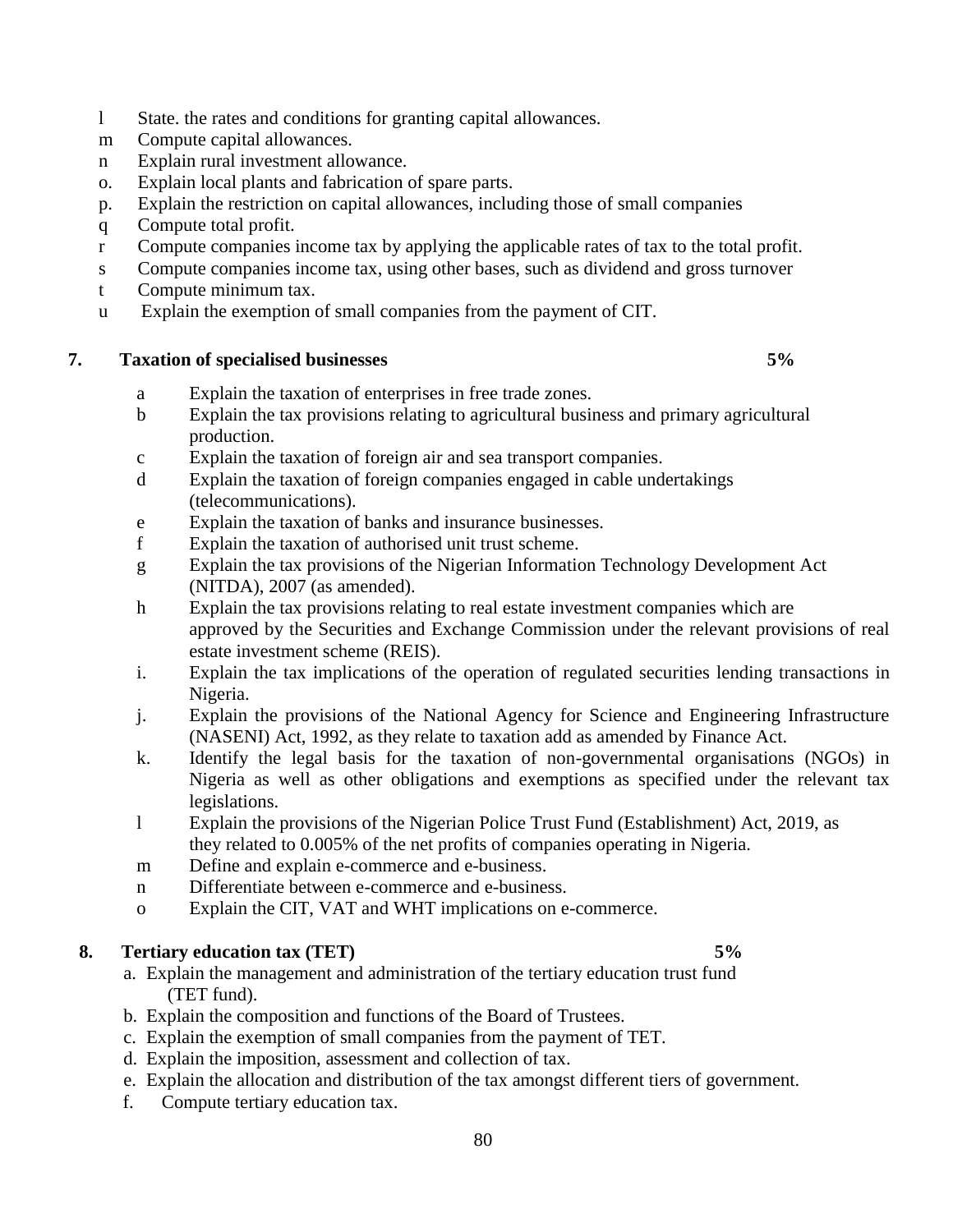- l State. the rates and conditions for granting capital allowances.
- m Compute capital allowances.
- n Explain rural investment allowance.
- o. Explain local plants and fabrication of spare parts.
- p. Explain the restriction on capital allowances, including those of small companies
- q Compute total profit.
- r Compute companies income tax by applying the applicable rates of tax to the total profit.
- s Compute companies income tax, using other bases, such as dividend and gross turnover
- t Compute minimum tax.
- u Explain the exemption of small companies from the payment of CIT.

**7. Taxation of specialised businesses 5%**

- a Explain the taxation of enterprises in free trade zones.
- b Explain the tax provisions relating to agricultural business and primary agricultural production.
- c Explain the taxation of foreign air and sea transport companies.
- d Explain the taxation of foreign companies engaged in cable undertakings (telecommunications).
- e Explain the taxation of banks and insurance businesses.
- f Explain the taxation of authorised unit trust scheme.
- g Explain the tax provisions of the Nigerian Information Technology Development Act (NITDA), 2007 (as amended).
- h Explain the tax provisions relating to real estate investment companies which are approved by the Securities and Exchange Commission under the relevant provisions of real estate investment scheme (REIS).
- i. Explain the tax implications of the operation of regulated securities lending transactions in Nigeria.
- j. Explain the provisions of the National Agency for Science and Engineering Infrastructure (NASENI) Act, 1992, as they relate to taxation add as amended by Finance Act.
- k. Identify the legal basis for the taxation of non-governmental organisations (NGOs) in Nigeria as well as other obligations and exemptions as specified under the relevant tax legislations.
- l Explain the provisions of the Nigerian Police Trust Fund (Establishment) Act, 2019, as they related to 0.005% of the net profits of companies operating in Nigeria.
- m Define and explain e-commerce and e-business.
- n Differentiate between e-commerce and e-business.
- o Explain the CIT, VAT and WHT implications on e-commerce.

**8. Tertiary education tax (TET) 5%**

- a. Explain the management and administration of the tertiary education trust fund (TET fund).
- b. Explain the composition and functions of the Board of Trustees.
- c. Explain the exemption of small companies from the payment of TET.
- d. Explain the imposition, assessment and collection of tax.
- e. Explain the allocation and distribution of the tax amongst different tiers of government.
- f. Compute tertiary education tax.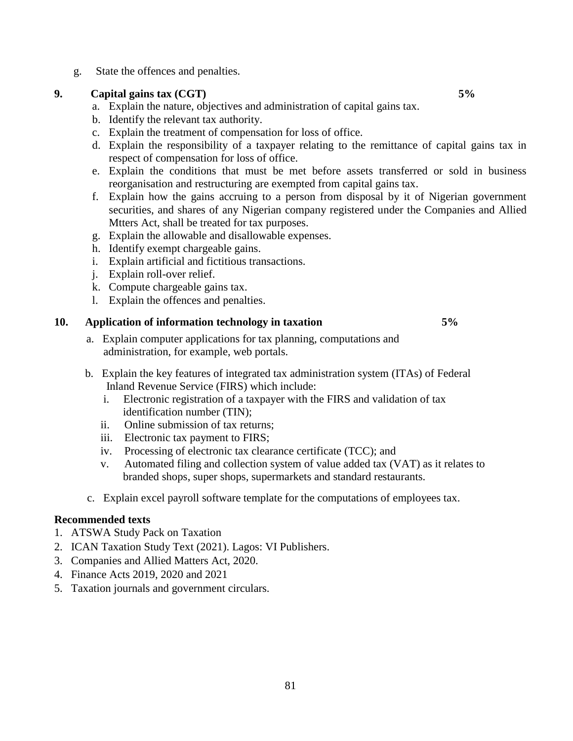g. State the offences and penalties.

**9. Capital gains tax (CGT) 5%**

a. Explain the nature, objectives and administration of capital gains tax.
b. Identify the relevant tax authority.
c. Explain the treatment of compensation for loss of office.
d. Explain the responsibility of a taxpayer relating to the remittance of capital gains tax in respect of compensation for loss of office.
e. Explain the conditions that must be met before assets transferred or sold in business reorganisation and restructuring are exempted from capital gains tax.
f. Explain how the gains accruing to a person from disposal by it of Nigerian government securities, and shares of any Nigerian company registered under the Companies and Allied Mtters Act, shall be treated for tax purposes.
g. Explain the allowable and disallowable expenses.
h. Identify exempt chargeable gains.
i. Explain artificial and fictitious transactions.
j. Explain roll-over relief.
k. Compute chargeable gains tax.
l. Explain the offences and penalties.

**10. Application of information technology in taxation 5%**

a. Explain computer applications for tax planning, computations and administration, for example, web portals.

b. Explain the key features of integrated tax administration system (ITAs) of Federal Inland Revenue Service (FIRS) which include:
   i. Electronic registration of a taxpayer with the FIRS and validation of tax identification number (TIN);
   ii. Online submission of tax returns;
   iii. Electronic tax payment to FIRS;
   iv. Processing of electronic tax clearance certificate (TCC); and
   v. Automated filing and collection system of value added tax (VAT) as it relates to branded shops, super shops, supermarkets and standard restaurants.

c. Explain excel payroll software template for the computations of employees tax.

**Recommended texts**

1. ATSWA Study Pack on Taxation
2. ICAN Taxation Study Text (2021). Lagos: VI Publishers.
3. Companies and Allied Matters Act, 2020.
4. Finance Acts 2019, 2020 and 2021
5. Taxation journals and government circulars.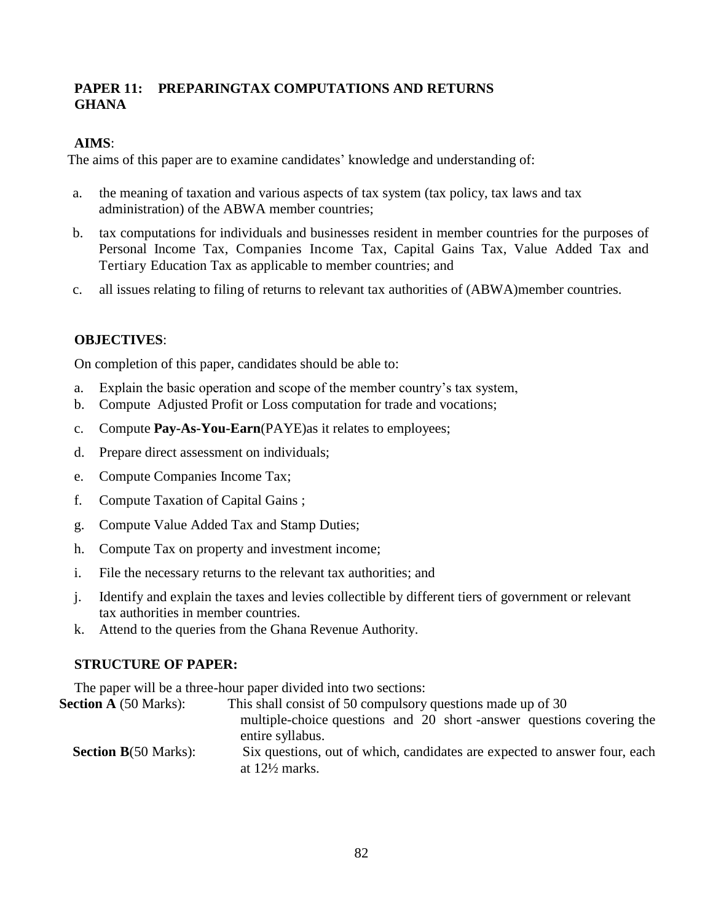## PAPER 11: PREPARINGTAX COMPUTATIONS AND RETURNS GHANA

**AIMS**:

The aims of this paper are to examine candidates' knowledge and understanding of:

a. the meaning of taxation and various aspects of tax system (tax policy, tax laws and tax administration) of the ABWA member countries;

b. tax computations for individuals and businesses resident in member countries for the purposes of Personal Income Tax, Companies Income Tax, Capital Gains Tax, Value Added Tax and Tertiary Education Tax as applicable to member countries; and

c. all issues relating to filing of returns to relevant tax authorities of (ABWA)member countries.

**OBJECTIVES**:

On completion of this paper, candidates should be able to:

a. Explain the basic operation and scope of the member country's tax system,
b. Compute Adjusted Profit or Loss computation for trade and vocations;
c. Compute **Pay-As-You-Earn**(PAYE)as it relates to employees;
d. Prepare direct assessment on individuals;
e. Compute Companies Income Tax;
f. Compute Taxation of Capital Gains ;
g. Compute Value Added Tax and Stamp Duties;
h. Compute Tax on property and investment income;
i. File the necessary returns to the relevant tax authorities; and
j. Identify and explain the taxes and levies collectible by different tiers of government or relevant tax authorities in member countries.
k. Attend to the queries from the Ghana Revenue Authority.

**STRUCTURE OF PAPER:**

The paper will be a three-hour paper divided into two sections:

**Section A** (50 Marks): This shall consist of 50 compulsory questions made up of 30 multiple-choice questions and 20 short -answer questions covering the entire syllabus.

**Section B**(50 Marks): Six questions, out of which, candidates are expected to answer four, each at 12½ marks.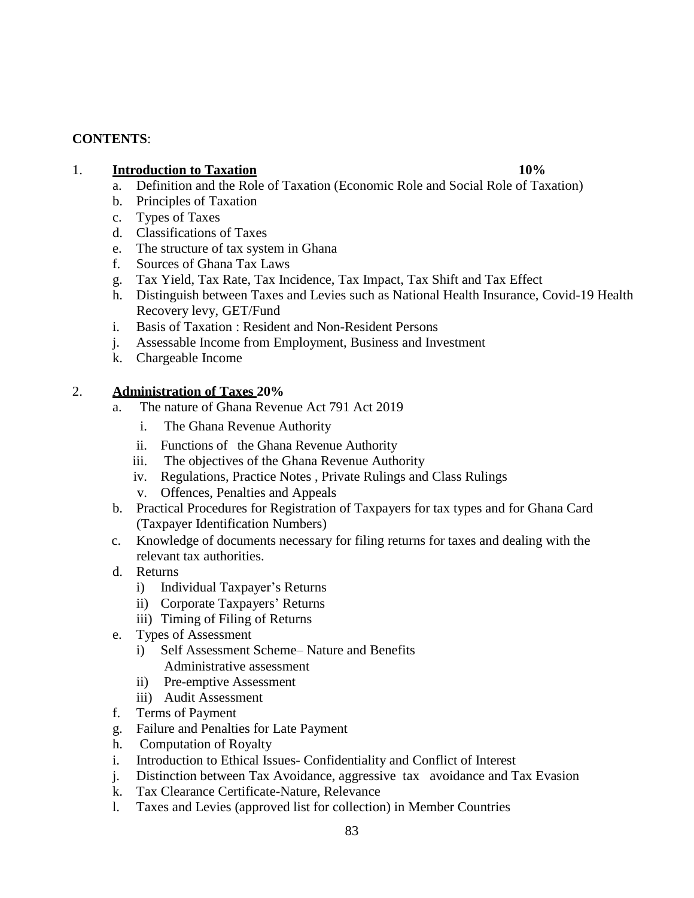**CONTENTS**:

1. **<u>Introduction to Taxation</u>** **10%**
   a. Definition and the Role of Taxation (Economic Role and Social Role of Taxation)
   b. Principles of Taxation
   c. Types of Taxes
   d. Classifications of Taxes
   e. The structure of tax system in Ghana
   f. Sources of Ghana Tax Laws
   g. Tax Yield, Tax Rate, Tax Incidence, Tax Impact, Tax Shift and Tax Effect
   h. Distinguish between Taxes and Levies such as National Health Insurance, Covid-19 Health Recovery levy, GET/Fund
   i. Basis of Taxation : Resident and Non-Resident Persons
   j. Assessable Income from Employment, Business and Investment
   k. Chargeable Income

2. **<u>Administration of Taxes</u> 20%**
   a. The nature of Ghana Revenue Act 791 Act 2019
      i. The Ghana Revenue Authority
      ii. Functions of the Ghana Revenue Authority
      iii. The objectives of the Ghana Revenue Authority
      iv. Regulations, Practice Notes , Private Rulings and Class Rulings
      v. Offences, Penalties and Appeals
   b. Practical Procedures for Registration of Taxpayers for tax types and for Ghana Card (Taxpayer Identification Numbers)
   c. Knowledge of documents necessary for filing returns for taxes and dealing with the relevant tax authorities.
   d. Returns
      i) Individual Taxpayer's Returns
      ii) Corporate Taxpayers' Returns
      iii) Timing of Filing of Returns
   e. Types of Assessment
      i) Self Assessment Scheme– Nature and Benefits
         Administrative assessment
      ii) Pre-emptive Assessment
      iii) Audit Assessment
   f. Terms of Payment
   g. Failure and Penalties for Late Payment
   h. Computation of Royalty
   i. Introduction to Ethical Issues- Confidentiality and Conflict of Interest
   j. Distinction between Tax Avoidance, aggressive tax avoidance and Tax Evasion
   k. Tax Clearance Certificate-Nature, Relevance
   l. Taxes and Levies (approved list for collection) in Member Countries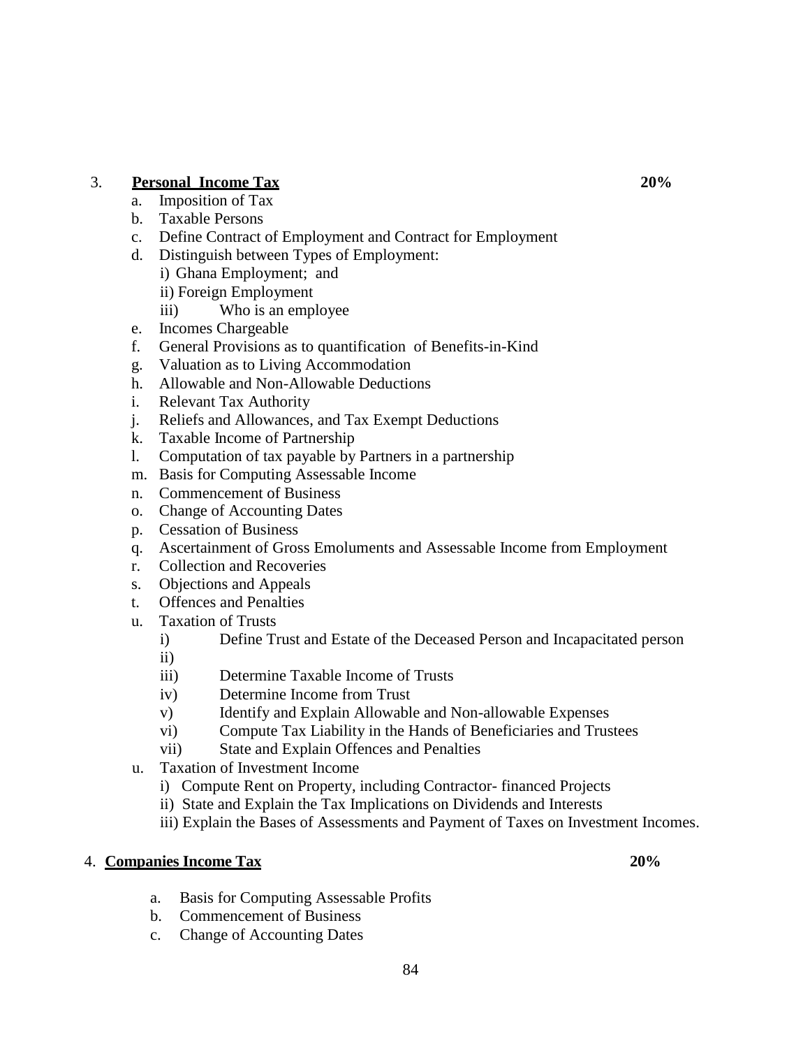3. **Personal Income Tax** **20%**

a. Imposition of Tax
b. Taxable Persons
c. Define Contract of Employment and Contract for Employment
d. Distinguish between Types of Employment:
   i) Ghana Employment; and
   ii) Foreign Employment
   iii) Who is an employee
e. Incomes Chargeable
f. General Provisions as to quantification of Benefits-in-Kind
g. Valuation as to Living Accommodation
h. Allowable and Non-Allowable Deductions
i. Relevant Tax Authority
j. Reliefs and Allowances, and Tax Exempt Deductions
k. Taxable Income of Partnership
l. Computation of tax payable by Partners in a partnership
m. Basis for Computing Assessable Income
n. Commencement of Business
o. Change of Accounting Dates
p. Cessation of Business
q. Ascertainment of Gross Emoluments and Assessable Income from Employment
r. Collection and Recoveries
s. Objections and Appeals
t. Offences and Penalties
u. Taxation of Trusts
   i) Define Trust and Estate of the Deceased Person and Incapacitated person
   ii)
   iii) Determine Taxable Income of Trusts
   iv) Determine Income from Trust
   v) Identify and Explain Allowable and Non-allowable Expenses
   vi) Compute Tax Liability in the Hands of Beneficiaries and Trustees
   vii) State and Explain Offences and Penalties
u. Taxation of Investment Income
   i) Compute Rent on Property, including Contractor- financed Projects
   ii) State and Explain the Tax Implications on Dividends and Interests
   iii) Explain the Bases of Assessments and Payment of Taxes on Investment Incomes.

4. **Companies Income Tax** **20%**

a. Basis for Computing Assessable Profits
b. Commencement of Business
c. Change of Accounting Dates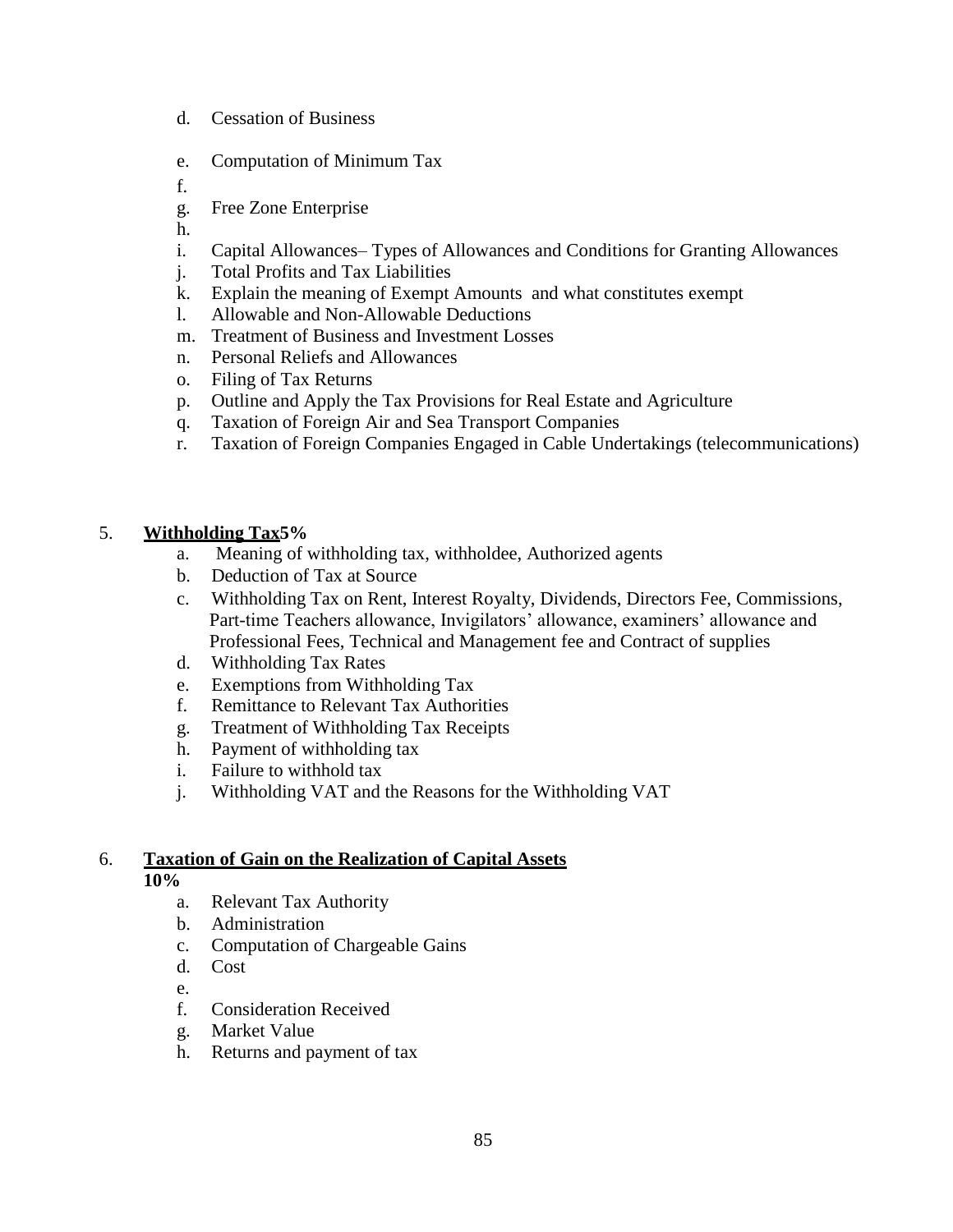d. Cessation of Business

e. Computation of Minimum Tax

f.

g. Free Zone Enterprise

h.

i. Capital Allowances– Types of Allowances and Conditions for Granting Allowances

j. Total Profits and Tax Liabilities

k. Explain the meaning of Exempt Amounts and what constitutes exempt

l. Allowable and Non-Allowable Deductions

m. Treatment of Business and Investment Losses

n. Personal Reliefs and Allowances

o. Filing of Tax Returns

p. Outline and Apply the Tax Provisions for Real Estate and Agriculture

q. Taxation of Foreign Air and Sea Transport Companies

r. Taxation of Foreign Companies Engaged in Cable Undertakings (telecommunications)

5. **Withholding Tax5%**
   a. Meaning of withholding tax, withholdee, Authorized agents
   b. Deduction of Tax at Source
   c. Withholding Tax on Rent, Interest Royalty, Dividends, Directors Fee, Commissions, Part-time Teachers allowance, Invigilators' allowance, examiners' allowance and Professional Fees, Technical and Management fee and Contract of supplies
   d. Withholding Tax Rates
   e. Exemptions from Withholding Tax
   f. Remittance to Relevant Tax Authorities
   g. Treatment of Withholding Tax Receipts
   h. Payment of withholding tax
   i. Failure to withhold tax
   j. Withholding VAT and the Reasons for the Withholding VAT

6. **Taxation of Gain on the Realization of Capital Assets 10%**
   a. Relevant Tax Authority
   b. Administration
   c. Computation of Chargeable Gains
   d. Cost
   e.
   f. Consideration Received
   g. Market Value
   h. Returns and payment of tax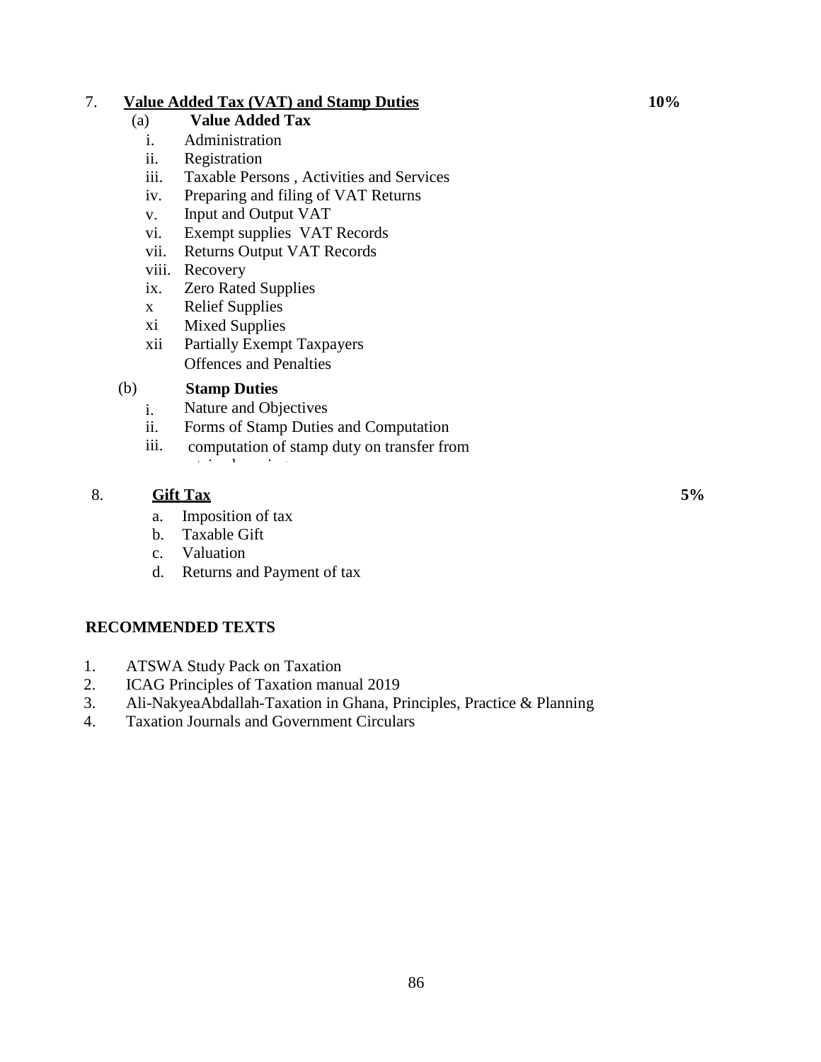7. **Value Added Tax (VAT) and Stamp Duties** **10%**

(a) **Value Added Tax**

- i. Administration
- ii. Registration
- iii. Taxable Persons , Activities and Services
- iv. Preparing and filing of VAT Returns
- v. Input and Output VAT
- vi. Exempt supplies VAT Records
- vii. Returns Output VAT Records
- viii. Recovery
- ix. Zero Rated Supplies
- x Relief Supplies
- xi Mixed Supplies
- xii Partially Exempt Taxpayers
  Offences and Penalties

(b) **Stamp Duties**

- i. Nature and Objectives
- ii. Forms of Stamp Duties and Computation
- iii. computation of stamp duty on transfer from

8. **Gift Tax** **5%**

- a. Imposition of tax
- b. Taxable Gift
- c. Valuation
- d. Returns and Payment of tax

**RECOMMENDED TEXTS**

1. ATSWA Study Pack on Taxation
2. ICAG Principles of Taxation manual 2019
3. Ali-NakyeaAbdallah-Taxation in Ghana, Principles, Practice & Planning
4. Taxation Journals and Government Circulars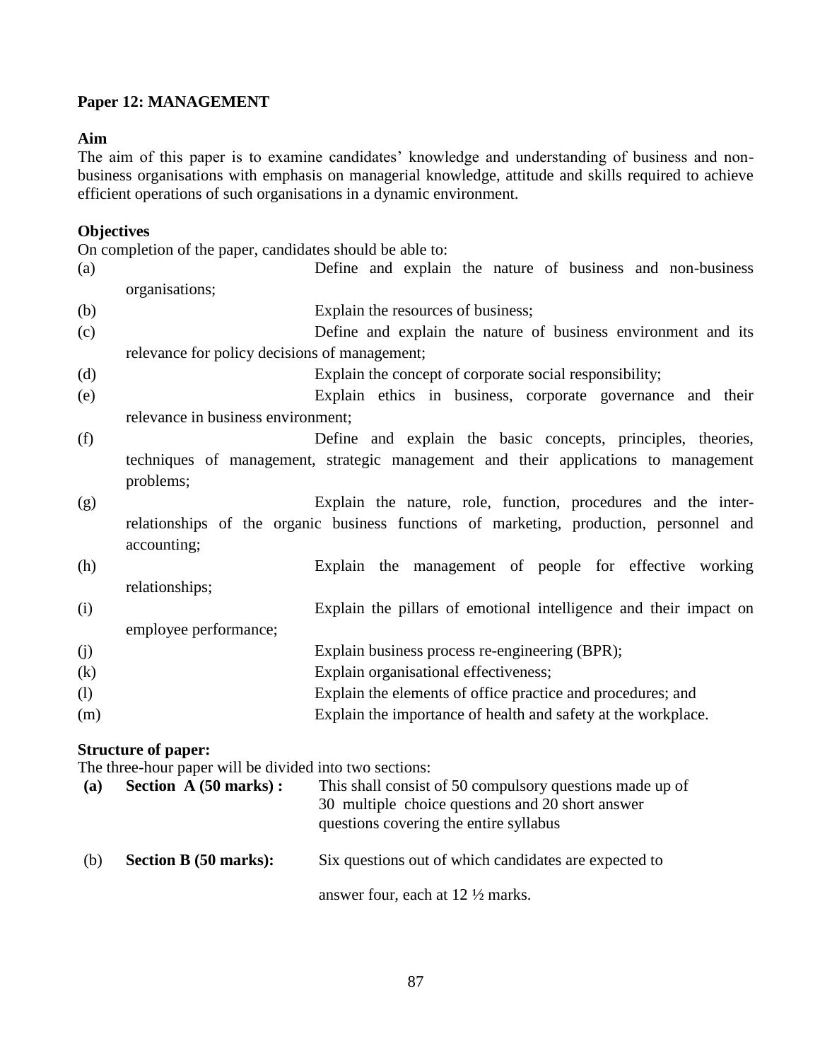**Paper 12: MANAGEMENT**

**Aim**

The aim of this paper is to examine candidates' knowledge and understanding of business and non-business organisations with emphasis on managerial knowledge, attitude and skills required to achieve efficient operations of such organisations in a dynamic environment.

**Objectives**

On completion of the paper, candidates should be able to:

(a) Define and explain the nature of business and non-business organisations;

(b) Explain the resources of business;

(c) Define and explain the nature of business environment and its relevance for policy decisions of management;

(d) Explain the concept of corporate social responsibility;

(e) Explain ethics in business, corporate governance and their relevance in business environment;

(f) Define and explain the basic concepts, principles, theories, techniques of management, strategic management and their applications to management problems;

(g) Explain the nature, role, function, procedures and the inter-relationships of the organic business functions of marketing, production, personnel and accounting;

(h) Explain the management of people for effective working relationships;

(i) Explain the pillars of emotional intelligence and their impact on employee performance;

(j) Explain business process re-engineering (BPR);

(k) Explain organisational effectiveness;

(l) Explain the elements of office practice and procedures; and

(m) Explain the importance of health and safety at the workplace.

**Structure of paper:**

The three-hour paper will be divided into two sections:

**(a) Section A (50 marks) :** This shall consist of 50 compulsory questions made up of 30 multiple choice questions and 20 short answer questions covering the entire syllabus

(b) **Section B (50 marks):** Six questions out of which candidates are expected to answer four, each at 12 ½ marks.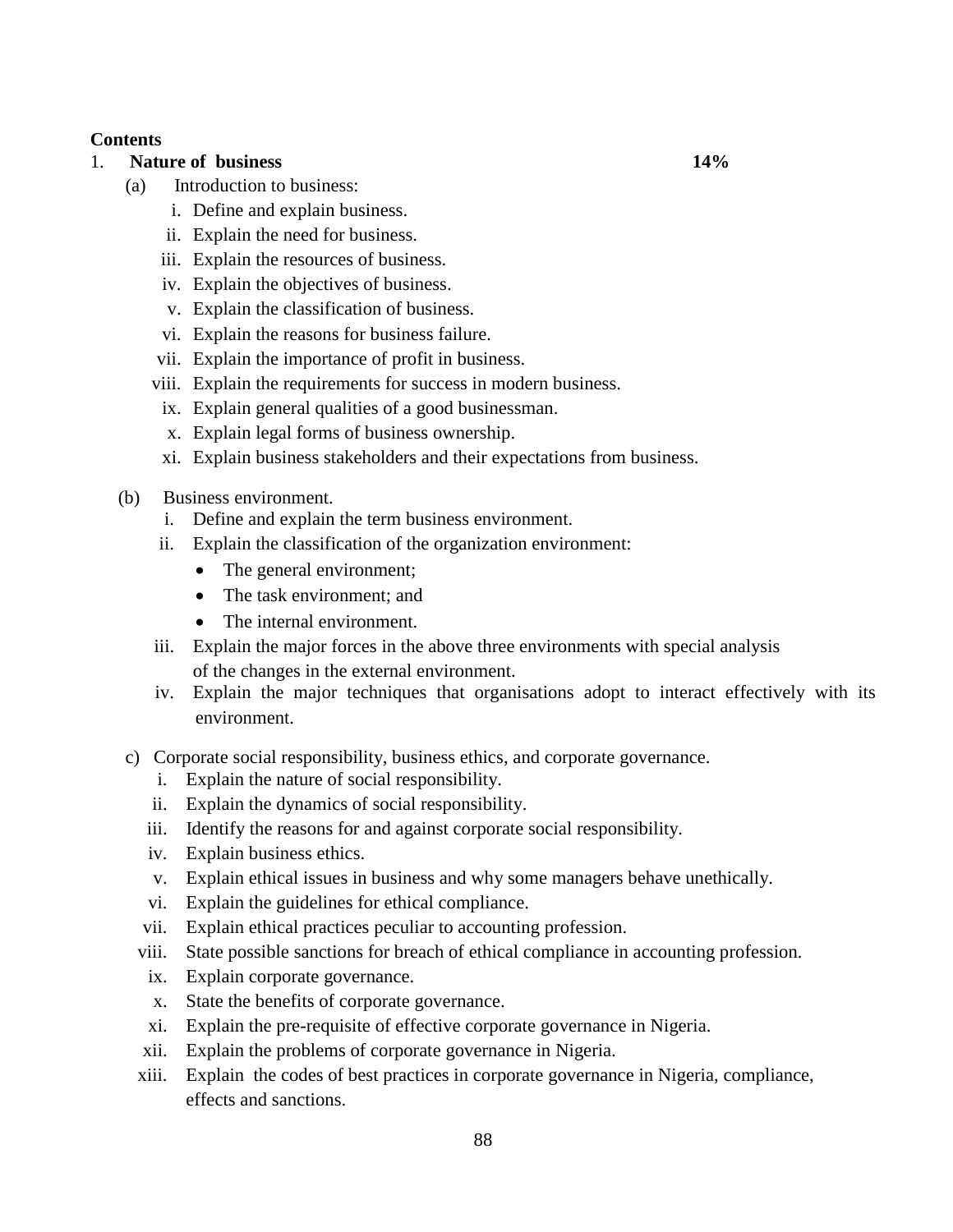**Contents**

1. **Nature of business** **14%**

   (a) Introduction to business:

   i. Define and explain business.
   ii. Explain the need for business.
   iii. Explain the resources of business.
   iv. Explain the objectives of business.
   v. Explain the classification of business.
   vi. Explain the reasons for business failure.
   vii. Explain the importance of profit in business.
   viii. Explain the requirements for success in modern business.
   ix. Explain general qualities of a good businessman.
   x. Explain legal forms of business ownership.
   xi. Explain business stakeholders and their expectations from business.

   (b) Business environment.

   i. Define and explain the term business environment.
   ii. Explain the classification of the organization environment:
      - The general environment;
      - The task environment; and
      - The internal environment.
   iii. Explain the major forces in the above three environments with special analysis of the changes in the external environment.
   iv. Explain the major techniques that organisations adopt to interact effectively with its environment.

   c) Corporate social responsibility, business ethics, and corporate governance.

   i. Explain the nature of social responsibility.
   ii. Explain the dynamics of social responsibility.
   iii. Identify the reasons for and against corporate social responsibility.
   iv. Explain business ethics.
   v. Explain ethical issues in business and why some managers behave unethically.
   vi. Explain the guidelines for ethical compliance.
   vii. Explain ethical practices peculiar to accounting profession.
   viii. State possible sanctions for breach of ethical compliance in accounting profession.
   ix. Explain corporate governance.
   x. State the benefits of corporate governance.
   xi. Explain the pre-requisite of effective corporate governance in Nigeria.
   xii. Explain the problems of corporate governance in Nigeria.
   xiii. Explain the codes of best practices in corporate governance in Nigeria, compliance, effects and sanctions.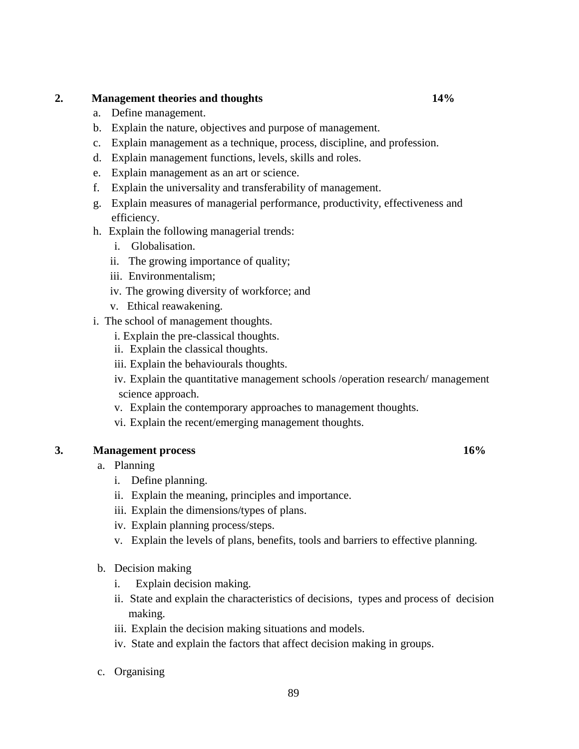**2. Management theories and thoughts 14%**

a. Define management.

b. Explain the nature, objectives and purpose of management.

c. Explain management as a technique, process, discipline, and profession.

d. Explain management functions, levels, skills and roles.

e. Explain management as an art or science.

f. Explain the universality and transferability of management.

g. Explain measures of managerial performance, productivity, effectiveness and efficiency.

h. Explain the following managerial trends:

   i. Globalisation.

   ii. The growing importance of quality;

   iii. Environmentalism;

   iv. The growing diversity of workforce; and

   v. Ethical reawakening.

i. The school of management thoughts.

   i. Explain the pre-classical thoughts.

   ii. Explain the classical thoughts.

   iii. Explain the behaviourals thoughts.

   iv. Explain the quantitative management schools /operation research/ management science approach.

   v. Explain the contemporary approaches to management thoughts.

   vi. Explain the recent/emerging management thoughts.

**3. Management process 16%**

a. Planning

   i. Define planning.

   ii. Explain the meaning, principles and importance.

   iii. Explain the dimensions/types of plans.

   iv. Explain planning process/steps.

   v. Explain the levels of plans, benefits, tools and barriers to effective planning.

b. Decision making

   i. Explain decision making.

   ii. State and explain the characteristics of decisions, types and process of decision making.

   iii. Explain the decision making situations and models.

   iv. State and explain the factors that affect decision making in groups.

c. Organising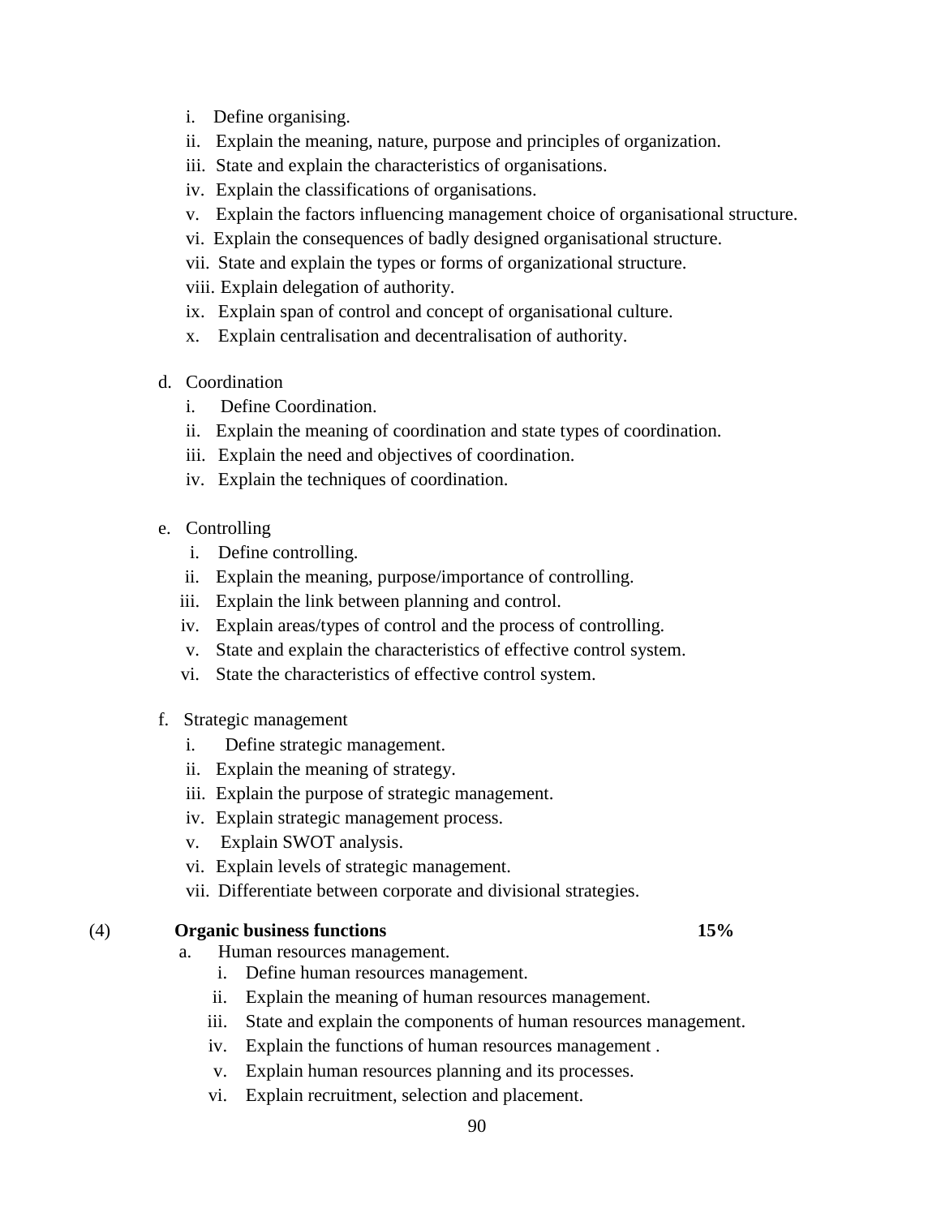i. Define organising.
ii. Explain the meaning, nature, purpose and principles of organization.
iii. State and explain the characteristics of organisations.
iv. Explain the classifications of organisations.
v. Explain the factors influencing management choice of organisational structure.
vi. Explain the consequences of badly designed organisational structure.
vii. State and explain the types or forms of organizational structure.
viii. Explain delegation of authority.
ix. Explain span of control and concept of organisational culture.
x. Explain centralisation and decentralisation of authority.

d. Coordination

i. Define Coordination.
ii. Explain the meaning of coordination and state types of coordination.
iii. Explain the need and objectives of coordination.
iv. Explain the techniques of coordination.

e. Controlling

i. Define controlling.
ii. Explain the meaning, purpose/importance of controlling.
iii. Explain the link between planning and control.
iv. Explain areas/types of control and the process of controlling.
v. State and explain the characteristics of effective control system.
vi. State the characteristics of effective control system.

f. Strategic management

i. Define strategic management.
ii. Explain the meaning of strategy.
iii. Explain the purpose of strategic management.
iv. Explain strategic management process.
v. Explain SWOT analysis.
vi. Explain levels of strategic management.
vii. Differentiate between corporate and divisional strategies.

(4) **Organic business functions** **15%**

a. Human resources management.

i. Define human resources management.
ii. Explain the meaning of human resources management.
iii. State and explain the components of human resources management.
iv. Explain the functions of human resources management .
v. Explain human resources planning and its processes.
vi. Explain recruitment, selection and placement.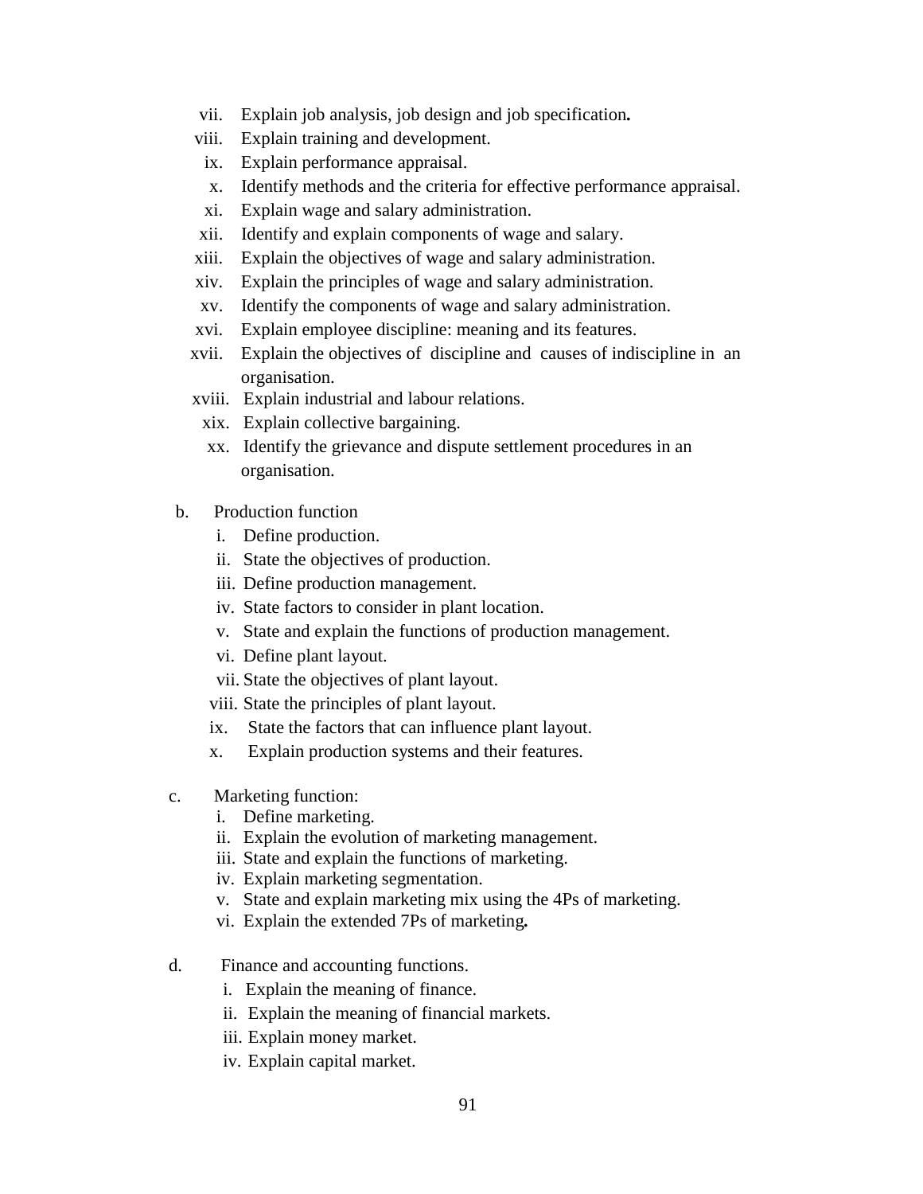vii. Explain job analysis, job design and job specification**.**
viii. Explain training and development.
ix. Explain performance appraisal.
x. Identify methods and the criteria for effective performance appraisal.
xi. Explain wage and salary administration.
xii. Identify and explain components of wage and salary.
xiii. Explain the objectives of wage and salary administration.
xiv. Explain the principles of wage and salary administration.
xv. Identify the components of wage and salary administration.
xvi. Explain employee discipline: meaning and its features.
xvii. Explain the objectives of discipline and causes of indiscipline in an organisation.
xviii. Explain industrial and labour relations.
xix. Explain collective bargaining.
xx. Identify the grievance and dispute settlement procedures in an organisation.

b. Production function

i. Define production.
ii. State the objectives of production.
iii. Define production management.
iv. State factors to consider in plant location.
v. State and explain the functions of production management.
vi. Define plant layout.
vii. State the objectives of plant layout.
viii. State the principles of plant layout.
ix. State the factors that can influence plant layout.
x. Explain production systems and their features.

c. Marketing function:

i. Define marketing.
ii. Explain the evolution of marketing management.
iii. State and explain the functions of marketing.
iv. Explain marketing segmentation.
v. State and explain marketing mix using the 4Ps of marketing.
vi. Explain the extended 7Ps of marketing**.**

d. Finance and accounting functions.

i. Explain the meaning of finance.
ii. Explain the meaning of financial markets.
iii. Explain money market.
iv. Explain capital market.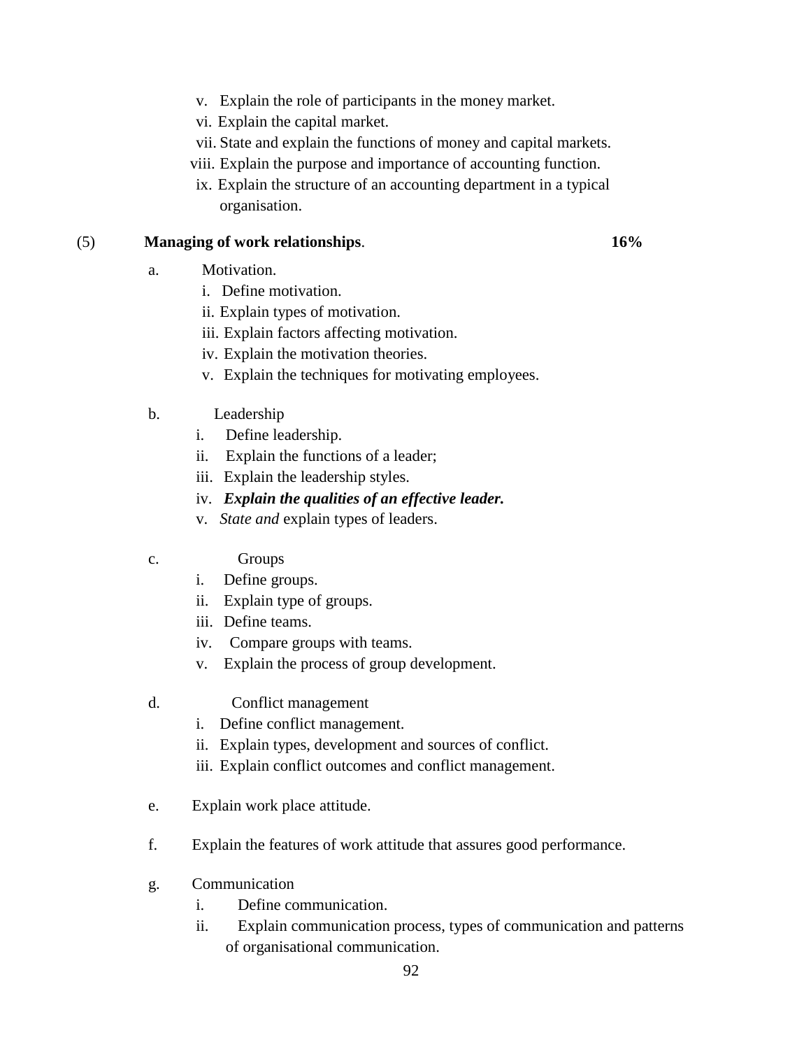v. Explain the role of participants in the money market.
vi. Explain the capital market.
vii. State and explain the functions of money and capital markets.
viii. Explain the purpose and importance of accounting function.
ix. Explain the structure of an accounting department in a typical organisation.

(5) **Managing of work relationships**. **16%**

a. Motivation.
   i. Define motivation.
   ii. Explain types of motivation.
   iii. Explain factors affecting motivation.
   iv. Explain the motivation theories.
   v. Explain the techniques for motivating employees.

b. Leadership
   i. Define leadership.
   ii. Explain the functions of a leader;
   iii. Explain the leadership styles.
   iv. ***Explain the qualities of an effective leader.***
   v. *State and* explain types of leaders.

c. Groups
   i. Define groups.
   ii. Explain type of groups.
   iii. Define teams.
   iv. Compare groups with teams.
   v. Explain the process of group development.

d. Conflict management
   i. Define conflict management.
   ii. Explain types, development and sources of conflict.
   iii. Explain conflict outcomes and conflict management.

e. Explain work place attitude.

f. Explain the features of work attitude that assures good performance.

g. Communication
   i. Define communication.
   ii. Explain communication process, types of communication and patterns of organisational communication.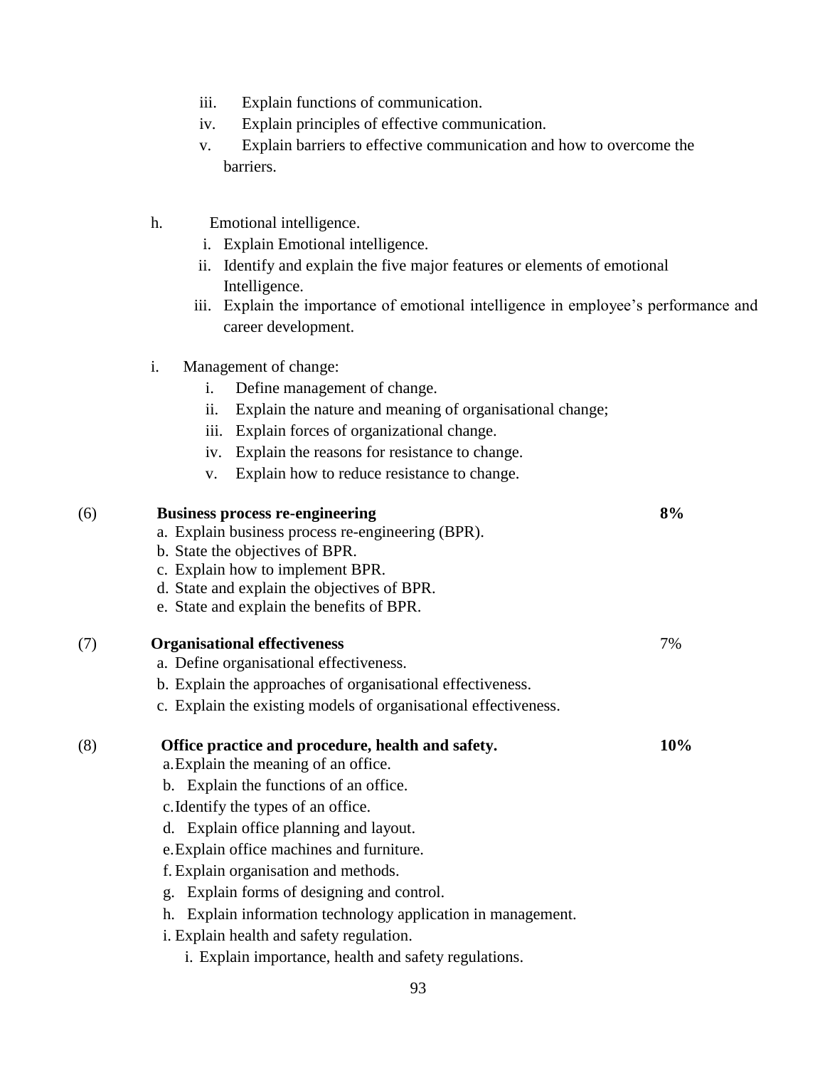iii. Explain functions of communication.
iv. Explain principles of effective communication.
v. Explain barriers to effective communication and how to overcome the barriers.

h. Emotional intelligence.
   i. Explain Emotional intelligence.
   ii. Identify and explain the five major features or elements of emotional Intelligence.
   iii. Explain the importance of emotional intelligence in employee's performance and career development.

i. Management of change:
   i. Define management of change.
   ii. Explain the nature and meaning of organisational change;
   iii. Explain forces of organizational change.
   iv. Explain the reasons for resistance to change.
   v. Explain how to reduce resistance to change.

(6) **Business process re-engineering** **8%**

a. Explain business process re-engineering (BPR).
b. State the objectives of BPR.
c. Explain how to implement BPR.
d. State and explain the objectives of BPR.
e. State and explain the benefits of BPR.

(7) **Organisational effectiveness** 7%

a. Define organisational effectiveness.
b. Explain the approaches of organisational effectiveness.
c. Explain the existing models of organisational effectiveness.

(8) **Office practice and procedure, health and safety.** **10%**

a. Explain the meaning of an office.
b. Explain the functions of an office.
c. Identify the types of an office.
d. Explain office planning and layout.
e. Explain office machines and furniture.
f. Explain organisation and methods.
g. Explain forms of designing and control.
h. Explain information technology application in management.
i. Explain health and safety regulation.
   i. Explain importance, health and safety regulations.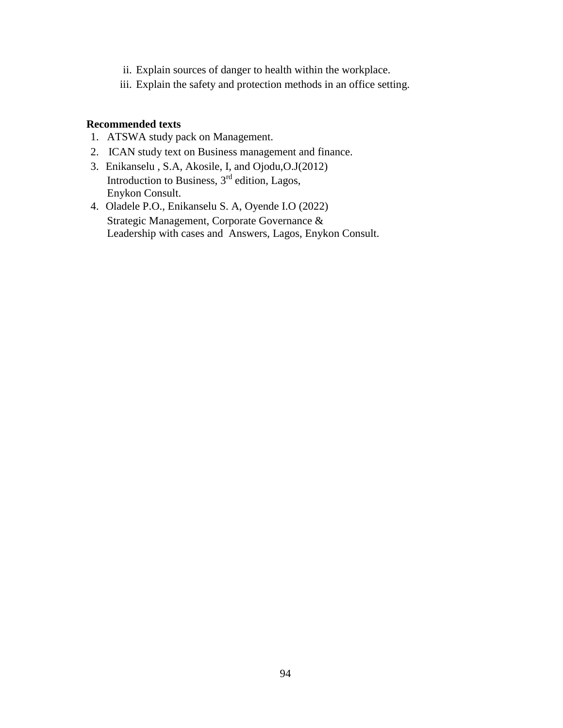ii. Explain sources of danger to health within the workplace.
iii. Explain the safety and protection methods in an office setting.

**Recommended texts**

1. ATSWA study pack on Management.
2. ICAN study text on Business management and finance.
3. Enikanselu , S.A, Akosile, I, and Ojodu,O.J(2012) Introduction to Business, 3rd edition, Lagos, Enykon Consult.
4. Oladele P.O., Enikanselu S. A, Oyende I.O (2022) Strategic Management, Corporate Governance & Leadership with cases and Answers, Lagos, Enykon Consult.